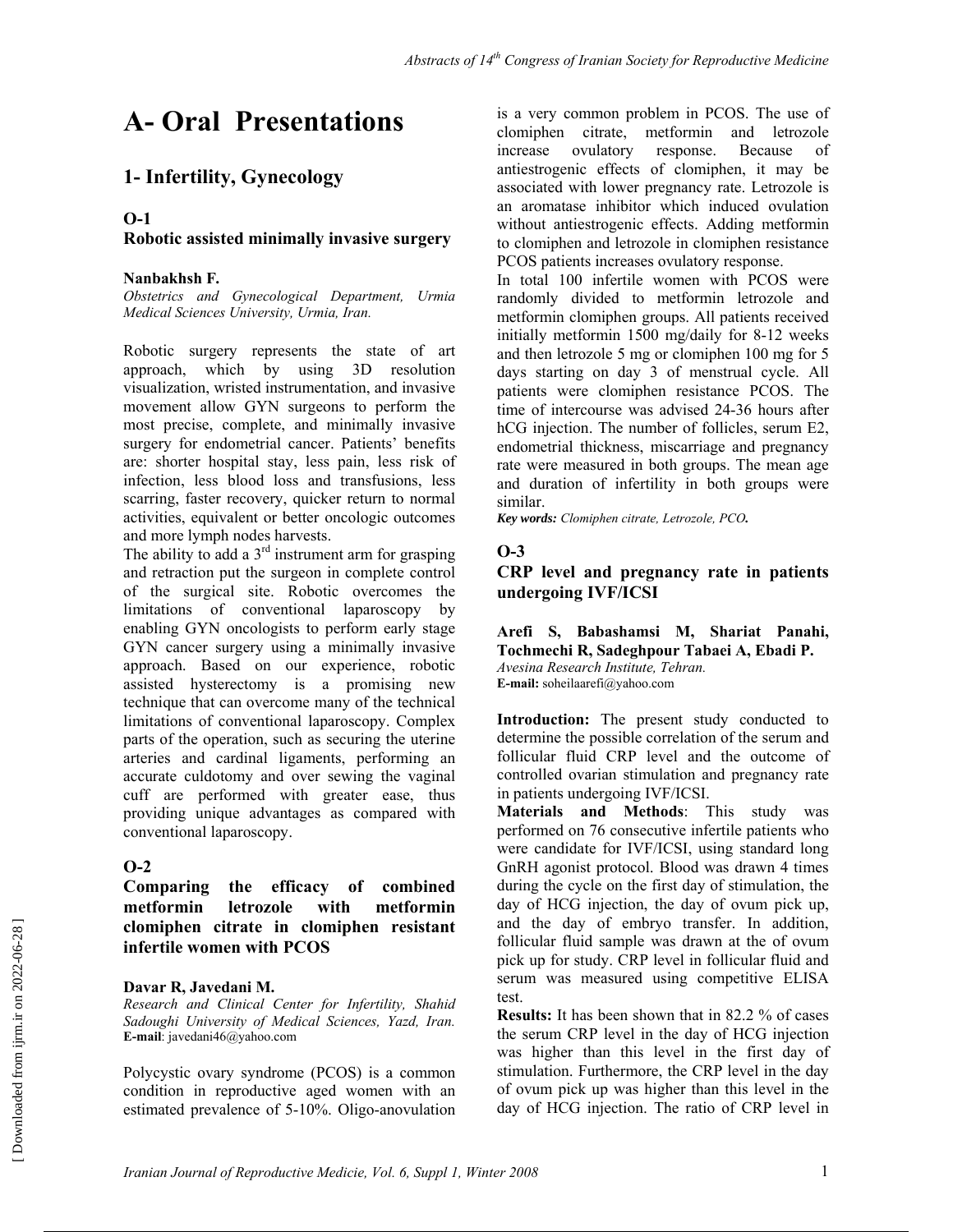# A- Oral Presentations

## 1- Infertility, Gynecology

### O-1
### Robotic assisted minimally invasive surgery

**Nanbakhsh F.**
*Obstetrics and Gynecological Department, Urmia Medical Sciences University, Urmia, Iran.*

Robotic surgery represents the state of art approach, which by using 3D resolution visualization, wristed instrumentation, and invasive movement allow GYN surgeons to perform the most precise, complete, and minimally invasive surgery for endometrial cancer. Patients' benefits are: shorter hospital stay, less pain, less risk of infection, less blood loss and transfusions, less scarring, faster recovery, quicker return to normal activities, equivalent or better oncologic outcomes and more lymph nodes harvests.

The ability to add a 3rd instrument arm for grasping and retraction put the surgeon in complete control of the surgical site. Robotic overcomes the limitations of conventional laparoscopy by enabling GYN oncologists to perform early stage GYN cancer surgery using a minimally invasive approach. Based on our experience, robotic assisted hysterectomy is a promising new technique that can overcome many of the technical limitations of conventional laparoscopy. Complex parts of the operation, such as securing the uterine arteries and cardinal ligaments, performing an accurate culdotomy and over sewing the vaginal cuff are performed with greater ease, thus providing unique advantages as compared with conventional laparoscopy.

### O-2
### Comparing the efficacy of combined metformin letrozole with metformin clomiphen citrate in clomiphen resistant infertile women with PCOS

**Davar R, Javedani M.**
*Research and Clinical Center for Infertility, Shahid Sadoughi University of Medical Sciences, Yazd, Iran.*
**E-mail**: javedani46@yahoo.com

Polycystic ovary syndrome (PCOS) is a common condition in reproductive aged women with an estimated prevalence of 5-10%. Oligo-anovulation is a very common problem in PCOS. The use of clomiphen citrate, metformin and letrozole increase ovulatory response. Because of antiestrogenic effects of clomiphen, it may be associated with lower pregnancy rate. Letrozole is an aromatase inhibitor which induced ovulation without antiestrogenic effects. Adding metformin to clomiphen and letrozole in clomiphen resistance PCOS patients increases ovulatory response.

In total 100 infertile women with PCOS were randomly divided to metformin letrozole and metformin clomiphen groups. All patients received initially metformin 1500 mg/daily for 8-12 weeks and then letrozole 5 mg or clomiphen 100 mg for 5 days starting on day 3 of menstrual cycle. All patients were clomiphen resistance PCOS. The time of intercourse was advised 24-36 hours after hCG injection. The number of follicles, serum E2, endometrial thickness, miscarriage and pregnancy rate were measured in both groups. The mean age and duration of infertility in both groups were similar.

***Key words:*** *Clomiphen citrate, Letrozole, PCO.*

### O-3
### CRP level and pregnancy rate in patients undergoing IVF/ICSI

**Arefi S, Babashamsi M, Shariat Panahi, Tochmechi R, Sadeghpour Tabaei A, Ebadi P.**
*Avesina Research Institute, Tehran.*
**E-mail:** soheilaarefi@yahoo.com

**Introduction:** The present study conducted to determine the possible correlation of the serum and follicular fluid CRP level and the outcome of controlled ovarian stimulation and pregnancy rate in patients undergoing IVF/ICSI.

**Materials and Methods**: This study was performed on 76 consecutive infertile patients who were candidate for IVF/ICSI, using standard long GnRH agonist protocol. Blood was drawn 4 times during the cycle on the first day of stimulation, the day of HCG injection, the day of ovum pick up, and the day of embryo transfer. In addition, follicular fluid sample was drawn at the of ovum pick up for study. CRP level in follicular fluid and serum was measured using competitive ELISA test.

**Results:** It has been shown that in 82.2 % of cases the serum CRP level in the day of HCG injection was higher than this level in the first day of stimulation. Furthermore, the CRP level in the day of ovum pick up was higher than this level in the day of HCG injection. The ratio of CRP level in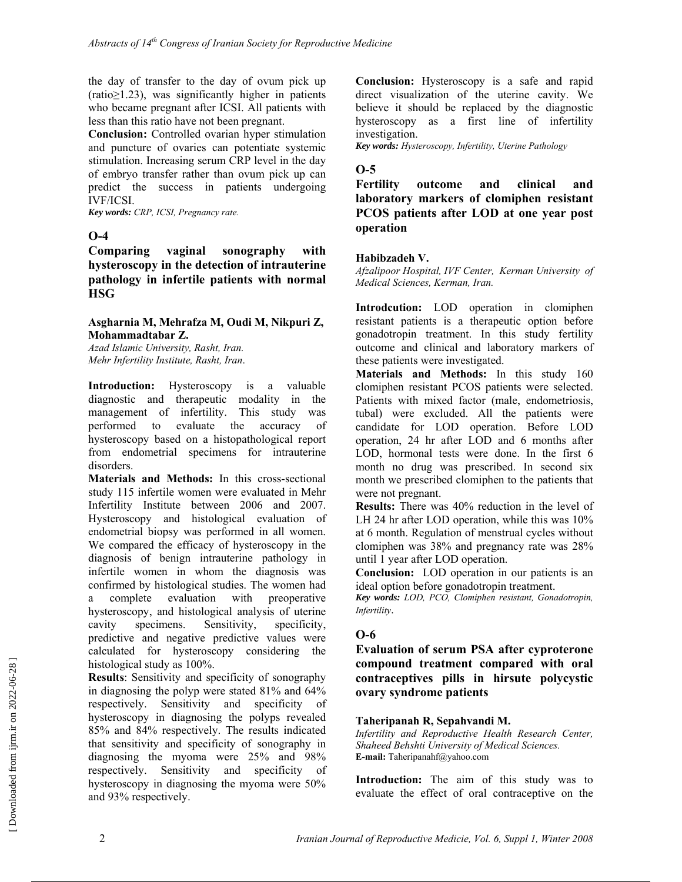the day of transfer to the day of ovum pick up (ratio≥1.23), was significantly higher in patients who became pregnant after ICSI. All patients with less than this ratio have not been pregnant.

**Conclusion:** Controlled ovarian hyper stimulation and puncture of ovaries can potentiate systemic stimulation. Increasing serum CRP level in the day of embryo transfer rather than ovum pick up can predict the success in patients undergoing IVF/ICSI.

***Key words:*** *CRP, ICSI, Pregnancy rate.*

## O-4

### Comparing vaginal sonography with hysteroscopy in the detection of intrauterine pathology in infertile patients with normal HSG

**Asgharnia M, Mehrafza M, Oudi M, Nikpuri Z, Mohammadtabar Z.**

*Azad Islamic University, Rasht, Iran.*
*Mehr Infertility Institute, Rasht, Iran.*

**Introduction:** Hysteroscopy is a valuable diagnostic and therapeutic modality in the management of infertility. This study was performed to evaluate the accuracy of hysteroscopy based on a histopathological report from endometrial specimens for intrauterine disorders.

**Materials and Methods:** In this cross-sectional study 115 infertile women were evaluated in Mehr Infertility Institute between 2006 and 2007. Hysteroscopy and histological evaluation of endometrial biopsy was performed in all women. We compared the efficacy of hysteroscopy in the diagnosis of benign intrauterine pathology in infertile women in whom the diagnosis was confirmed by histological studies. The women had a complete evaluation with preoperative hysteroscopy, and histological analysis of uterine cavity specimens. Sensitivity, specificity, predictive and negative predictive values were calculated for hysteroscopy considering the histological study as 100%.

**Results**: Sensitivity and specificity of sonography in diagnosing the polyp were stated 81% and 64% respectively. Sensitivity and specificity of hysteroscopy in diagnosing the polyps revealed 85% and 84% respectively. The results indicated that sensitivity and specificity of sonography in diagnosing the myoma were 25% and 98% respectively. Sensitivity and specificity of hysteroscopy in diagnosing the myoma were 50% and 93% respectively.

**Conclusion:** Hysteroscopy is a safe and rapid direct visualization of the uterine cavity. We believe it should be replaced by the diagnostic hysteroscopy as a first line of infertility investigation.

***Key words:*** *Hysteroscopy, Infertility, Uterine Pathology*

## O-5

### Fertility outcome and clinical and laboratory markers of clomiphen resistant PCOS patients after LOD at one year post operation

**Habibzadeh V.**

*Afzalipoor Hospital, IVF Center, Kerman University of Medical Sciences, Kerman, Iran.*

**Introdcution:** LOD operation in clomiphen resistant patients is a therapeutic option before gonadotropin treatment. In this study fertility outcome and clinical and laboratory markers of these patients were investigated.

**Materials and Methods:** In this study 160 clomiphen resistant PCOS patients were selected. Patients with mixed factor (male, endometriosis, tubal) were excluded. All the patients were candidate for LOD operation. Before LOD operation, 24 hr after LOD and 6 months after LOD, hormonal tests were done. In the first 6 month no drug was prescribed. In second six month we prescribed clomiphen to the patients that were not pregnant.

**Results:** There was 40% reduction in the level of LH 24 hr after LOD operation, while this was 10% at 6 month. Regulation of menstrual cycles without clomiphen was 38% and pregnancy rate was 28% until 1 year after LOD operation.

**Conclusion:** LOD operation in our patients is an ideal option before gonadotropin treatment.

***Key words:*** *LOD, PCO, Clomiphen resistant, Gonadotropin, Infertility*.

## O-6

### Evaluation of serum PSA after cyproterone compound treatment compared with oral contraceptives pills in hirsute polycystic ovary syndrome patients

**Taheripanah R, Sepahvandi M.**

*Infertility and Reproductive Health Research Center, Shaheed Behshti University of Medical Sciences.*
**E-mail:** Taheripanahf@yahoo.com

**Introduction:** The aim of this study was to evaluate the effect of oral contraceptive on the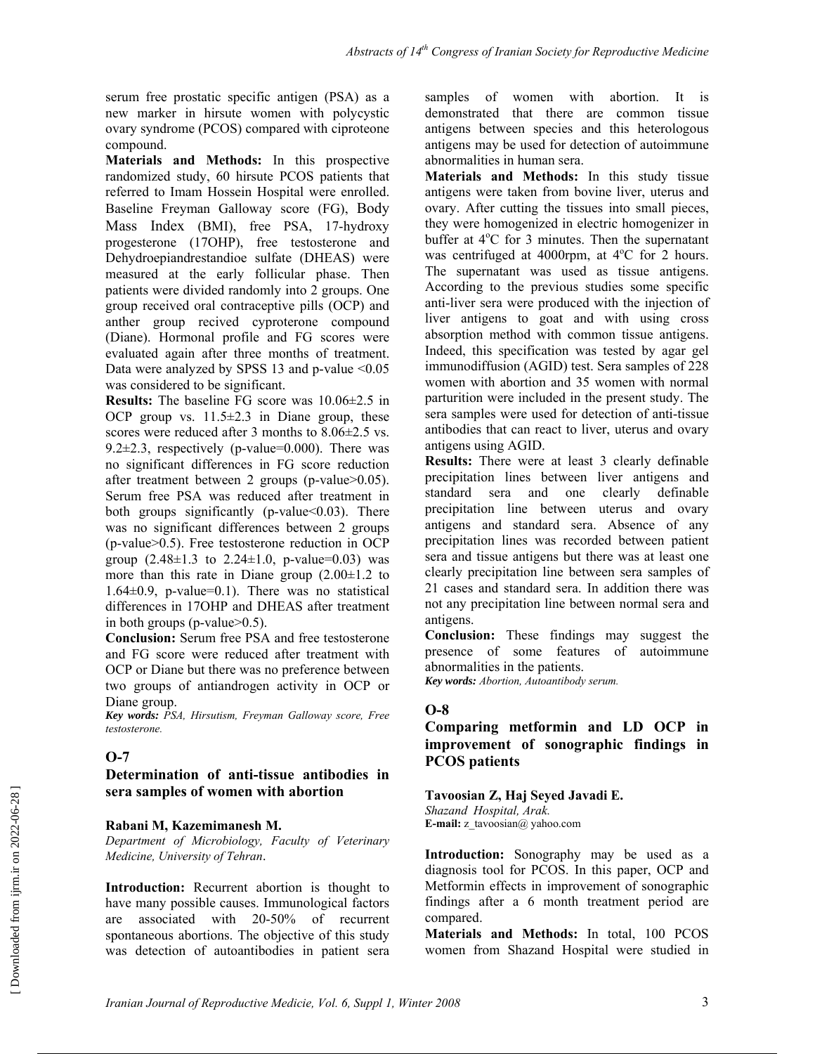serum free prostatic specific antigen (PSA) as a new marker in hirsute women with polycystic ovary syndrome (PCOS) compared with ciproteone compound.

**Materials and Methods:** In this prospective randomized study, 60 hirsute PCOS patients that referred to Imam Hossein Hospital were enrolled. Baseline Freyman Galloway score (FG), Body Mass Index (BMI), free PSA, 17-hydroxy progesterone (17OHP), free testosterone and Dehydroepiandrestandioe sulfate (DHEAS) were measured at the early follicular phase. Then patients were divided randomly into 2 groups. One group received oral contraceptive pills (OCP) and anther group recived cyproterone compound (Diane). Hormonal profile and FG scores were evaluated again after three months of treatment. Data were analyzed by SPSS 13 and p-value <0.05 was considered to be significant.

**Results:** The baseline FG score was 10.06±2.5 in OCP group vs. 11.5±2.3 in Diane group, these scores were reduced after 3 months to 8.06±2.5 vs. 9.2±2.3, respectively (p-value=0.000). There was no significant differences in FG score reduction after treatment between 2 groups (p-value>0.05). Serum free PSA was reduced after treatment in both groups significantly (p-value<0.03). There was no significant differences between 2 groups (p-value>0.5). Free testosterone reduction in OCP group (2.48±1.3 to 2.24±1.0, p-value=0.03) was more than this rate in Diane group (2.00±1.2 to 1.64±0.9, p-value=0.1). There was no statistical differences in 17OHP and DHEAS after treatment in both groups (p-value>0.5).

**Conclusion:** Serum free PSA and free testosterone and FG score were reduced after treatment with OCP or Diane but there was no preference between two groups of antiandrogen activity in OCP or Diane group.

***Key words:*** *PSA, Hirsutism, Freyman Galloway score, Free testosterone.*

## O-7

### Determination of anti-tissue antibodies in sera samples of women with abortion

**Rabani M, Kazemimanesh M.**

*Department of Microbiology, Faculty of Veterinary Medicine, University of Tehran.*

**Introduction:** Recurrent abortion is thought to have many possible causes. Immunological factors are associated with 20-50% of recurrent spontaneous abortions. The objective of this study was detection of autoantibodies in patient sera samples of women with abortion. It is demonstrated that there are common tissue antigens between species and this heterologous antigens may be used for detection of autoimmune abnormalities in human sera.

**Materials and Methods:** In this study tissue antigens were taken from bovine liver, uterus and ovary. After cutting the tissues into small pieces, they were homogenized in electric homogenizer in buffer at 4°C for 3 minutes. Then the supernatant was centrifuged at 4000rpm, at 4°C for 2 hours. The supernatant was used as tissue antigens. According to the previous studies some specific anti-liver sera were produced with the injection of liver antigens to goat and with using cross absorption method with common tissue antigens. Indeed, this specification was tested by agar gel immunodiffusion (AGID) test. Sera samples of 228 women with abortion and 35 women with normal parturition were included in the present study. The sera samples were used for detection of anti-tissue antibodies that can react to liver, uterus and ovary antigens using AGID.

**Results:** There were at least 3 clearly definable precipitation lines between liver antigens and standard sera and one clearly definable precipitation line between uterus and ovary antigens and standard sera. Absence of any precipitation lines was recorded between patient sera and tissue antigens but there was at least one clearly precipitation line between sera samples of 21 cases and standard sera. In addition there was not any precipitation line between normal sera and antigens.

**Conclusion:** These findings may suggest the presence of some features of autoimmune abnormalities in the patients.

***Key words:*** *Abortion, Autoantibody serum.*

## O-8

### Comparing metformin and LD OCP in improvement of sonographic findings in PCOS patients

**Tavoosian Z, Haj Seyed Javadi E.**

*Shazand Hospital, Arak.*

**E-mail:** z_tavoosian@ yahoo.com

**Introduction:** Sonography may be used as a diagnosis tool for PCOS. In this paper, OCP and Metformin effects in improvement of sonographic findings after a 6 month treatment period are compared.

**Materials and Methods:** In total, 100 PCOS women from Shazand Hospital were studied in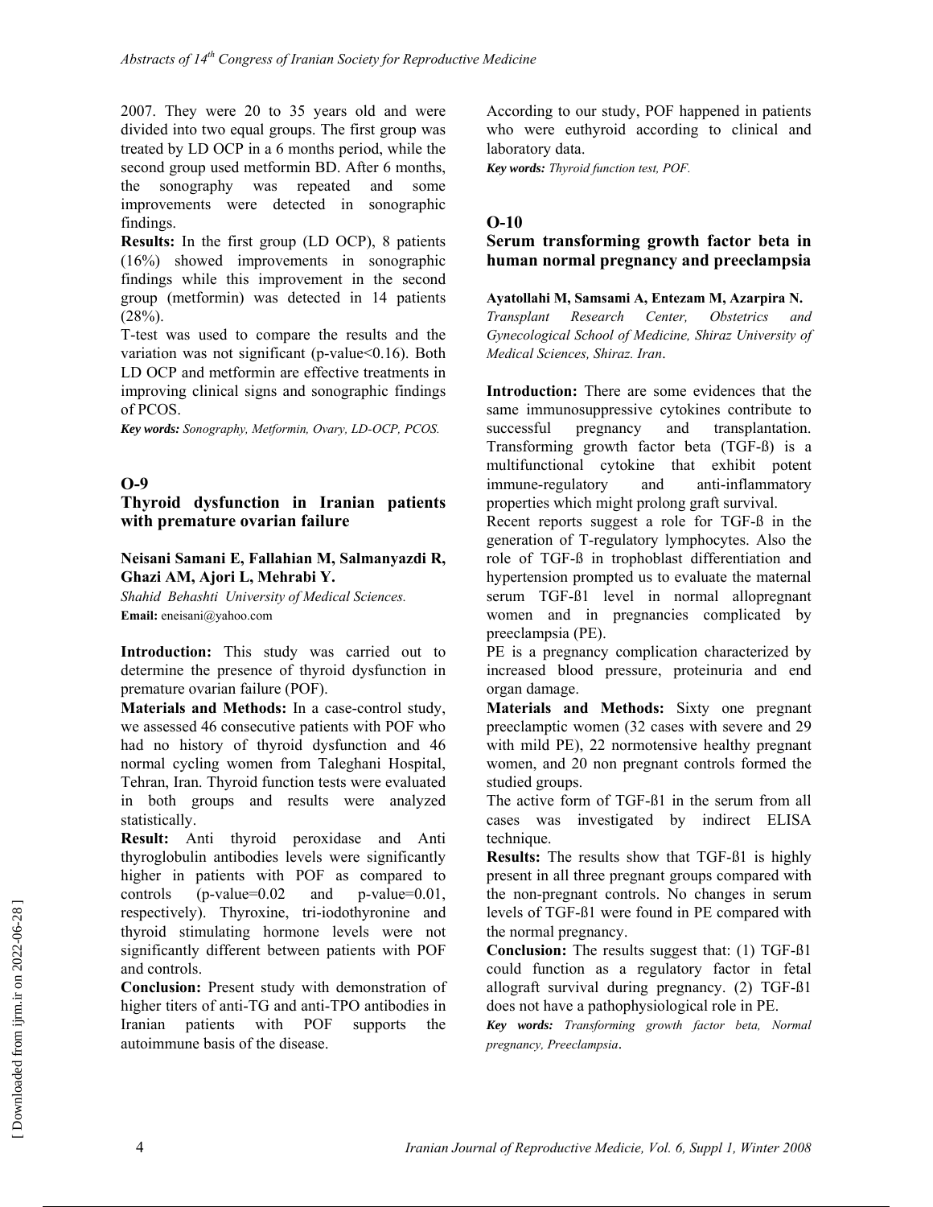2007. They were 20 to 35 years old and were divided into two equal groups. The first group was treated by LD OCP in a 6 months period, while the second group used metformin BD. After 6 months, the sonography was repeated and some improvements were detected in sonographic findings.

**Results:** In the first group (LD OCP), 8 patients (16%) showed improvements in sonographic findings while this improvement in the second group (metformin) was detected in 14 patients (28%).

T-test was used to compare the results and the variation was not significant (p-value<0.16). Both LD OCP and metformin are effective treatments in improving clinical signs and sonographic findings of PCOS.

***Key words:*** *Sonography, Metformin, Ovary, LD-OCP, PCOS.*

## O-9

## Thyroid dysfunction in Iranian patients with premature ovarian failure

**Neisani Samani E, Fallahian M, Salmanyazdi R, Ghazi AM, Ajori L, Mehrabi Y.**

*Shahid Behashti University of Medical Sciences.*

**Email:** eneisani@yahoo.com

**Introduction:** This study was carried out to determine the presence of thyroid dysfunction in premature ovarian failure (POF).

**Materials and Methods:** In a case-control study, we assessed 46 consecutive patients with POF who had no history of thyroid dysfunction and 46 normal cycling women from Taleghani Hospital, Tehran, Iran. Thyroid function tests were evaluated in both groups and results were analyzed statistically.

**Result:** Anti thyroid peroxidase and Anti thyroglobulin antibodies levels were significantly higher in patients with POF as compared to controls (p-value=0.02 and p-value=0.01, respectively). Thyroxine, tri-iodothyronine and thyroid stimulating hormone levels were not significantly different between patients with POF and controls.

**Conclusion:** Present study with demonstration of higher titers of anti-TG and anti-TPO antibodies in Iranian patients with POF supports the autoimmune basis of the disease.

According to our study, POF happened in patients who were euthyroid according to clinical and laboratory data.

***Key words:*** *Thyroid function test, POF.*

## O-10

## Serum transforming growth factor beta in human normal pregnancy and preeclampsia

**Ayatollahi M, Samsami A, Entezam M, Azarpira N.**

*Transplant Research Center, Obstetrics and Gynecological School of Medicine, Shiraz University of Medical Sciences, Shiraz. Iran.*

**Introduction:** There are some evidences that the same immunosuppressive cytokines contribute to successful pregnancy and transplantation. Transforming growth factor beta (TGF-ß) is a multifunctional cytokine that exhibit potent immune-regulatory and anti-inflammatory properties which might prolong graft survival.

Recent reports suggest a role for TGF-ß in the generation of T-regulatory lymphocytes. Also the role of TGF-ß in trophoblast differentiation and hypertension prompted us to evaluate the maternal serum TGF-ß1 level in normal allopregnant women and in pregnancies complicated by preeclampsia (PE).

PE is a pregnancy complication characterized by increased blood pressure, proteinuria and end organ damage.

**Materials and Methods:** Sixty one pregnant preeclamptic women (32 cases with severe and 29 with mild PE), 22 normotensive healthy pregnant women, and 20 non pregnant controls formed the studied groups.

The active form of TGF-ß1 in the serum from all cases was investigated by indirect ELISA technique.

**Results:** The results show that TGF-ß1 is highly present in all three pregnant groups compared with the non-pregnant controls. No changes in serum levels of TGF-ß1 were found in PE compared with the normal pregnancy.

**Conclusion:** The results suggest that: (1) TGF-ß1 could function as a regulatory factor in fetal allograft survival during pregnancy. (2) TGF-ß1 does not have a pathophysiological role in PE.

***Key words:*** *Transforming growth factor beta, Normal pregnancy, Preeclampsia.*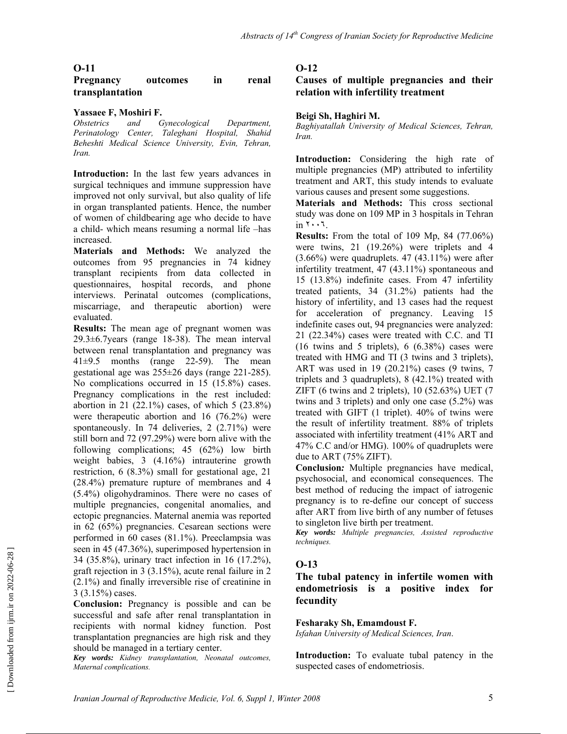## O-11

### Pregnancy outcomes in renal transplantation

**Yassaee F, Moshiri F.**

*Obstetrics and Gynecological Department, Perinatology Center, Taleghani Hospital, Shahid Beheshti Medical Science University, Evin, Tehran, Iran.*

**Introduction:** In the last few years advances in surgical techniques and immune suppression have improved not only survival, but also quality of life in organ transplanted patients. Hence, the number of women of childbearing age who decide to have a child- which means resuming a normal life –has increased.

**Materials and Methods:** We analyzed the outcomes from 95 pregnancies in 74 kidney transplant recipients from data collected in questionnaires, hospital records, and phone interviews. Perinatal outcomes (complications, miscarriage, and therapeutic abortion) were evaluated.

**Results:** The mean age of pregnant women was 29.3±6.7years (range 18-38). The mean interval between renal transplantation and pregnancy was 41±9.5 months (range 22-59). The mean gestational age was 255±26 days (range 221-285). No complications occurred in 15 (15.8%) cases. Pregnancy complications in the rest included: abortion in 21 (22.1%) cases, of which 5 (23.8%) were therapeutic abortion and 16 (76.2%) were spontaneously. In 74 deliveries, 2 (2.71%) were still born and 72 (97.29%) were born alive with the following complications; 45 (62%) low birth weight babies, 3 (4.16%) intrauterine growth restriction, 6 (8.3%) small for gestational age, 21 (28.4%) premature rupture of membranes and 4 (5.4%) oligohydraminos. There were no cases of multiple pregnancies, congenital anomalies, and ectopic pregnancies. Maternal anemia was reported in 62 (65%) pregnancies. Cesarean sections were performed in 60 cases (81.1%). Preeclampsia was seen in 45 (47.36%), superimposed hypertension in 34 (35.8%), urinary tract infection in 16 (17.2%), graft rejection in 3 (3.15%), acute renal failure in 2 (2.1%) and finally irreversible rise of creatinine in 3 (3.15%) cases.

**Conclusion:** Pregnancy is possible and can be successful and safe after renal transplantation in recipients with normal kidney function. Post transplantation pregnancies are high risk and they should be managed in a tertiary center.

***Key words:*** *Kidney transplantation, Neonatal outcomes, Maternal complications.*

## O-12

### Causes of multiple pregnancies and their relation with infertility treatment

**Beigi Sh, Haghiri M.**

*Baghiyatallah University of Medical Sciences, Tehran, Iran.*

**Introduction:** Considering the high rate of multiple pregnancies (MP) attributed to infertility treatment and ART, this study intends to evaluate various causes and present some suggestions.

**Materials and Methods:** This cross sectional study was done on 109 MP in 3 hospitals in Tehran in ۲۰۰۶.

**Results:** From the total of 109 Mp, 84 (77.06%) were twins, 21 (19.26%) were triplets and 4 (3.66%) were quadruplets. 47 (43.11%) were after infertility treatment, 47 (43.11%) spontaneous and 15 (13.8%) indefinite cases. From 47 infertility treated patients, 34 (31.2%) patients had the history of infertility, and 13 cases had the request for acceleration of pregnancy. Leaving 15 indefinite cases out, 94 pregnancies were analyzed: 21 (22.34%) cases were treated with C.C. and TI (16 twins and 5 triplets), 6 (6.38%) cases were treated with HMG and TI (3 twins and 3 triplets), ART was used in 19 (20.21%) cases (9 twins, 7 triplets and 3 quadruplets), 8 (42.1%) treated with ZIFT (6 twins and 2 triplets), 10 (52.63%) UET (7 twins and 3 triplets) and only one case (5.2%) was treated with GIFT (1 triplet). 40% of twins were the result of infertility treatment. 88% of triplets associated with infertility treatment (41% ART and 47% C.C and/or HMG). 100% of quadruplets were due to ART (75% ZIFT).

**Conclusion*:*** Multiple pregnancies have medical, psychosocial, and economical consequences. The best method of reducing the impact of iatrogenic pregnancy is to re-define our concept of success after ART from live birth of any number of fetuses to singleton live birth per treatment.

***Key words:*** *Multiple pregnancies, Assisted reproductive techniques.*

## O-13

### The tubal patency in infertile women with endometriosis is a positive index for fecundity

**Fesharaky Sh, Emamdoust F.**

*Isfahan University of Medical Sciences, Iran*.

**Introduction:** To evaluate tubal patency in the suspected cases of endometriosis.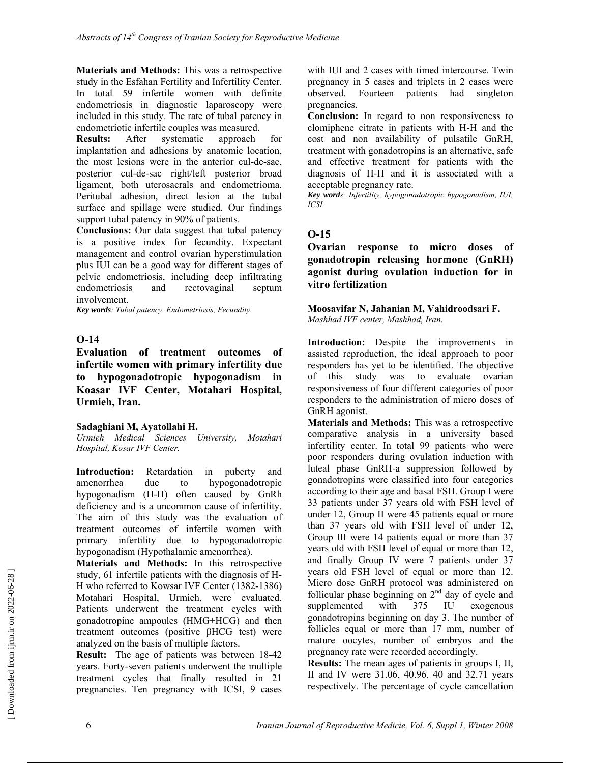**Materials and Methods:** This was a retrospective study in the Esfahan Fertility and Infertility Center. In total 59 infertile women with definite endometriosis in diagnostic laparoscopy were included in this study. The rate of tubal patency in endometriotic infertile couples was measured.

**Results:** After systematic approach for implantation and adhesions by anatomic location, the most lesions were in the anterior cul-de-sac, posterior cul-de-sac right/left posterior broad ligament, both uterosacrals and endometrioma. Peritubal adhesion, direct lesion at the tubal surface and spillage were studied. Our findings support tubal patency in 90% of patients.

**Conclusions:** Our data suggest that tubal patency is a positive index for fecundity. Expectant management and control ovarian hyperstimulation plus IUI can be a good way for different stages of pelvic endometriosis, including deep infiltrating endometriosis and rectovaginal septum involvement.

***Key words**: Tubal patency, Endometriosis, Fecundity.*

## O-14

### Evaluation of treatment outcomes of infertile women with primary infertility due to hypogonadotropic hypogonadism in Koasar IVF Center, Motahari Hospital, Urmieh, Iran.

**Sadaghiani M, Ayatollahi H.**

*Urmieh Medical Sciences University, Motahari Hospital, Kosar IVF Center.*

**Introduction:** Retardation in puberty and amenorrhea due to hypogonadotropic hypogonadism (H-H) often caused by GnRh deficiency and is a uncommon cause of infertility. The aim of this study was the evaluation of treatment outcomes of infertile women with primary infertility due to hypogonadotropic hypogonadism (Hypothalamic amenorrhea).

**Materials and Methods:** In this retrospective study, 61 infertile patients with the diagnosis of H-H who referred to Kowsar IVF Center (1382-1386) Motahari Hospital, Urmieh, were evaluated. Patients underwent the treatment cycles with gonadotropine ampoules (HMG+HCG) and then treatment outcomes (positive βHCG test) were analyzed on the basis of multiple factors.

**Result:** The age of patients was between 18-42 years. Forty-seven patients underwent the multiple treatment cycles that finally resulted in 21 pregnancies. Ten pregnancy with ICSI, 9 cases with IUI and 2 cases with timed intercourse. Twin pregnancy in 5 cases and triplets in 2 cases were observed. Fourteen patients had singleton pregnancies.

**Conclusion:** In regard to non responsiveness to clomiphene citrate in patients with H-H and the cost and non availability of pulsatile GnRH, treatment with gonadotropins is an alternative, safe and effective treatment for patients with the diagnosis of H-H and it is associated with a acceptable pregnancy rate.

***Key words**: Infertility, hypogonadotropic hypogonadism, IUI, ICSI.*

## O-15

### Ovarian response to micro doses of gonadotropin releasing hormone (GnRH) agonist during ovulation induction for in vitro fertilization

**Moosavifar N, Jahanian M, Vahidroodsari F.**

*Mashhad IVF center, Mashhad, Iran.*

**Introduction:** Despite the improvements in assisted reproduction, the ideal approach to poor responders has yet to be identified. The objective of this study was to evaluate ovarian responsiveness of four different categories of poor responders to the administration of micro doses of GnRH agonist.

**Materials and Methods:** This was a retrospective comparative analysis in a university based infertility center. In total 99 patients who were poor responders during ovulation induction with luteal phase GnRH-a suppression followed by gonadotropins were classified into four categories according to their age and basal FSH. Group I were 33 patients under 37 years old with FSH level of under 12, Group II were 45 patients equal or more than 37 years old with FSH level of under 12, Group III were 14 patients equal or more than 37 years old with FSH level of equal or more than 12, and finally Group IV were 7 patients under 37 years old FSH level of equal or more than 12. Micro dose GnRH protocol was administered on follicular phase beginning on 2nd day of cycle and supplemented with 375 IU exogenous gonadotropins beginning on day 3. The number of follicles equal or more than 17 mm, number of mature oocytes, number of embryos and the pregnancy rate were recorded accordingly.

**Results:** The mean ages of patients in groups I, II, II and IV were 31.06, 40.96, 40 and 32.71 years respectively. The percentage of cycle cancellation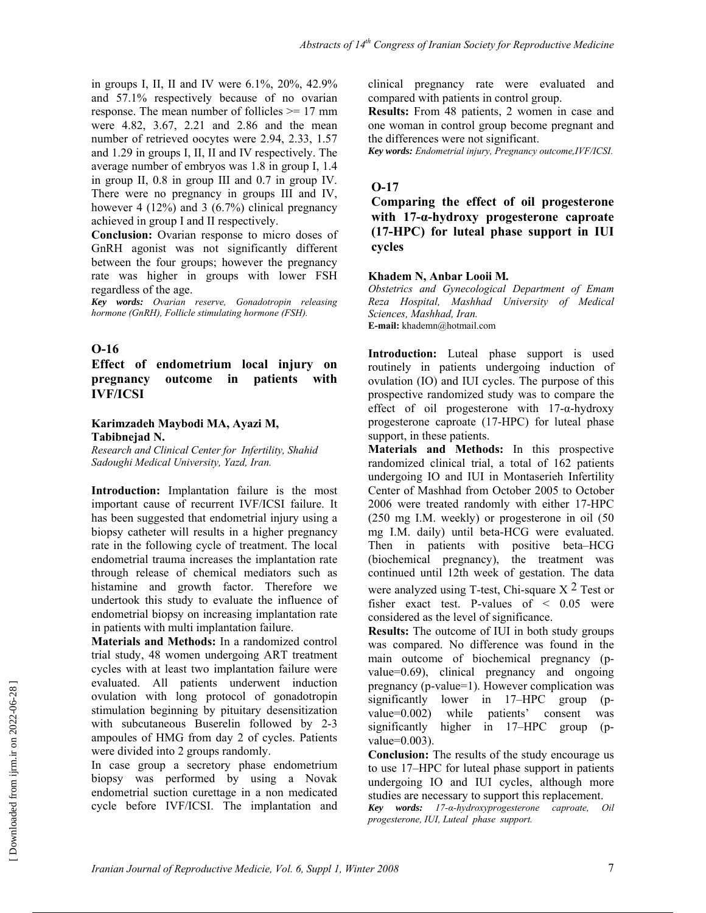in groups I, II, II and IV were 6.1%, 20%, 42.9% and 57.1% respectively because of no ovarian response. The mean number of follicles >= 17 mm were 4.82, 3.67, 2.21 and 2.86 and the mean number of retrieved oocytes were 2.94, 2.33, 1.57 and 1.29 in groups I, II, II and IV respectively. The average number of embryos was 1.8 in group I, 1.4 in group II, 0.8 in group III and 0.7 in group IV. There were no pregnancy in groups III and IV, however 4 (12%) and 3 (6.7%) clinical pregnancy achieved in group I and II respectively.

**Conclusion:** Ovarian response to micro doses of GnRH agonist was not significantly different between the four groups; however the pregnancy rate was higher in groups with lower FSH regardless of the age.

***Key words:*** *Ovarian reserve, Gonadotropin releasing hormone (GnRH), Follicle stimulating hormone (FSH).*

## O-16

### Effect of endometrium local injury on pregnancy outcome in patients with IVF/ICSI

**Karimzadeh Maybodi MA, Ayazi M, Tabibnejad N.**

*Research and Clinical Center for Infertility, Shahid Sadoughi Medical University, Yazd, Iran.*

**Introduction:** Implantation failure is the most important cause of recurrent IVF/ICSI failure. It has been suggested that endometrial injury using a biopsy catheter will results in a higher pregnancy rate in the following cycle of treatment. The local endometrial trauma increases the implantation rate through release of chemical mediators such as histamine and growth factor. Therefore we undertook this study to evaluate the influence of endometrial biopsy on increasing implantation rate in patients with multi implantation failure.

**Materials and Methods:** In a randomized control trial study, 48 women undergoing ART treatment cycles with at least two implantation failure were evaluated. All patients underwent induction ovulation with long protocol of gonadotropin stimulation beginning by pituitary desensitization with subcutaneous Buserelin followed by 2-3 ampoules of HMG from day 2 of cycles. Patients were divided into 2 groups randomly.

In case group a secretory phase endometrium biopsy was performed by using a Novak endometrial suction curettage in a non medicated cycle before IVF/ICSI. The implantation and clinical pregnancy rate were evaluated and compared with patients in control group.

**Results:** From 48 patients, 2 women in case and one woman in control group become pregnant and the differences were not significant.

***Key words:*** *Endometrial injury, Pregnancy outcome,IVF/ICSI.*

## O-17

### Comparing the effect of oil progesterone with 17-α-hydroxy progesterone caproate (17-HPC) for luteal phase support in IUI cycles

**Khadem N, Anbar Looii M.**

*Obstetrics and Gynecological Department of Emam Reza Hospital, Mashhad University of Medical Sciences, Mashhad, Iran.*

**E-mail:** khademn@hotmail.com

**Introduction:** Luteal phase support is used routinely in patients undergoing induction of ovulation (IO) and IUI cycles. The purpose of this prospective randomized study was to compare the effect of oil progesterone with 17-α-hydroxy progesterone caproate (17-HPC) for luteal phase support, in these patients.

**Materials and Methods:** In this prospective randomized clinical trial, a total of 162 patients undergoing IO and IUI in Montaserieh Infertility Center of Mashhad from October 2005 to October 2006 were treated randomly with either 17-HPC (250 mg I.M. weekly) or progesterone in oil (50 mg I.M. daily) until beta-HCG were evaluated. Then in patients with positive beta–HCG (biochemical pregnancy), the treatment was continued until 12th week of gestation. The data were analyzed using T-test, Chi-square $X^2$ Test or fisher exact test. P-values of $< 0.05$ were considered as the level of significance.

**Results:** The outcome of IUI in both study groups was compared. No difference was found in the main outcome of biochemical pregnancy (p-value=0.69), clinical pregnancy and ongoing pregnancy (p-value=1). However complication was significantly lower in 17–HPC group (p-value=0.002) while patients' consent was significantly higher in 17–HPC group (p-value=0.003).

**Conclusion:** The results of the study encourage us to use 17–HPC for luteal phase support in patients undergoing IO and IUI cycles, although more studies are necessary to support this replacement.

***Key words:*** *17-α-hydroxyprogesterone caproate, Oil progesterone, IUI, Luteal phase support.*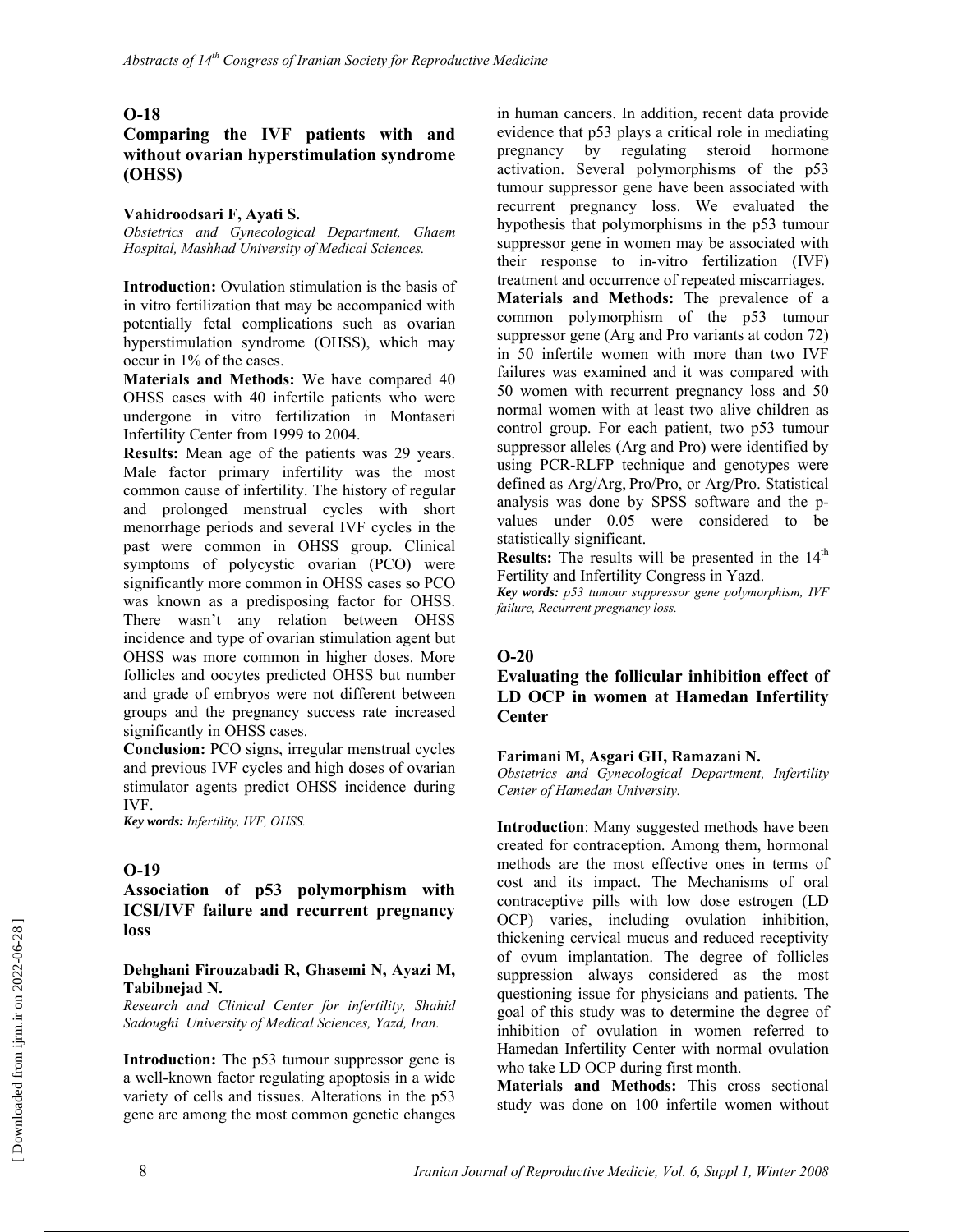## O-18

### Comparing the IVF patients with and without ovarian hyperstimulation syndrome (OHSS)

**Vahidroodsari F, Ayati S.**

*Obstetrics and Gynecological Department, Ghaem Hospital, Mashhad University of Medical Sciences.*

**Introduction:** Ovulation stimulation is the basis of in vitro fertilization that may be accompanied with potentially fetal complications such as ovarian hyperstimulation syndrome (OHSS), which may occur in 1% of the cases.

**Materials and Methods:** We have compared 40 OHSS cases with 40 infertile patients who were undergone in vitro fertilization in Montaseri Infertility Center from 1999 to 2004.

**Results:** Mean age of the patients was 29 years. Male factor primary infertility was the most common cause of infertility. The history of regular and prolonged menstrual cycles with short menorrhage periods and several IVF cycles in the past were common in OHSS group. Clinical symptoms of polycystic ovarian (PCO) were significantly more common in OHSS cases so PCO was known as a predisposing factor for OHSS. There wasn't any relation between OHSS incidence and type of ovarian stimulation agent but OHSS was more common in higher doses. More follicles and oocytes predicted OHSS but number and grade of embryos were not different between groups and the pregnancy success rate increased significantly in OHSS cases.

**Conclusion:** PCO signs, irregular menstrual cycles and previous IVF cycles and high doses of ovarian stimulator agents predict OHSS incidence during IVF.

***Key words:*** *Infertility, IVF, OHSS.*

## O-19

### Association of p53 polymorphism with ICSI/IVF failure and recurrent pregnancy loss

**Dehghani Firouzabadi R, Ghasemi N, Ayazi M, Tabibnejad N.**

*Research and Clinical Center for infertility, Shahid Sadoughi University of Medical Sciences, Yazd, Iran.*

**Introduction:** The p53 tumour suppressor gene is a well-known factor regulating apoptosis in a wide variety of cells and tissues. Alterations in the p53 gene are among the most common genetic changes in human cancers. In addition, recent data provide evidence that p53 plays a critical role in mediating pregnancy by regulating steroid hormone activation. Several polymorphisms of the p53 tumour suppressor gene have been associated with recurrent pregnancy loss. We evaluated the hypothesis that polymorphisms in the p53 tumour suppressor gene in women may be associated with their response to in-vitro fertilization (IVF) treatment and occurrence of repeated miscarriages.

**Materials and Methods:** The prevalence of a common polymorphism of the p53 tumour suppressor gene (Arg and Pro variants at codon 72) in 50 infertile women with more than two IVF failures was examined and it was compared with 50 women with recurrent pregnancy loss and 50 normal women with at least two alive children as control group. For each patient, two p53 tumour suppressor alleles (Arg and Pro) were identified by using PCR-RLFP technique and genotypes were defined as Arg/Arg, Pro/Pro, or Arg/Pro. Statistical analysis was done by SPSS software and the p-values under 0.05 were considered to be statistically significant.

**Results:** The results will be presented in the 14th Fertility and Infertility Congress in Yazd.

***Key words:*** *p53 tumour suppressor gene polymorphism, IVF failure, Recurrent pregnancy loss.*

## O-20

### Evaluating the follicular inhibition effect of LD OCP in women at Hamedan Infertility Center

**Farimani M, Asgari GH, Ramazani N.**

*Obstetrics and Gynecological Department, Infertility Center of Hamedan University.*

**Introduction**: Many suggested methods have been created for contraception. Among them, hormonal methods are the most effective ones in terms of cost and its impact. The Mechanisms of oral contraceptive pills with low dose estrogen (LD OCP) varies, including ovulation inhibition, thickening cervical mucus and reduced receptivity of ovum implantation. The degree of follicles suppression always considered as the most questioning issue for physicians and patients. The goal of this study was to determine the degree of inhibition of ovulation in women referred to Hamedan Infertility Center with normal ovulation who take LD OCP during first month.

**Materials and Methods:** This cross sectional study was done on 100 infertile women without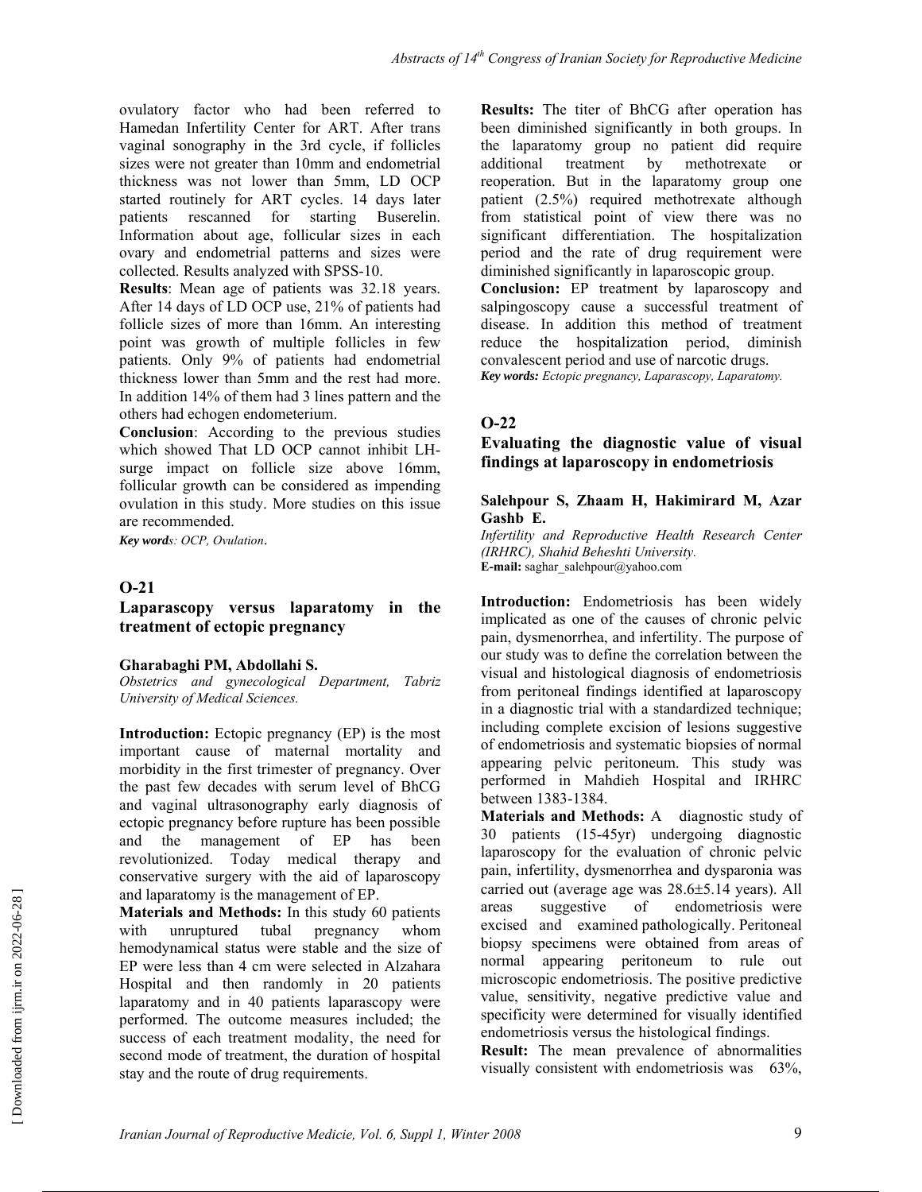ovulatory factor who had been referred to Hamedan Infertility Center for ART. After trans vaginal sonography in the 3rd cycle, if follicles sizes were not greater than 10mm and endometrial thickness was not lower than 5mm, LD OCP started routinely for ART cycles. 14 days later patients rescanned for starting Buserelin. Information about age, follicular sizes in each ovary and endometrial patterns and sizes were collected. Results analyzed with SPSS-10.

**Results**: Mean age of patients was 32.18 years. After 14 days of LD OCP use, 21% of patients had follicle sizes of more than 16mm. An interesting point was growth of multiple follicles in few patients. Only 9% of patients had endometrial thickness lower than 5mm and the rest had more. In addition 14% of them had 3 lines pattern and the others had echogen endometerium.

**Conclusion**: According to the previous studies which showed That LD OCP cannot inhibit LH-surge impact on follicle size above 16mm, follicular growth can be considered as impending ovulation in this study. More studies on this issue are recommended.

***Key words**: OCP, Ovulation*.

## O-21

### Laparascopy versus laparatomy in the treatment of ectopic pregnancy

**Gharabaghi PM, Abdollahi S.**

*Obstetrics and gynecological Department, Tabriz University of Medical Sciences.*

**Introduction:** Ectopic pregnancy (EP) is the most important cause of maternal mortality and morbidity in the first trimester of pregnancy. Over the past few decades with serum level of BhCG and vaginal ultrasonography early diagnosis of ectopic pregnancy before rupture has been possible and the management of EP has been revolutionized. Today medical therapy and conservative surgery with the aid of laparoscopy and laparatomy is the management of EP.

**Materials and Methods:** In this study 60 patients with unruptured tubal pregnancy whom hemodynamical status were stable and the size of EP were less than 4 cm were selected in Alzahara Hospital and then randomly in 20 patients laparatomy and in 40 patients laparascopy were performed. The outcome measures included; the success of each treatment modality, the need for second mode of treatment, the duration of hospital stay and the route of drug requirements.

**Results:** The titer of BhCG after operation has been diminished significantly in both groups. In the laparatomy group no patient did require additional treatment by methotrexate or reoperation. But in the laparatomy group one patient (2.5%) required methotrexate although from statistical point of view there was no significant differentiation. The hospitalization period and the rate of drug requirement were diminished significantly in laparoscopic group.

**Conclusion:** EP treatment by laparoscopy and salpingoscopy cause a successful treatment of disease. In addition this method of treatment reduce the hospitalization period, diminish convalescent period and use of narcotic drugs.

***Key words:** Ectopic pregnancy, Laparascopy, Laparatomy.*

## O-22

### Evaluating the diagnostic value of visual findings at laparoscopy in endometriosis

**Salehpour S, Zhaam H, Hakimirard M, Azar Gashb E.**

*Infertility and Reproductive Health Research Center (IRHRC), Shahid Beheshti University.*

**E-mail:** saghar_salehpour@yahoo.com

**Introduction:** Endometriosis has been widely implicated as one of the causes of chronic pelvic pain, dysmenorrhea, and infertility. The purpose of our study was to define the correlation between the visual and histological diagnosis of endometriosis from peritoneal findings identified at laparoscopy in a diagnostic trial with a standardized technique; including complete excision of lesions suggestive of endometriosis and systematic biopsies of normal appearing pelvic peritoneum. This study was performed in Mahdieh Hospital and IRHRC between 1383-1384.

**Materials and Methods:** A diagnostic study of 30 patients (15-45yr) undergoing diagnostic laparoscopy for the evaluation of chronic pelvic pain, infertility, dysmenorrhea and dysparonia was carried out (average age was 28.6±5.14 years). All areas suggestive of endometriosis were excised and examined pathologically. Peritoneal biopsy specimens were obtained from areas of normal appearing peritoneum to rule out microscopic endometriosis. The positive predictive value, sensitivity, negative predictive value and specificity were determined for visually identified endometriosis versus the histological findings.

**Result:** The mean prevalence of abnormalities visually consistent with endometriosis was 63%,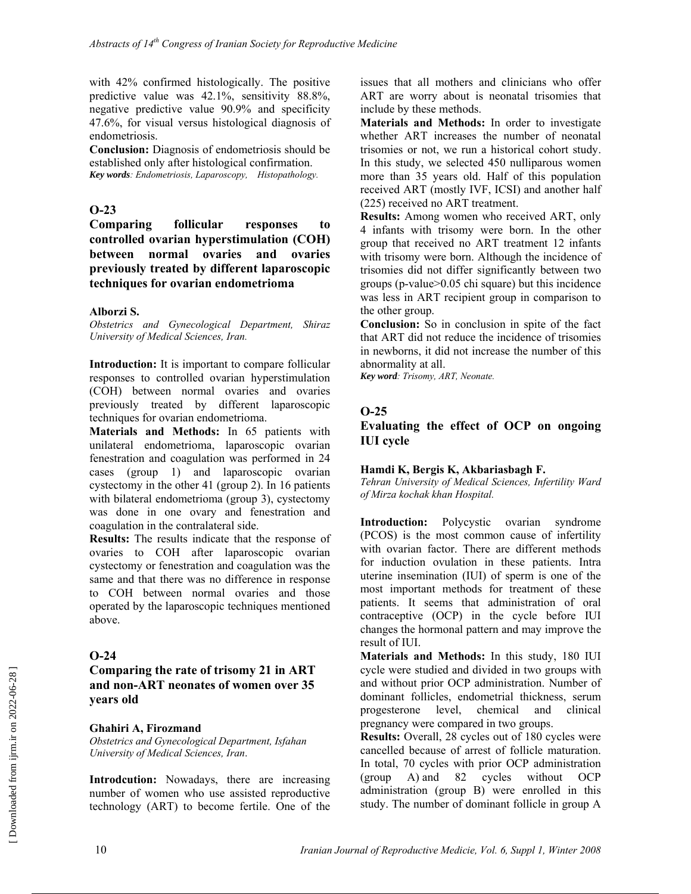with 42% confirmed histologically. The positive predictive value was 42.1%, sensitivity 88.8%, negative predictive value 90.9% and specificity 47.6%, for visual versus histological diagnosis of endometriosis.

**Conclusion:** Diagnosis of endometriosis should be established only after histological confirmation.

***Key words**: Endometriosis, Laparoscopy, Histopathology.*

## O-23

### Comparing follicular responses to controlled ovarian hyperstimulation (COH) between normal ovaries and ovaries previously treated by different laparoscopic techniques for ovarian endometrioma

**Alborzi S.**

*Obstetrics and Gynecological Department, Shiraz University of Medical Sciences, Iran.*

**Introduction:** It is important to compare follicular responses to controlled ovarian hyperstimulation (COH) between normal ovaries and ovaries previously treated by different laparoscopic techniques for ovarian endometrioma.

**Materials and Methods:** In 65 patients with unilateral endometrioma, laparoscopic ovarian fenestration and coagulation was performed in 24 cases (group 1) and laparoscopic ovarian cystectomy in the other 41 (group 2). In 16 patients with bilateral endometrioma (group 3), cystectomy was done in one ovary and fenestration and coagulation in the contralateral side.

**Results:** The results indicate that the response of ovaries to COH after laparoscopic ovarian cystectomy or fenestration and coagulation was the same and that there was no difference in response to COH between normal ovaries and those operated by the laparoscopic techniques mentioned above.

## O-24

### Comparing the rate of trisomy 21 in ART and non-ART neonates of women over 35 years old

**Ghahiri A, Firozmand**

*Obstetrics and Gynecological Department, Isfahan University of Medical Sciences, Iran.*

**Introdcution:** Nowadays, there are increasing number of women who use assisted reproductive technology (ART) to become fertile. One of the issues that all mothers and clinicians who offer ART are worry about is neonatal trisomies that include by these methods.

**Materials and Methods:** In order to investigate whether ART increases the number of neonatal trisomies or not, we run a historical cohort study. In this study, we selected 450 nulliparous women more than 35 years old. Half of this population received ART (mostly IVF, ICSI) and another half (225) received no ART treatment.

**Results:** Among women who received ART, only 4 infants with trisomy were born. In the other group that received no ART treatment 12 infants with trisomy were born. Although the incidence of trisomies did not differ significantly between two groups (p-value>0.05 chi square) but this incidence was less in ART recipient group in comparison to the other group.

**Conclusion:** So in conclusion in spite of the fact that ART did not reduce the incidence of trisomies in newborns, it did not increase the number of this abnormality at all.

***Key word**: Trisomy, ART, Neonate.*

## O-25

### Evaluating the effect of OCP on ongoing IUI cycle

**Hamdi K, Bergis K, Akbariasbagh F.**

*Tehran University of Medical Sciences, Infertility Ward of Mirza kochak khan Hospital.*

**Introduction:** Polycystic ovarian syndrome (PCOS) is the most common cause of infertility with ovarian factor. There are different methods for induction ovulation in these patients. Intra uterine insemination (IUI) of sperm is one of the most important methods for treatment of these patients. It seems that administration of oral contraceptive (OCP) in the cycle before IUI changes the hormonal pattern and may improve the result of IUI.

**Materials and Methods:** In this study, 180 IUI cycle were studied and divided in two groups with and without prior OCP administration. Number of dominant follicles, endometrial thickness, serum progesterone level, chemical and clinical pregnancy were compared in two groups.

**Results:** Overall, 28 cycles out of 180 cycles were cancelled because of arrest of follicle maturation. In total, 70 cycles with prior OCP administration (group A) and 82 cycles without OCP administration (group B) were enrolled in this study. The number of dominant follicle in group A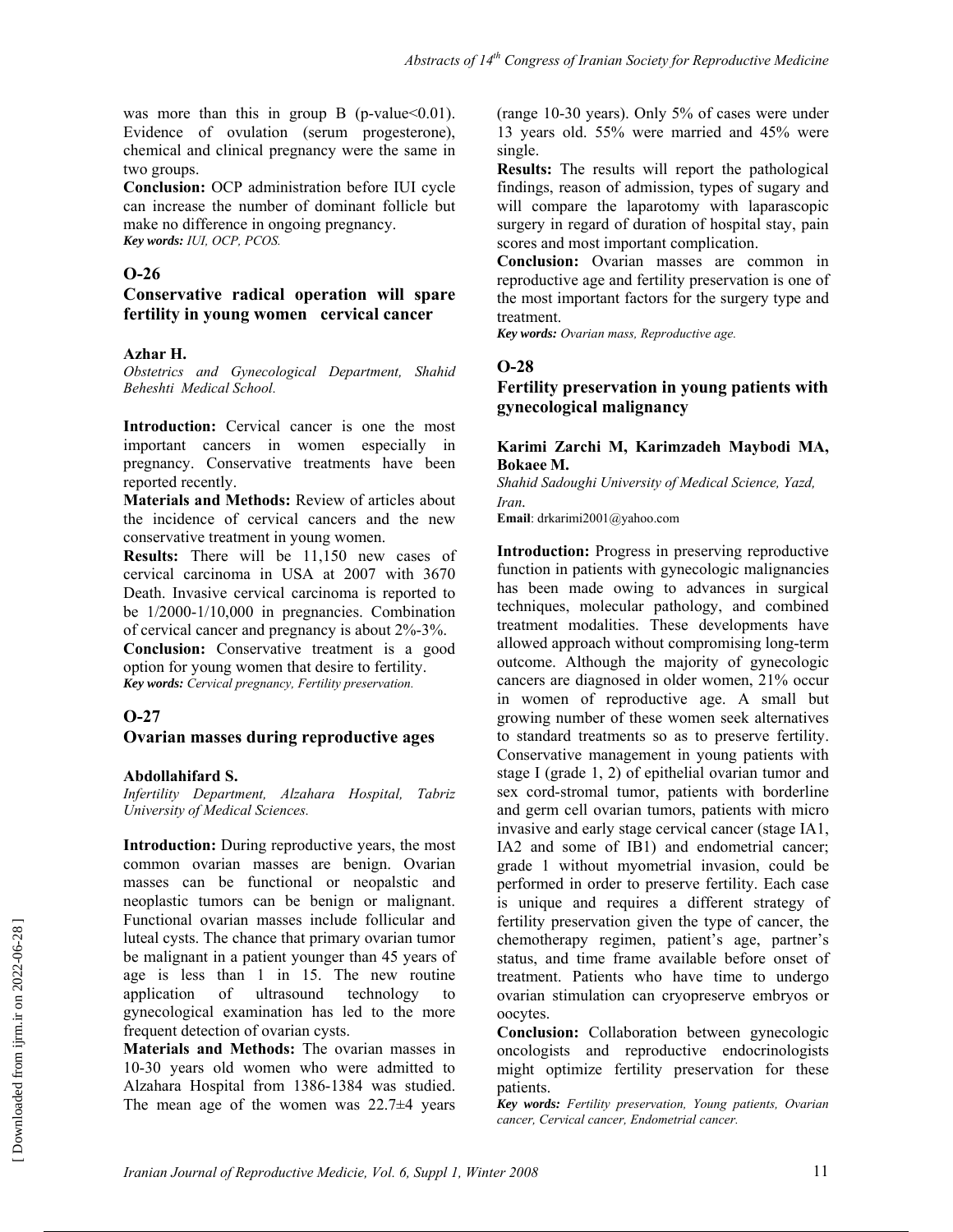was more than this in group B (p-value<0.01). Evidence of ovulation (serum progesterone), chemical and clinical pregnancy were the same in two groups.

**Conclusion:** OCP administration before IUI cycle can increase the number of dominant follicle but make no difference in ongoing pregnancy.

***Key words:*** *IUI, OCP, PCOS.*

## O-26

### Conservative radical operation will spare fertility in young women cervical cancer

**Azhar H.**

*Obstetrics and Gynecological Department, Shahid Beheshti Medical School.*

**Introduction:** Cervical cancer is one the most important cancers in women especially in pregnancy. Conservative treatments have been reported recently.

**Materials and Methods:** Review of articles about the incidence of cervical cancers and the new conservative treatment in young women.

**Results:** There will be 11,150 new cases of cervical carcinoma in USA at 2007 with 3670 Death. Invasive cervical carcinoma is reported to be 1/2000-1/10,000 in pregnancies. Combination of cervical cancer and pregnancy is about 2%-3%.

**Conclusion:** Conservative treatment is a good option for young women that desire to fertility.

***Key words:*** *Cervical pregnancy, Fertility preservation.*

## O-27

### Ovarian masses during reproductive ages

**Abdollahifard S.**

*Infertility Department, Alzahara Hospital, Tabriz University of Medical Sciences.*

**Introduction:** During reproductive years, the most common ovarian masses are benign. Ovarian masses can be functional or neopalstic and neoplastic tumors can be benign or malignant. Functional ovarian masses include follicular and luteal cysts. The chance that primary ovarian tumor be malignant in a patient younger than 45 years of age is less than 1 in 15. The new routine application of ultrasound technology to gynecological examination has led to the more frequent detection of ovarian cysts.

**Materials and Methods:** The ovarian masses in 10-30 years old women who were admitted to Alzahara Hospital from 1386-1384 was studied. The mean age of the women was 22.7±4 years (range 10-30 years). Only 5% of cases were under 13 years old. 55% were married and 45% were single.

**Results:** The results will report the pathological findings, reason of admission, types of sugary and will compare the laparotomy with laparascopic surgery in regard of duration of hospital stay, pain scores and most important complication.

**Conclusion:** Ovarian masses are common in reproductive age and fertility preservation is one of the most important factors for the surgery type and treatment.

***Key words:*** *Ovarian mass, Reproductive age.*

## O-28

### Fertility preservation in young patients with gynecological malignancy

**Karimi Zarchi M, Karimzadeh Maybodi MA, Bokaee M.**

*Shahid Sadoughi University of Medical Science, Yazd, Iran.*

**Email**: drkarimi2001@yahoo.com

**Introduction:** Progress in preserving reproductive function in patients with gynecologic malignancies has been made owing to advances in surgical techniques, molecular pathology, and combined treatment modalities. These developments have allowed approach without compromising long-term outcome. Although the majority of gynecologic cancers are diagnosed in older women, 21% occur in women of reproductive age. A small but growing number of these women seek alternatives to standard treatments so as to preserve fertility. Conservative management in young patients with stage I (grade 1, 2) of epithelial ovarian tumor and sex cord-stromal tumor, patients with borderline and germ cell ovarian tumors, patients with micro invasive and early stage cervical cancer (stage IA1, IA2 and some of IB1) and endometrial cancer; grade 1 without myometrial invasion, could be performed in order to preserve fertility. Each case is unique and requires a different strategy of fertility preservation given the type of cancer, the chemotherapy regimen, patient's age, partner's status, and time frame available before onset of treatment. Patients who have time to undergo ovarian stimulation can cryopreserve embryos or oocytes.

**Conclusion:** Collaboration between gynecologic oncologists and reproductive endocrinologists might optimize fertility preservation for these patients.

***Key words:*** *Fertility preservation, Young patients, Ovarian cancer, Cervical cancer, Endometrial cancer.*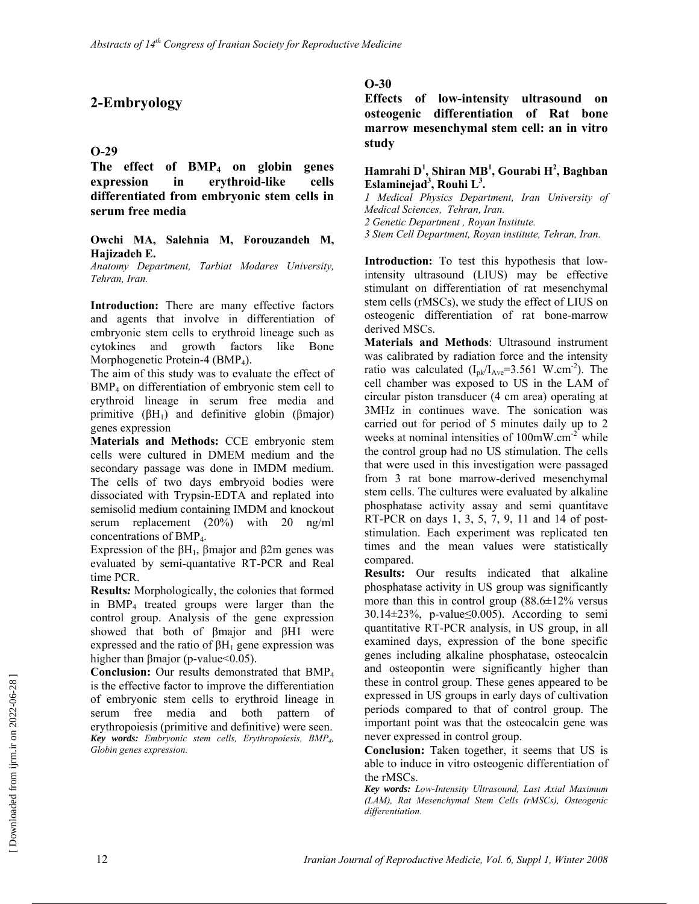## 2-Embryology

### O-29

**The effect of $BMP_4$ on globin genes expression in erythroid-like cells differentiated from embryonic stem cells in serum free media**

**Owchi MA, Salehnia M, Forouzandeh M, Hajizadeh E.**

*Anatomy Department, Tarbiat Modares University, Tehran, Iran.*

**Introduction:** There are many effective factors and agents that involve in differentiation of embryonic stem cells to erythroid lineage such as cytokines and growth factors like Bone Morphogenetic Protein-4 ($BMP_4$).

The aim of this study was to evaluate the effect of $BMP_4$ on differentiation of embryonic stem cell to erythroid lineage in serum free media and primitive ($\beta H_1$) and definitive globin (βmajor) genes expression

**Materials and Methods:** CCE embryonic stem cells were cultured in DMEM medium and the secondary passage was done in IMDM medium. The cells of two days embryoid bodies were dissociated with Trypsin-EDTA and replated into semisolid medium containing IMDM and knockout serum replacement (20%) with 20 ng/ml concentrations of $BMP_4$.

Expression of the $\beta H_1$, βmajor and β2m genes was evaluated by semi-quantative RT-PCR and Real time PCR.

***Results:*** Morphologically, the colonies that formed in $BMP_4$ treated groups were larger than the control group. Analysis of the gene expression showed that both of βmajor and βH1 were expressed and the ratio of $\beta H_1$ gene expression was higher than βmajor ($p$-value$<0.05$).

**Conclusion:** Our results demonstrated that $BMP_4$ is the effective factor to improve the differentiation of embryonic stem cells to erythroid lineage in serum free media and both pattern of erythropoiesis (primitive and definitive) were seen.

***Key words:*** *Embryonic stem cells, Erythropoiesis, $BMP_4$, Globin genes expression.*

### O-30

**Effects of low-intensity ultrasound on osteogenic differentiation of Rat bone marrow mesenchymal stem cell: an in vitro study**

**Hamrahi D[1], Shiran MB[1], Gourabi H[2], Baghban Eslaminejad[3], Rouhi L[3].**

*1 Medical Physics Department, Iran University of Medical Sciences, Tehran, Iran.*
*2 Genetic Department , Royan Institute.*
*3 Stem Cell Department, Royan institute, Tehran, Iran.*

**Introduction:** To test this hypothesis that low-intensity ultrasound (LIUS) may be effective stimulant on differentiation of rat mesenchymal stem cells (rMSCs), we study the effect of LIUS on osteogenic differentiation of rat bone-marrow derived MSCs.

**Materials and Methods**: Ultrasound instrument was calibrated by radiation force and the intensity ratio was calculated ($I_{pk}/I_{Ave}$=3.561 $W.cm^{-2}$). The cell chamber was exposed to US in the LAM of circular piston transducer (4 cm area) operating at 3MHz in continues wave. The sonication was carried out for period of 5 minutes daily up to 2 weeks at nominal intensities of 100$mW.cm^{-2}$ while the control group had no US stimulation. The cells that were used in this investigation were passaged from 3 rat bone marrow-derived mesenchymal stem cells. The cultures were evaluated by alkaline phosphatase activity assay and semi quantitave RT-PCR on days 1, 3, 5, 7, 9, 11 and 14 of post-stimulation. Each experiment was replicated ten times and the mean values were statistically compared.

**Results:** Our results indicated that alkaline phosphatase activity in US group was significantly more than this in control group (88.6±12% versus 30.14±23%, $p$-value$\leq 0.005$). According to semi quantitative RT-PCR analysis, in US group, in all examined days, expression of the bone specific genes including alkaline phosphatase, osteocalcin and osteopontin were significantly higher than these in control group. These genes appeared to be expressed in US groups in early days of cultivation periods compared to that of control group. The important point was that the osteocalcin gene was never expressed in control group.

**Conclusion:** Taken together, it seems that US is able to induce in vitro osteogenic differentiation of the rMSCs.

***Key words:*** *Low-Intensity Ultrasound, Last Axial Maximum (LAM), Rat Mesenchymal Stem Cells (rMSCs), Osteogenic differentiation.*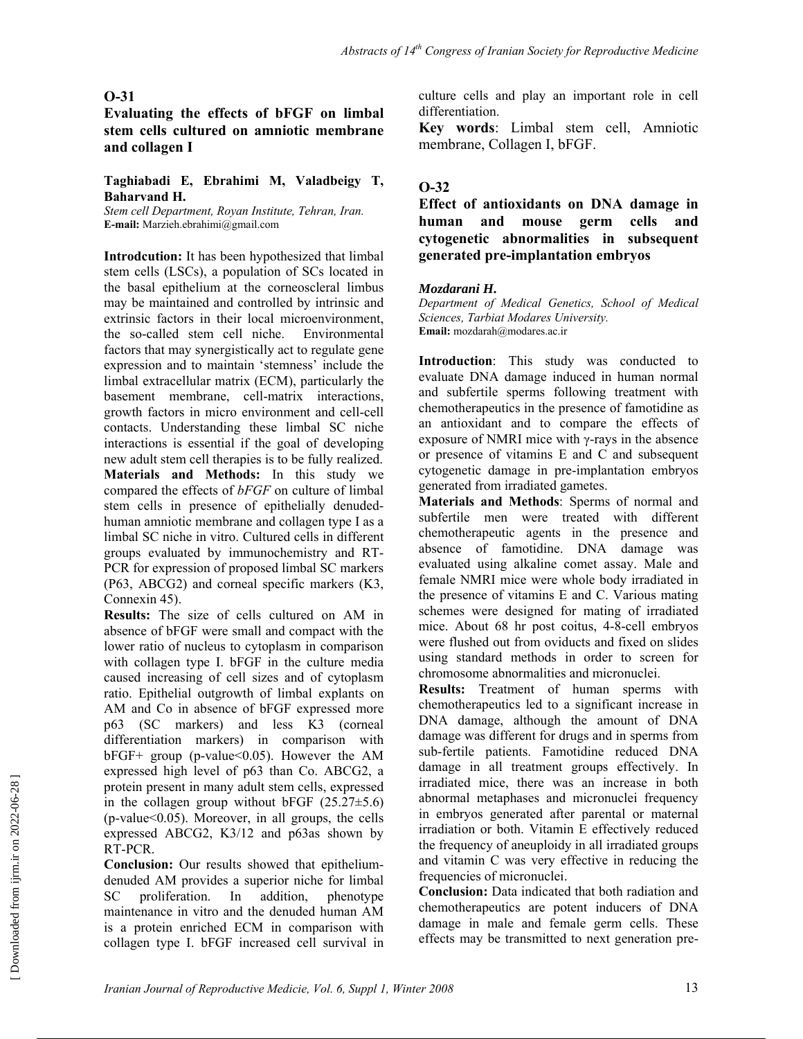## O-31

### Evaluating the effects of bFGF on limbal stem cells cultured on amniotic membrane and collagen I

**Taghiabadi E, Ebrahimi M, Valadbeigy T, Baharvand H.**

*Stem cell Department, Royan Institute, Tehran, Iran.*
**E-mail:** Marzieh.ebrahimi@gmail.com

**Introdcution:** It has been hypothesized that limbal stem cells (LSCs), a population of SCs located in the basal epithelium at the corneoscleral limbus may be maintained and controlled by intrinsic and extrinsic factors in their local microenvironment, the so-called stem cell niche. Environmental factors that may synergistically act to regulate gene expression and to maintain 'stemness' include the limbal extracellular matrix (ECM), particularly the basement membrane, cell-matrix interactions, growth factors in micro environment and cell-cell contacts. Understanding these limbal SC niche interactions is essential if the goal of developing new adult stem cell therapies is to be fully realized.

**Materials and Methods:** In this study we compared the effects of *bFGF* on culture of limbal stem cells in presence of epithelially denuded-human amniotic membrane and collagen type I as a limbal SC niche in vitro. Cultured cells in different groups evaluated by immunochemistry and RT-PCR for expression of proposed limbal SC markers (P63, ABCG2) and corneal specific markers (K3, Connexin 45).

**Results:** The size of cells cultured on AM in absence of bFGF were small and compact with the lower ratio of nucleus to cytoplasm in comparison with collagen type I. bFGF in the culture media caused increasing of cell sizes and of cytoplasm ratio. Epithelial outgrowth of limbal explants on AM and Co in absence of bFGF expressed more p63 (SC markers) and less K3 (corneal differentiation markers) in comparison with bFGF+ group (p-value<0.05). However the AM expressed high level of p63 than Co. ABCG2, a protein present in many adult stem cells, expressed in the collagen group without bFGF (25.27±5.6) (p-value<0.05). Moreover, in all groups, the cells expressed ABCG2, K3/12 and p63as shown by RT-PCR.

**Conclusion:** Our results showed that epithelium-denuded AM provides a superior niche for limbal SC proliferation. In addition, phenotype maintenance in vitro and the denuded human AM is a protein enriched ECM in comparison with collagen type I. bFGF increased cell survival in culture cells and play an important role in cell differentiation.

**Key words**: Limbal stem cell, Amniotic membrane, Collagen I, bFGF.

## O-32

### Effect of antioxidants on DNA damage in human and mouse germ cells and cytogenetic abnormalities in subsequent generated pre-implantation embryos

***Mozdarani H.***

*Department of Medical Genetics, School of Medical Sciences, Tarbiat Modares University.*
**Email:** mozdarah@modares.ac.ir

**Introduction**: This study was conducted to evaluate DNA damage induced in human normal and subfertile sperms following treatment with chemotherapeutics in the presence of famotidine as an antioxidant and to compare the effects of exposure of NMRI mice with γ-rays in the absence or presence of vitamins E and C and subsequent cytogenetic damage in pre-implantation embryos generated from irradiated gametes.

**Materials and Methods**: Sperms of normal and subfertile men were treated with different chemotherapeutic agents in the presence and absence of famotidine. DNA damage was evaluated using alkaline comet assay. Male and female NMRI mice were whole body irradiated in the presence of vitamins E and C. Various mating schemes were designed for mating of irradiated mice. About 68 hr post coitus, 4-8-cell embryos were flushed out from oviducts and fixed on slides using standard methods in order to screen for chromosome abnormalities and micronuclei.

**Results:** Treatment of human sperms with chemotherapeutics led to a significant increase in DNA damage, although the amount of DNA damage was different for drugs and in sperms from sub-fertile patients. Famotidine reduced DNA damage in all treatment groups effectively. In irradiated mice, there was an increase in both abnormal metaphases and micronuclei frequency in embryos generated after parental or maternal irradiation or both. Vitamin E effectively reduced the frequency of aneuploidy in all irradiated groups and vitamin C was very effective in reducing the frequencies of micronuclei.

**Conclusion:** Data indicated that both radiation and chemotherapeutics are potent inducers of DNA damage in male and female germ cells. These effects may be transmitted to next generation pre-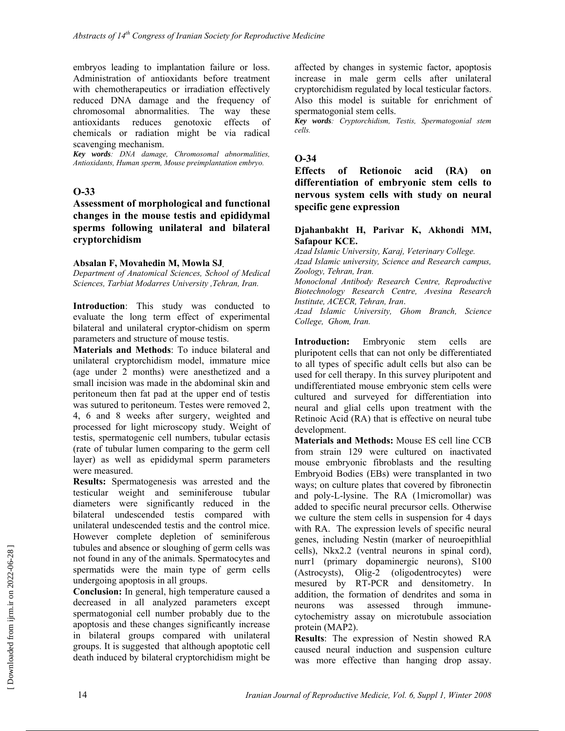embryos leading to implantation failure or loss. Administration of antioxidants before treatment with chemotherapeutics or irradiation effectively reduced DNA damage and the frequency of chromosomal abnormalities. The way these antioxidants reduces genotoxic effects of chemicals or radiation might be via radical scavenging mechanism.

***Key words**: DNA damage, Chromosomal abnormalities, Antioxidants, Human sperm, Mouse preimplantation embryo.*

## O-33

### Assessment of morphological and functional changes in the mouse testis and epididymal sperms following unilateral and bilateral cryptorchidism

**Absalan F, Movahedin M, Mowla SJ**.

*Department of Anatomical Sciences, School of Medical Sciences, Tarbiat Modarres University ,Tehran, Iran.*

**Introduction**: This study was conducted to evaluate the long term effect of experimental bilateral and unilateral cryptor-chidism on sperm parameters and structure of mouse testis.

**Materials and Methods**: To induce bilateral and unilateral cryptorchidism model, immature mice (age under 2 months) were anesthetized and a small incision was made in the abdominal skin and peritoneum then fat pad at the upper end of testis was sutured to peritoneum. Testes were removed 2, 4, 6 and 8 weeks after surgery, weighted and processed for light microscopy study. Weight of testis, spermatogenic cell numbers, tubular ectasis (rate of tubular lumen comparing to the germ cell layer) as well as epididymal sperm parameters were measured.

**Results:** Spermatogenesis was arrested and the testicular weight and seminiferouse tubular diameters were significantly reduced in the bilateral undescended testis compared with unilateral undescended testis and the control mice. However complete depletion of seminiferous tubules and absence or sloughing of germ cells was not found in any of the animals. Spermatocytes and spermatids were the main type of germ cells undergoing apoptosis in all groups.

**Conclusion:** In general, high temperature caused a decreased in all analyzed parameters except spermatogonial cell number probably due to the apoptosis and these changes significantly increase in bilateral groups compared with unilateral groups. It is suggested that although apoptotic cell death induced by bilateral cryptorchidism might be affected by changes in systemic factor, apoptosis increase in male germ cells after unilateral cryptorchidism regulated by local testicular factors. Also this model is suitable for enrichment of spermatogonial stem cells.

***Key words**: Cryptorchidism, Testis, Spermatogonial stem cells.*

## O-34

### Effects of Retionoic acid (RA) on differentiation of embryonic stem cells to nervous system cells with study on neural specific gene expression

**Djahanbakht H, Parivar K, Akhondi MM, Safapour KCE.**

*Azad Islamic University, Karaj, Veterinary College.*

*Azad Islamic university, Science and Research campus, Zoology, Tehran, Iran.*

*Monoclonal Antibody Research Centre, Reproductive Biotechnology Research Centre, Avesina Research Institute, ACECR, Tehran, Iran.*

*Azad Islamic University, Ghom Branch, Science College, Ghom, Iran.*

**Introduction:** Embryonic stem cells are pluripotent cells that can not only be differentiated to all types of specific adult cells but also can be used for cell therapy. In this survey pluripotent and undifferentiated mouse embryonic stem cells were cultured and surveyed for differentiation into neural and glial cells upon treatment with the Retinoic Acid (RA) that is effective on neural tube development.

**Materials and Methods:** Mouse ES cell line CCB from strain 129 were cultured on inactivated mouse embryonic fibroblasts and the resulting Embryoid Bodies (EBs) were transplanted in two ways; on culture plates that covered by fibronectin and poly-L-lysine. The RA (1micromollar) was added to specific neural precursor cells. Otherwise we culture the stem cells in suspension for 4 days with RA. The expression levels of specific neural genes, including Nestin (marker of neuroepithlial cells), Nkx2.2 (ventral neurons in spinal cord), nurr1 (primary dopaminergic neurons), S100 (Astrocysts), Olig-2 (oligodentrocytes) were mesured by RT-PCR and densitometry. In addition, the formation of dendrites and soma in neurons was assessed through immune-cytochemistry assay on microtubule association protein (MAP2).

**Results**: The expression of Nestin showed RA caused neural induction and suspension culture was more effective than hanging drop assay.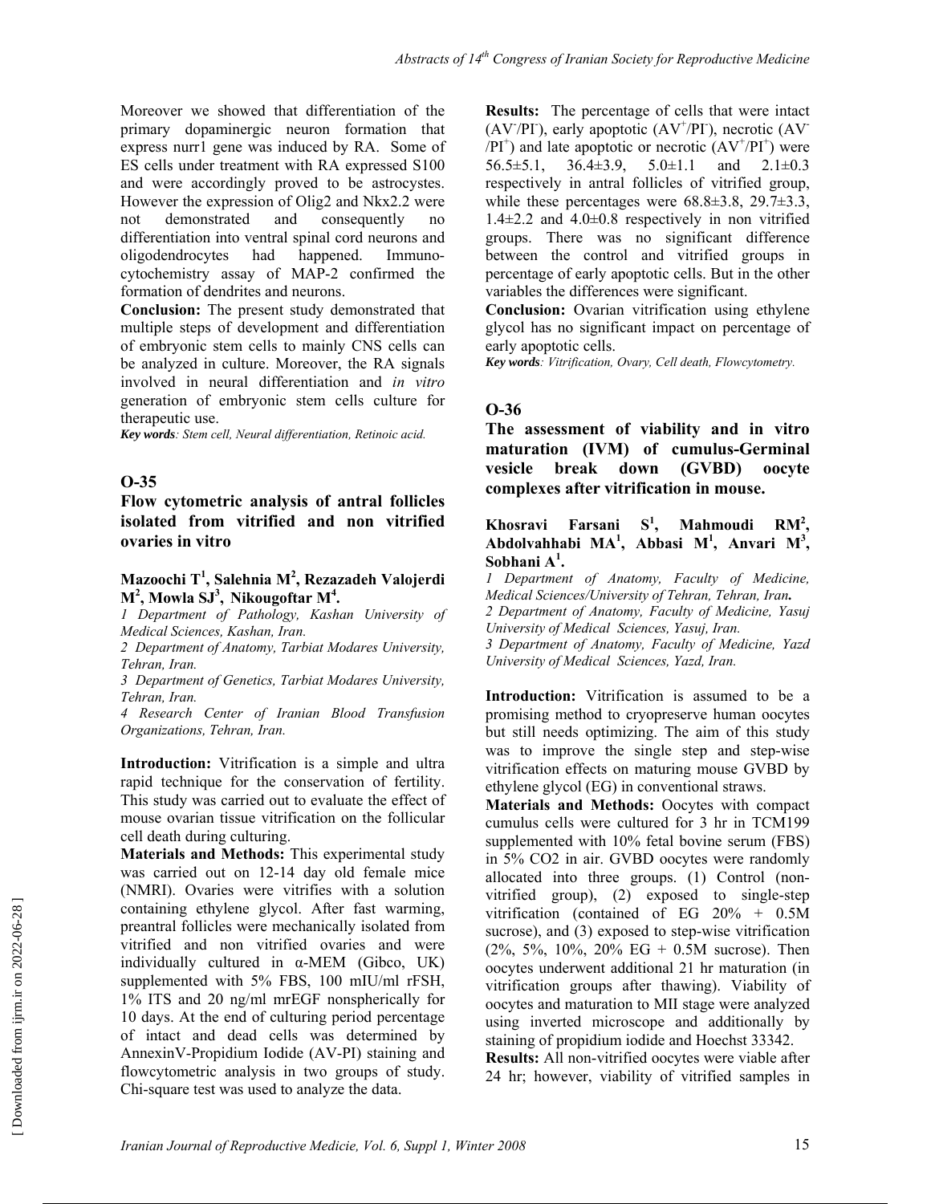Moreover we showed that differentiation of the primary dopaminergic neuron formation that express nurr1 gene was induced by RA. Some of ES cells under treatment with RA expressed S100 and were accordingly proved to be astrocytes. However the expression of Olig2 and Nkx2.2 were not demonstrated and consequently no differentiation into ventral spinal cord neurons and oligodendrocytes had happened. Immuno-cytochemistry assay of MAP-2 confirmed the formation of dendrites and neurons.

**Conclusion:** The present study demonstrated that multiple steps of development and differentiation of embryonic stem cells to mainly CNS cells can be analyzed in culture. Moreover, the RA signals involved in neural differentiation and *in vitro* generation of embryonic stem cells culture for therapeutic use.

***Key words**: Stem cell, Neural differentiation, Retinoic acid.*

## O-35

### Flow cytometric analysis of antral follicles isolated from vitrified and non vitrified ovaries in vitro

**Mazoochi T[1], Salehnia M[2], Rezazadeh Valojerdi M[2], Mowla SJ[3], Nikougoftar M[4].**

*1 Department of Pathology, Kashan University of Medical Sciences, Kashan, Iran.*
*2 Department of Anatomy, Tarbiat Modares University, Tehran, Iran.*
*3 Department of Genetics, Tarbiat Modares University, Tehran, Iran.*
*4 Research Center of Iranian Blood Transfusion Organizations, Tehran, Iran.*

**Introduction:** Vitrification is a simple and ultra rapid technique for the conservation of fertility. This study was carried out to evaluate the effect of mouse ovarian tissue vitrification on the follicular cell death during culturing.

**Materials and Methods:** This experimental study was carried out on 12-14 day old female mice (NMRI). Ovaries were vitrifies with a solution containing ethylene glycol. After fast warming, preantral follicles were mechanically isolated from vitrified and non vitrified ovaries and were individually cultured in α-MEM (Gibco, UK) supplemented with 5% FBS, 100 mIU/ml rFSH, 1% ITS and 20 ng/ml mrEGF nonspherically for 10 days. At the end of culturing period percentage of intact and dead cells was determined by AnnexinV-Propidium Iodide (AV-PI) staining and flowcytometric analysis in two groups of study. Chi-square test was used to analyze the data.

**Results:** The percentage of cells that were intact ($AV^-/PI^-$), early apoptotic ($AV^+/PI^-$), necrotic ($AV^-/PI^+$) and late apoptotic or necrotic ($AV^+/PI^+$) were 56.5±5.1, 36.4±3.9, 5.0±1.1 and 2.1±0.3 respectively in antral follicles of vitrified group, while these percentages were 68.8±3.8, 29.7±3.3, 1.4±2.2 and 4.0±0.8 respectively in non vitrified groups. There was no significant difference between the control and vitrified groups in percentage of early apoptotic cells. But in the other variables the differences were significant.

**Conclusion:** Ovarian vitrification using ethylene glycol has no significant impact on percentage of early apoptotic cells.

***Key words**: Vitrification, Ovary, Cell death, Flowcytometry.*

## O-36

### The assessment of viability and in vitro maturation (IVM) of cumulus-Germinal vesicle break down (GVBD) oocyte complexes after vitrification in mouse.

**Khosravi Farsani S[1], Mahmoudi RM[2], Abdolvahhabi MA[1], Abbasi M[1], Anvari M[3], Sobhani A[1].**

*1 Department of Anatomy, Faculty of Medicine, Medical Sciences/University of Tehran, Tehran, Iran.*
*2 Department of Anatomy, Faculty of Medicine, Yasuj University of Medical Sciences, Yasuj, Iran.*
*3 Department of Anatomy, Faculty of Medicine, Yazd University of Medical Sciences, Yazd, Iran.*

**Introduction:** Vitrification is assumed to be a promising method to cryopreserve human oocytes but still needs optimizing. The aim of this study was to improve the single step and step-wise vitrification effects on maturing mouse GVBD by ethylene glycol (EG) in conventional straws.

**Materials and Methods:** Oocytes with compact cumulus cells were cultured for 3 hr in TCM199 supplemented with 10% fetal bovine serum (FBS) in 5% $CO_2$ in air. GVBD oocytes were randomly allocated into three groups. (1) Control (non-vitrified group), (2) exposed to single-step vitrification (contained of EG 20% + 0.5M sucrose), and (3) exposed to step-wise vitrification (2%, 5%, 10%, 20% EG + 0.5M sucrose). Then oocytes underwent additional 21 hr maturation (in vitrification groups after thawing). Viability of oocytes and maturation to MII stage were analyzed using inverted microscope and additionally by staining of propidium iodide and Hoechst 33342.

**Results:** All non-vitrified oocytes were viable after 24 hr; however, viability of vitrified samples in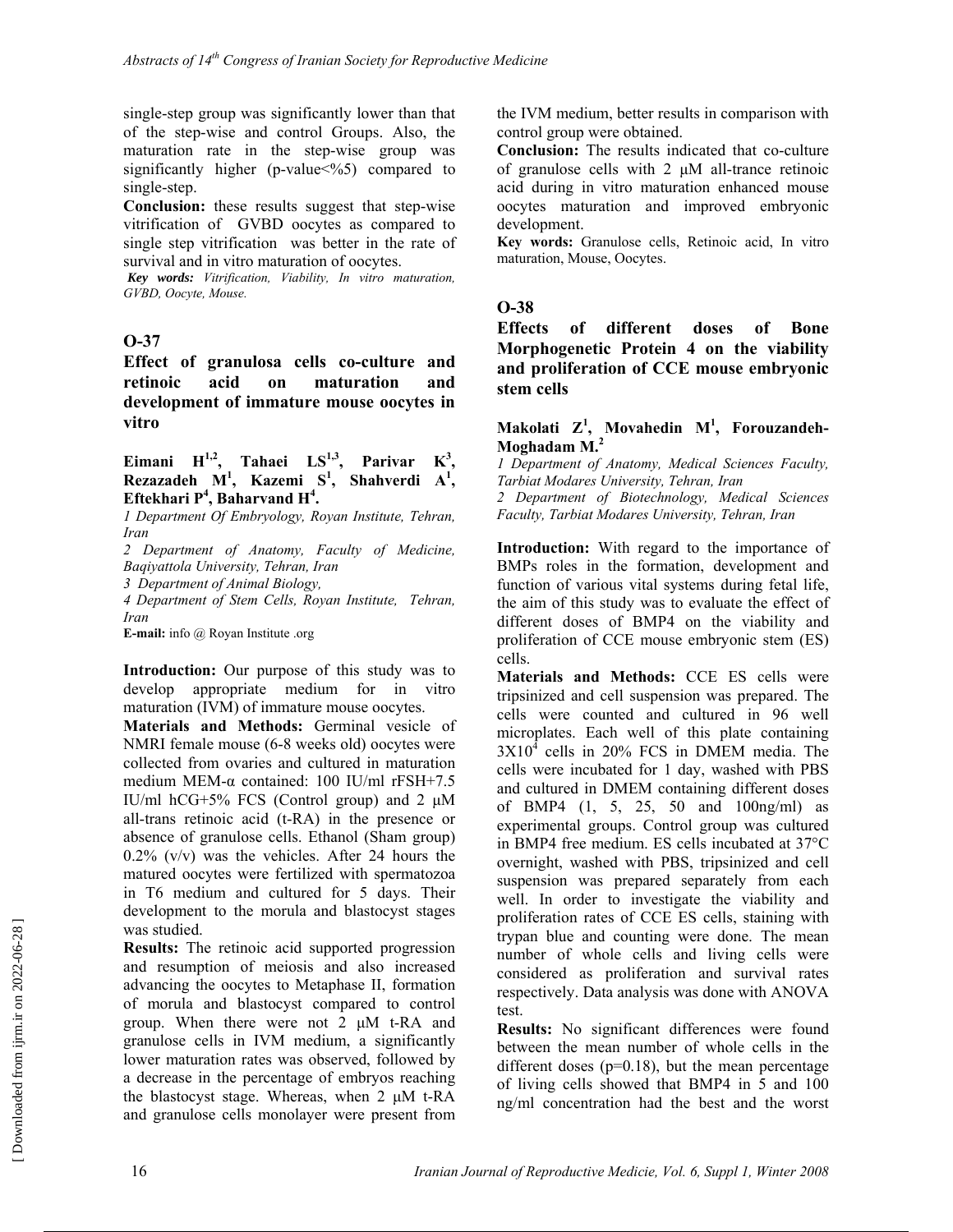single-step group was significantly lower than that of the step-wise and control Groups. Also, the maturation rate in the step-wise group was significantly higher (p-value<%5) compared to single-step.

**Conclusion:** these results suggest that step-wise vitrification of GVBD oocytes as compared to single step vitrification was better in the rate of survival and in vitro maturation of oocytes.

***Key words:*** *Vitrification, Viability, In vitro maturation, GVBD, Oocyte, Mouse.*

## O-37

### Effect of granulosa cells co-culture and retinoic acid on maturation and development of immature mouse oocytes in vitro

**Eimani H[1,2], Tahaei LS[1,3], Parivar K[3], Rezazadeh M[1], Kazemi S[1], Shahverdi A[1], Eftekhari P[4], Baharvand H[4].**

*1 Department Of Embryology, Royan Institute, Tehran, Iran*

*2 Department of Anatomy, Faculty of Medicine, Baqiyattola University, Tehran, Iran*

*3 Department of Animal Biology,*

*4 Department of Stem Cells, Royan Institute, Tehran, Iran*

**E-mail:** info @ Royan Institute .org

**Introduction:** Our purpose of this study was to develop appropriate medium for in vitro maturation (IVM) of immature mouse oocytes.

**Materials and Methods:** Germinal vesicle of NMRI female mouse (6-8 weeks old) oocytes were collected from ovaries and cultured in maturation medium MEM-α contained: 100 IU/ml rFSH+7.5 IU/ml hCG+5% FCS (Control group) and 2 μM all-trans retinoic acid (t-RA) in the presence or absence of granulose cells. Ethanol (Sham group) 0.2% (v/v) was the vehicles. After 24 hours the matured oocytes were fertilized with spermatozoa in T6 medium and cultured for 5 days. Their development to the morula and blastocyst stages was studied.

**Results:** The retinoic acid supported progression and resumption of meiosis and also increased advancing the oocytes to Metaphase II, formation of morula and blastocyst compared to control group. When there were not 2 μM t-RA and granulose cells in IVM medium, a significantly lower maturation rates was observed, followed by a decrease in the percentage of embryos reaching the blastocyst stage. Whereas, when 2 μM t-RA and granulose cells monolayer were present from the IVM medium, better results in comparison with control group were obtained.

**Conclusion:** The results indicated that co-culture of granulose cells with 2 μM all-trance retinoic acid during in vitro maturation enhanced mouse oocytes maturation and improved embryonic development.

**Key words:** Granulose cells, Retinoic acid, In vitro maturation, Mouse, Oocytes.

## O-38

### Effects of different doses of Bone Morphogenetic Protein 4 on the viability and proliferation of CCE mouse embryonic stem cells

**Makolati Z[1], Movahedin M[1], Forouzandeh-Moghadam M.[2]**

*1 Department of Anatomy, Medical Sciences Faculty, Tarbiat Modares University, Tehran, Iran*

*2 Department of Biotechnology, Medical Sciences Faculty, Tarbiat Modares University, Tehran, Iran*

**Introduction:** With regard to the importance of BMPs roles in the formation, development and function of various vital systems during fetal life, the aim of this study was to evaluate the effect of different doses of BMP4 on the viability and proliferation of CCE mouse embryonic stem (ES) cells.

**Materials and Methods:** CCE ES cells were tripsinized and cell suspension was prepared. The cells were counted and cultured in 96 well microplates. Each well of this plate containing $3X10^4$ cells in 20% FCS in DMEM media. The cells were incubated for 1 day, washed with PBS and cultured in DMEM containing different doses of BMP4 (1, 5, 25, 50 and 100ng/ml) as experimental groups. Control group was cultured in BMP4 free medium. ES cells incubated at 37°C overnight, washed with PBS, tripsinized and cell suspension was prepared separately from each well. In order to investigate the viability and proliferation rates of CCE ES cells, staining with trypan blue and counting were done. The mean number of whole cells and living cells were considered as proliferation and survival rates respectively. Data analysis was done with ANOVA test.

**Results:** No significant differences were found between the mean number of whole cells in the different doses (p=0.18), but the mean percentage of living cells showed that BMP4 in 5 and 100 ng/ml concentration had the best and the worst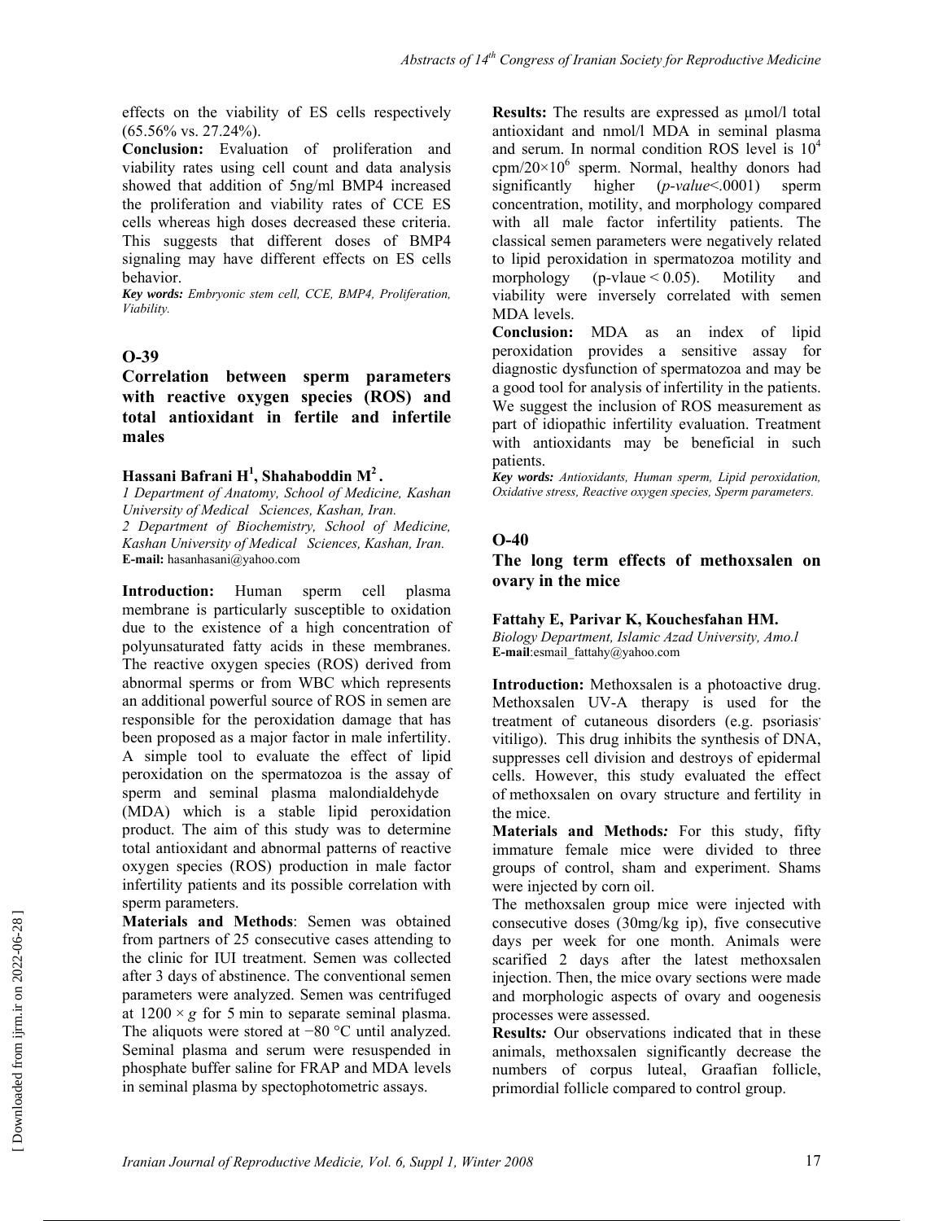effects on the viability of ES cells respectively (65.56% vs. 27.24%).

**Conclusion:** Evaluation of proliferation and viability rates using cell count and data analysis showed that addition of 5ng/ml BMP4 increased the proliferation and viability rates of CCE ES cells whereas high doses decreased these criteria. This suggests that different doses of BMP4 signaling may have different effects on ES cells behavior.

***Key words:*** *Embryonic stem cell, CCE, BMP4, Proliferation, Viability.*

## O-39

### Correlation between sperm parameters with reactive oxygen species (ROS) and total antioxidant in fertile and infertile males

**Hassani Bafrani H[1], Shahaboddin M[2].**

*1 Department of Anatomy, School of Medicine, Kashan University of Medical Sciences, Kashan, Iran.*
*2 Department of Biochemistry, School of Medicine, Kashan University of Medical Sciences, Kashan, Iran.*
**E-mail:** hasanhasani@yahoo.com

**Introduction:** Human sperm cell plasma membrane is particularly susceptible to oxidation due to the existence of a high concentration of polyunsaturated fatty acids in these membranes. The reactive oxygen species (ROS) derived from abnormal sperms or from WBC which represents an additional powerful source of ROS in semen are responsible for the peroxidation damage that has been proposed as a major factor in male infertility. A simple tool to evaluate the effect of lipid peroxidation on the spermatozoa is the assay of sperm and seminal plasma malondialdehyde (MDA) which is a stable lipid peroxidation product. The aim of this study was to determine total antioxidant and abnormal patterns of reactive oxygen species (ROS) production in male factor infertility patients and its possible correlation with sperm parameters.

**Materials and Methods**: Semen was obtained from partners of 25 consecutive cases attending to the clinic for IUI treatment. Semen was collected after 3 days of abstinence. The conventional semen parameters were analyzed. Semen was centrifuged at $1200 \times g$ for 5 min to separate seminal plasma. The aliquots were stored at −80 °C until analyzed. Seminal plasma and serum were resuspended in phosphate buffer saline for FRAP and MDA levels in seminal plasma by spectophotometric assays.

**Results:** The results are expressed as µmol/l total antioxidant and nmol/l MDA in seminal plasma and serum. In normal condition ROS level is $10^4$ cpm/$20 \times 10^6$ sperm. Normal, healthy donors had significantly higher (*p-value*<.0001) sperm concentration, motility, and morphology compared with all male factor infertility patients. The classical semen parameters were negatively related to lipid peroxidation in spermatozoa motility and morphology (p-vlaue < 0.05). Motility and viability were inversely correlated with semen MDA levels.

**Conclusion:** MDA as an index of lipid peroxidation provides a sensitive assay for diagnostic dysfunction of spermatozoa and may be a good tool for analysis of infertility in the patients. We suggest the inclusion of ROS measurement as part of idiopathic infertility evaluation. Treatment with antioxidants may be beneficial in such patients.

***Key words:*** *Antioxidants, Human sperm, Lipid peroxidation, Oxidative stress, Reactive oxygen species, Sperm parameters.*

## O-40

### The long term effects of methoxsalen on ovary in the mice

**Fattahy E, Parivar K, Kouchesfahan HM.**

*Biology Department, Islamic Azad University, Amo.l*
**E-mail**:esmail_fattahy@yahoo.com

**Introduction:** Methoxsalen is a photoactive drug. Methoxsalen UV-A therapy is used for the treatment of cutaneous disorders (e.g. psoriasis, vitiligo). This drug inhibits the synthesis of DNA, suppresses cell division and destroys of epidermal cells. However, this study evaluated the effect of methoxsalen on ovary structure and fertility in the mice.

**Materials and Methods***:* For this study, fifty immature female mice were divided to three groups of control, sham and experiment. Shams were injected by corn oil.

The methoxsalen group mice were injected with consecutive doses (30mg/kg ip), five consecutive days per week for one month. Animals were scarified 2 days after the latest methoxsalen injection. Then, the mice ovary sections were made and morphologic aspects of ovary and oogenesis processes were assessed.

**Results***:* Our observations indicated that in these animals, methoxsalen significantly decrease the numbers of corpus luteal, Graafian follicle, primordial follicle compared to control group.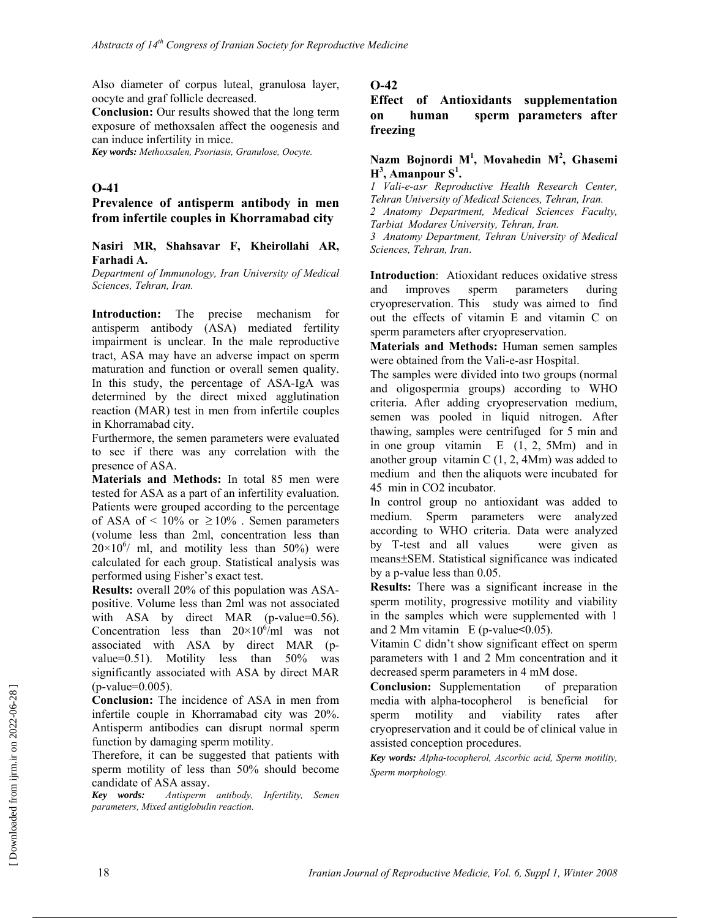Also diameter of corpus luteal, granulosa layer, oocyte and graf follicle decreased.

**Conclusion:** Our results showed that the long term exposure of methoxsalen affect the oogenesis and can induce infertility in mice.

***Key words:*** *Methoxsalen, Psoriasis, Granulose, Oocyte.*

## O-41

### Prevalence of antisperm antibody in men from infertile couples in Khorramabad city

**Nasiri MR, Shahsavar F, Kheirollahi AR, Farhadi A.**

*Department of Immunology, Iran University of Medical Sciences, Tehran, Iran.*

**Introduction:** The precise mechanism for antisperm antibody (ASA) mediated fertility impairment is unclear. In the male reproductive tract, ASA may have an adverse impact on sperm maturation and function or overall semen quality. In this study, the percentage of ASA-IgA was determined by the direct mixed agglutination reaction (MAR) test in men from infertile couples in Khorramabad city.

Furthermore, the semen parameters were evaluated to see if there was any correlation with the presence of ASA.

**Materials and Methods:** In total 85 men were tested for ASA as a part of an infertility evaluation. Patients were grouped according to the percentage of ASA of $< 10\%$ or $\geq 10\%$ . Semen parameters (volume less than 2ml, concentration less than $20\times10^6$/ ml, and motility less than 50%) were calculated for each group. Statistical analysis was performed using Fisher's exact test.

**Results:** overall 20% of this population was ASA-positive. Volume less than 2ml was not associated with ASA by direct MAR (p-value=0.56). Concentration less than $20\times10^6$/ml was not associated with ASA by direct MAR (p-value=0.51). Motility less than 50% was significantly associated with ASA by direct MAR (p-value=0.005).

**Conclusion:** The incidence of ASA in men from infertile couple in Khorramabad city was 20%. Antisperm antibodies can disrupt normal sperm function by damaging sperm motility.

Therefore, it can be suggested that patients with sperm motility of less than 50% should become candidate of ASA assay.

***Key words:*** *Antisperm antibody, Infertility, Semen parameters, Mixed antiglobulin reaction.*

## O-42

### Effect of Antioxidants supplementation on human sperm parameters after freezing

**Nazm Bojnordi M[1], Movahedin M[2], Ghasemi H[3], Amanpour S[1].**

*1 Vali-e-asr Reproductive Health Research Center, Tehran University of Medical Sciences, Tehran, Iran.*
*2 Anatomy Department, Medical Sciences Faculty, Tarbiat Modares University, Tehran, Iran.*
*3 Anatomy Department, Tehran University of Medical Sciences, Tehran, Iran.*

**Introduction**: Atioxidant reduces oxidative stress and improves sperm parameters during cryopreservation. This study was aimed to find out the effects of vitamin E and vitamin C on sperm parameters after cryopreservation.

**Materials and Methods:** Human semen samples were obtained from the Vali-e-asr Hospital.

The samples were divided into two groups (normal and oligospermia groups) according to WHO criteria. After adding cryopreservation medium, semen was pooled in liquid nitrogen. After thawing, samples were centrifuged for 5 min and in one group vitamin E (1, 2, 5Mm) and in another group vitamin C (1, 2, 4Mm) was added to medium and then the aliquots were incubated for 45 min in CO2 incubator.

In control group no antioxidant was added to medium. Sperm parameters were analyzed according to WHO criteria. Data were analyzed by T-test and all values were given as means±SEM. Statistical significance was indicated by a p-value less than 0.05.

**Results:** There was a significant increase in the sperm motility, progressive motility and viability in the samples which were supplemented with 1 and 2 Mm vitamin E (p-value<0.05).

Vitamin C didn't show significant effect on sperm parameters with 1 and 2 Mm concentration and it decreased sperm parameters in 4 mM dose.

**Conclusion:** Supplementation of preparation media with alpha-tocopherol is beneficial for sperm motility and viability rates after cryopreservation and it could be of clinical value in assisted conception procedures.

***Key words:*** *Alpha-tocopherol, Ascorbic acid, Sperm motility, Sperm morphology.*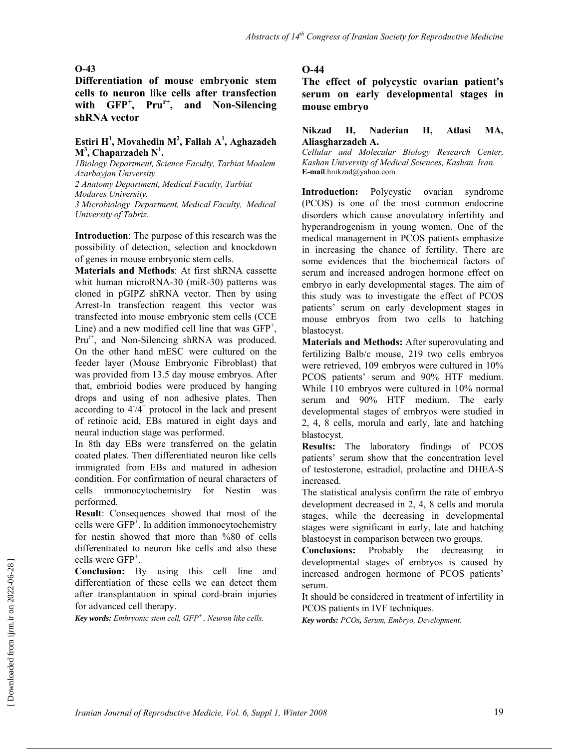## O-43

### Differentiation of mouse embryonic stem cells to neuron like cells after transfection with GFP$^+$, Pru$^{r+}$, and Non-Silencing shRNA vector

**Estiri H[1], Movahedin M[2], Fallah A[1], Aghazadeh M[3], Chaparzadeh N[1].**

*1Biology Department, Science Faculty, Tarbiat Moalem Azarbayjan University.*
*2 Anatomy Department, Medical Faculty, Tarbiat Modares University.*
*3 Microbiology Department, Medical Faculty, Medical University of Tabriz.*

**Introduction**: The purpose of this research was the possibility of detection, selection and knockdown of genes in mouse embryonic stem cells.

**Materials and Methods**: At first shRNA cassette whit human microRNA-30 (miR-30) patterns was cloned in pGIPZ shRNA vector. Then by using Arrest-In transfection reagent this vector was transfected into mouse embryonic stem cells (CCE Line) and a new modified cell line that was GFP$^+$, Pru$^{r+}$, and Non-Silencing shRNA was produced. On the other hand mESC were cultured on the feeder layer (Mouse Embryonic Fibroblast) that was provided from 13.5 day mouse embryos. After that, embrioid bodies were produced by hanging drops and using of non adhesive plates. Then according to $4^-/4^+$ protocol in the lack and present of retinoic acid, EBs matured in eight days and neural induction stage was performed.

In 8th day EBs were transferred on the gelatin coated plates. Then differentiated neuron like cells immigrated from EBs and matured in adhesion condition. For confirmation of neural characters of cells immonocytochemistry for Nestin was performed.

**Result**: Consequences showed that most of the cells were GFP$^+$. In addition immonocytochemistry for nestin showed that more than %80 of cells differentiated to neuron like cells and also these cells were GFP$^+$.

**Conclusion:** By using this cell line and differentiation of these cells we can detect them after transplantation in spinal cord-brain injuries for advanced cell therapy.

***Key words:*** *Embryonic stem cell, GFP$^+$, Neuron like cells.*

## O-44

### The effect of polycystic ovarian patient's serum on early developmental stages in mouse embryo

**Nikzad H, Naderian H, Atlasi MA, Aliasgharzadeh A.**

*Cellular and Molecular Biology Research Center, Kashan University of Medical Sciences, Kashan, Iran.*
**E-mail**:hnikzad@yahoo.com

**Introduction:** Polycystic ovarian syndrome (PCOS) is one of the most common endocrine disorders which cause anovulatory infertility and hyperandrogenism in young women. One of the medical management in PCOS patients emphasize in increasing the chance of fertility. There are some evidences that the biochemical factors of serum and increased androgen hormone effect on embryo in early developmental stages. The aim of this study was to investigate the effect of PCOS patients' serum on early development stages in mouse embryos from two cells to hatching blastocyst.

**Materials and Methods:** After superovulating and fertilizing Balb/c mouse, 219 two cells embryos were retrieved, 109 embryos were cultured in 10% PCOS patients' serum and 90% HTF medium. While 110 embryos were cultured in 10% normal serum and 90% HTF medium. The early developmental stages of embryos were studied in 2, 4, 8 cells, morula and early, late and hatching blastocyst.

**Results:** The laboratory findings of PCOS patients' serum show that the concentration level of testosterone, estradiol, prolactine and DHEA-S increased.

The statistical analysis confirm the rate of embryo development decreased in 2, 4, 8 cells and morula stages, while the decreasing in developmental stages were significant in early, late and hatching blastocyst in comparison between two groups.

**Conclusions:** Probably the decreasing in developmental stages of embryos is caused by increased androgen hormone of PCOS patients' serum.

It should be considered in treatment of infertility in PCOS patients in IVF techniques.

***Key words:*** *PCOs, Serum, Embryo, Development.*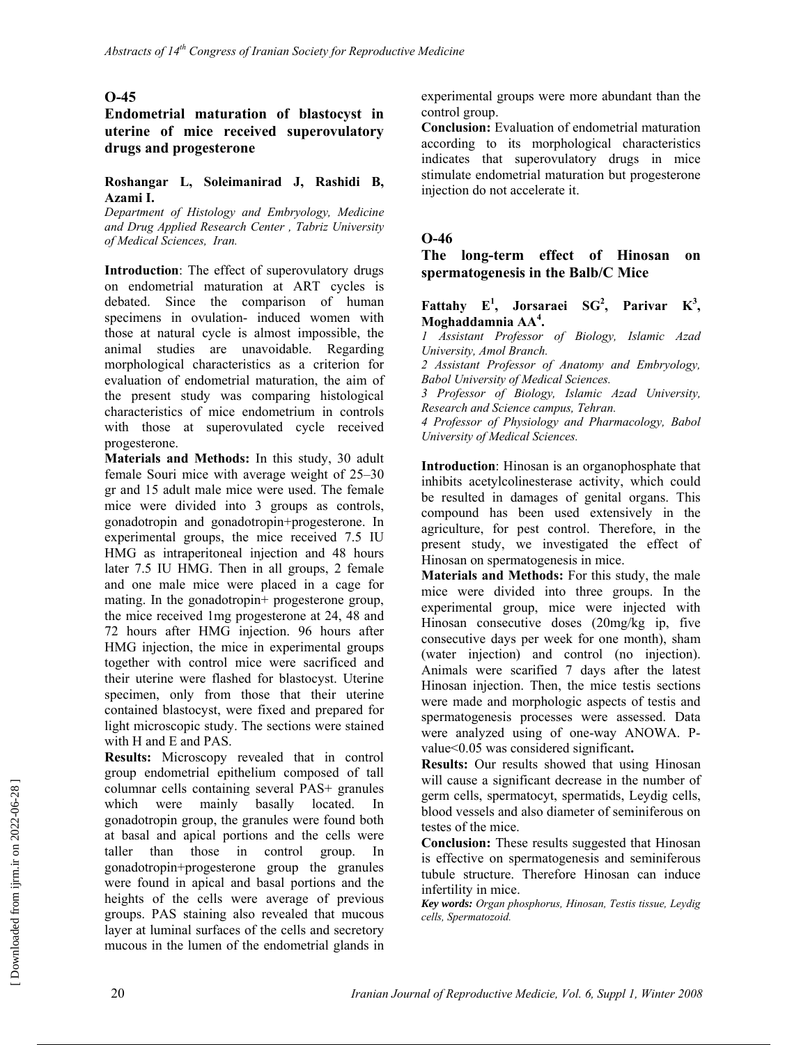## O-45

### Endometrial maturation of blastocyst in uterine of mice received superovulatory drugs and progesterone

**Roshangar L, Soleimanirad J, Rashidi B, Azami I.**

*Department of Histology and Embryology, Medicine and Drug Applied Research Center , Tabriz University of Medical Sciences, Iran.*

**Introduction**: The effect of superovulatory drugs on endometrial maturation at ART cycles is debated. Since the comparison of human specimens in ovulation- induced women with those at natural cycle is almost impossible, the animal studies are unavoidable. Regarding morphological characteristics as a criterion for evaluation of endometrial maturation, the aim of the present study was comparing histological characteristics of mice endometrium in controls with those at superovulated cycle received progesterone.

**Materials and Methods:** In this study, 30 adult female Souri mice with average weight of 25–30 gr and 15 adult male mice were used. The female mice were divided into 3 groups as controls, gonadotropin and gonadotropin+progesterone. In experimental groups, the mice received 7.5 IU HMG as intraperitoneal injection and 48 hours later 7.5 IU HMG. Then in all groups, 2 female and one male mice were placed in a cage for mating. In the gonadotropin+ progesterone group, the mice received 1mg progesterone at 24, 48 and 72 hours after HMG injection. 96 hours after HMG injection, the mice in experimental groups together with control mice were sacrificed and their uterine were flashed for blastocyst. Uterine specimen, only from those that their uterine contained blastocyst, were fixed and prepared for light microscopic study. The sections were stained with H and E and PAS.

**Results:** Microscopy revealed that in control group endometrial epithelium composed of tall columnar cells containing several PAS+ granules which were mainly basally located. In gonadotropin group, the granules were found both at basal and apical portions and the cells were taller than those in control group. In gonadotropin+progesterone group the granules were found in apical and basal portions and the heights of the cells were average of previous groups. PAS staining also revealed that mucous layer at luminal surfaces of the cells and secretory mucous in the lumen of the endometrial glands in experimental groups were more abundant than the control group.

**Conclusion:** Evaluation of endometrial maturation according to its morphological characteristics indicates that superovulatory drugs in mice stimulate endometrial maturation but progesterone injection do not accelerate it.

## O-46

### The long-term effect of Hinosan on spermatogenesis in the Balb/C Mice

**Fattahy E[1], Jorsaraei SG[2], Parivar K[3], Moghaddamnia AA[4].**

*1 Assistant Professor of Biology, Islamic Azad University, Amol Branch.*
*2 Assistant Professor of Anatomy and Embryology, Babol University of Medical Sciences.*
*3 Professor of Biology, Islamic Azad University, Research and Science campus, Tehran.*
*4 Professor of Physiology and Pharmacology, Babol University of Medical Sciences.*

**Introduction**: Hinosan is an organophosphate that inhibits acetylcolinesterase activity, which could be resulted in damages of genital organs. This compound has been used extensively in the agriculture, for pest control. Therefore, in the present study, we investigated the effect of Hinosan on spermatogenesis in mice.

**Materials and Methods:** For this study, the male mice were divided into three groups. In the experimental group, mice were injected with Hinosan consecutive doses (20mg/kg ip, five consecutive days per week for one month), sham (water injection) and control (no injection). Animals were scarified 7 days after the latest Hinosan injection. Then, the mice testis sections were made and morphologic aspects of testis and spermatogenesis processes were assessed. Data were analyzed using of one-way ANOWA. P-value<0.05 was considered significant**.**

**Results:** Our results showed that using Hinosan will cause a significant decrease in the number of germ cells, spermatocyt, spermatids, Leydig cells, blood vessels and also diameter of seminiferous on testes of the mice.

**Conclusion:** These results suggested that Hinosan is effective on spermatogenesis and seminiferous tubule structure. Therefore Hinosan can induce infertility in mice.

***Key words:*** *Organ phosphorus, Hinosan, Testis tissue, Leydig cells, Spermatozoid.*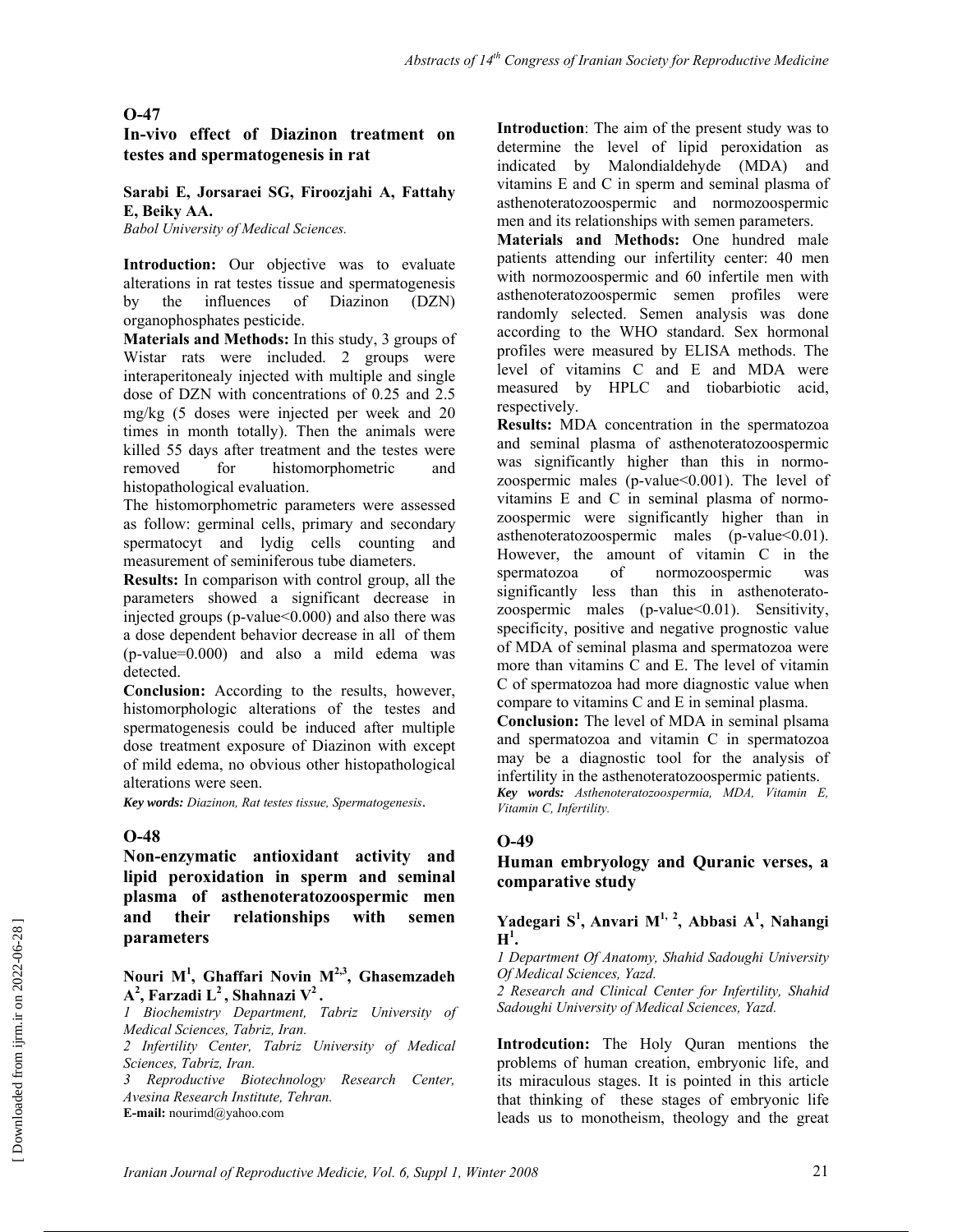## O-47

### In-vivo effect of Diazinon treatment on testes and spermatogenesis in rat

**Sarabi E, Jorsaraei SG, Firoozjahi A, Fattahy E, Beiky AA.**

*Babol University of Medical Sciences.*

**Introduction:** Our objective was to evaluate alterations in rat testes tissue and spermatogenesis by the influences of Diazinon (DZN) organophosphates pesticide.

**Materials and Methods:** In this study, 3 groups of Wistar rats were included. 2 groups were interaperitonealy injected with multiple and single dose of DZN with concentrations of 0.25 and 2.5 mg/kg (5 doses were injected per week and 20 times in month totally). Then the animals were killed 55 days after treatment and the testes were removed for histomorphometric and histopathological evaluation.

The histomorphometric parameters were assessed as follow: germinal cells, primary and secondary spermatocyt and lydig cells counting and measurement of seminiferous tube diameters.

**Results:** In comparison with control group, all the parameters showed a significant decrease in injected groups (p-value<0.000) and also there was a dose dependent behavior decrease in all of them (p-value=0.000) and also a mild edema was detected.

**Conclusion:** According to the results, however, histomorphologic alterations of the testes and spermatogenesis could be induced after multiple dose treatment exposure of Diazinon with except of mild edema, no obvious other histopathological alterations were seen.

***Key words:*** *Diazinon, Rat testes tissue, Spermatogenesis*.

## O-48

### Non-enzymatic antioxidant activity and lipid peroxidation in sperm and seminal plasma of asthenoteratozoospermic men and their relationships with semen parameters

**Nouri M[1], Ghaffari Novin M[2,3], Ghasemzadeh A[2], Farzadi L[2], Shahnazi V[2].**

*1 Biochemistry Department, Tabriz University of Medical Sciences, Tabriz, Iran.*

*2 Infertility Center, Tabriz University of Medical Sciences, Tabriz, Iran.*

*3 Reproductive Biotechnology Research Center, Avesina Research Institute, Tehran.*

**E-mail:** nourimd@yahoo.com

**Introduction**: The aim of the present study was to determine the level of lipid peroxidation as indicated by Malondialdehyde (MDA) and vitamins E and C in sperm and seminal plasma of asthenoteratozoospermic and normozoospermic men and its relationships with semen parameters.

**Materials and Methods:** One hundred male patients attending our infertility center: 40 men with normozoospermic and 60 infertile men with asthenoteratozoospermic semen profiles were randomly selected. Semen analysis was done according to the WHO standard. Sex hormonal profiles were measured by ELISA methods. The level of vitamins C and E and MDA were measured by HPLC and tiobarbiotic acid, respectively.

**Results:** MDA concentration in the spermatozoa and seminal plasma of asthenoteratozoospermic was significantly higher than this in normozoospermic males (p-value<0.001). The level of vitamins E and C in seminal plasma of normozoospermic were significantly higher than in asthenoteratozoospermic males (p-value<0.01). However, the amount of vitamin C in the spermatozoa of normozoospermic was significantly less than this in asthenoteratozoospermic males (p-value<0.01). Sensitivity, specificity, positive and negative prognostic value of MDA of seminal plasma and spermatozoa were more than vitamins C and E. The level of vitamin C of spermatozoa had more diagnostic value when compare to vitamins C and E in seminal plasma.

**Conclusion:** The level of MDA in seminal plsama and spermatozoa and vitamin C in spermatozoa may be a diagnostic tool for the analysis of infertility in the asthenoteratozoospermic patients.

***Key words:*** *Asthenoteratozoospermia, MDA, Vitamin E, Vitamin C, Infertility.*

## O-49

### Human embryology and Quranic verses, a comparative study

**Yadegari S[1], Anvari M[1, 2], Abbasi A[1], Nahangi H[1].**

*1 Department Of Anatomy, Shahid Sadoughi University Of Medical Sciences, Yazd.*

*2 Research and Clinical Center for Infertility, Shahid Sadoughi University of Medical Sciences, Yazd.*

**Introdcution:** The Holy Quran mentions the problems of human creation, embryonic life, and its miraculous stages. It is pointed in this article that thinking of these stages of embryonic life leads us to monotheism, theology and the great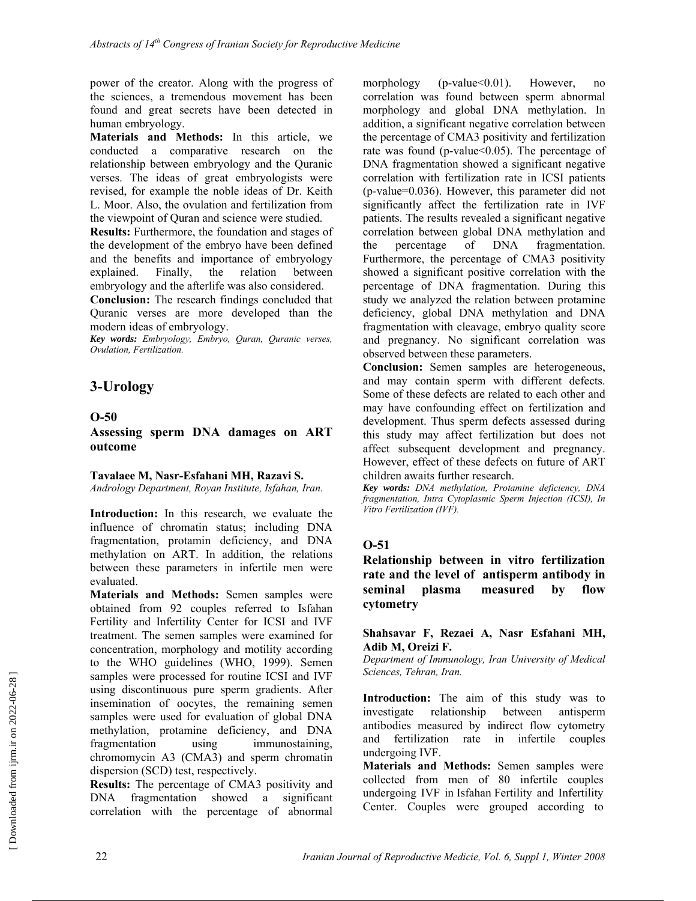power of the creator. Along with the progress of the sciences, a tremendous movement has been found and great secrets have been detected in human embryology.

**Materials and Methods:** In this article, we conducted a comparative research on the relationship between embryology and the Quranic verses. The ideas of great embryologists were revised, for example the noble ideas of Dr. Keith L. Moor. Also, the ovulation and fertilization from the viewpoint of Quran and science were studied.

**Results:** Furthermore, the foundation and stages of the development of the embryo have been defined and the benefits and importance of embryology explained. Finally, the relation between embryology and the afterlife was also considered.

**Conclusion:** The research findings concluded that Quranic verses are more developed than the modern ideas of embryology.

***Key words:*** *Embryology, Embryo, Quran, Quranic verses, Ovulation, Fertilization.*

## 3-Urology

### O-50

### Assessing sperm DNA damages on ART outcome

**Tavalaee M, Nasr-Esfahani MH, Razavi S.**

*Andrology Department, Royan Institute, Isfahan, Iran.*

**Introduction:** In this research, we evaluate the influence of chromatin status; including DNA fragmentation, protamin deficiency, and DNA methylation on ART. In addition, the relations between these parameters in infertile men were evaluated.

**Materials and Methods:** Semen samples were obtained from 92 couples referred to Isfahan Fertility and Infertility Center for ICSI and IVF treatment. The semen samples were examined for concentration, morphology and motility according to the WHO guidelines (WHO, 1999). Semen samples were processed for routine ICSI and IVF using discontinuous pure sperm gradients. After insemination of oocytes, the remaining semen samples were used for evaluation of global DNA methylation, protamine deficiency, and DNA fragmentation using immunostaining, chromomycin A3 (CMA3) and sperm chromatin dispersion (SCD) test, respectively.

**Results:** The percentage of CMA3 positivity and DNA fragmentation showed a significant correlation with the percentage of abnormal morphology (p-value<0.01). However, no correlation was found between sperm abnormal morphology and global DNA methylation. In addition, a significant negative correlation between the percentage of CMA3 positivity and fertilization rate was found (p-value<0.05). The percentage of DNA fragmentation showed a significant negative correlation with fertilization rate in ICSI patients (p-value=0.036). However, this parameter did not significantly affect the fertilization rate in IVF patients. The results revealed a significant negative correlation between global DNA methylation and the percentage of DNA fragmentation. Furthermore, the percentage of CMA3 positivity showed a significant positive correlation with the percentage of DNA fragmentation. During this study we analyzed the relation between protamine deficiency, global DNA methylation and DNA fragmentation with cleavage, embryo quality score and pregnancy. No significant correlation was observed between these parameters.

**Conclusion:** Semen samples are heterogeneous, and may contain sperm with different defects. Some of these defects are related to each other and may have confounding effect on fertilization and development. Thus sperm defects assessed during this study may affect fertilization but does not affect subsequent development and pregnancy. However, effect of these defects on future of ART children awaits further research.

***Key words:*** *DNA methylation, Protamine deficiency, DNA fragmentation, Intra Cytoplasmic Sperm Injection (ICSI), In Vitro Fertilization (IVF).*

### O-51

### Relationship between in vitro fertilization rate and the level of antisperm antibody in seminal plasma measured by flow cytometry

**Shahsavar F, Rezaei A, Nasr Esfahani MH, Adib M, Oreizi F.**

*Department of Immunology, Iran University of Medical Sciences, Tehran, Iran.*

**Introduction:** The aim of this study was to investigate relationship between antisperm antibodies measured by indirect flow cytometry and fertilization rate in infertile couples undergoing IVF.

**Materials and Methods:** Semen samples were collected from men of 80 infertile couples undergoing IVF in Isfahan Fertility and Infertility Center. Couples were grouped according to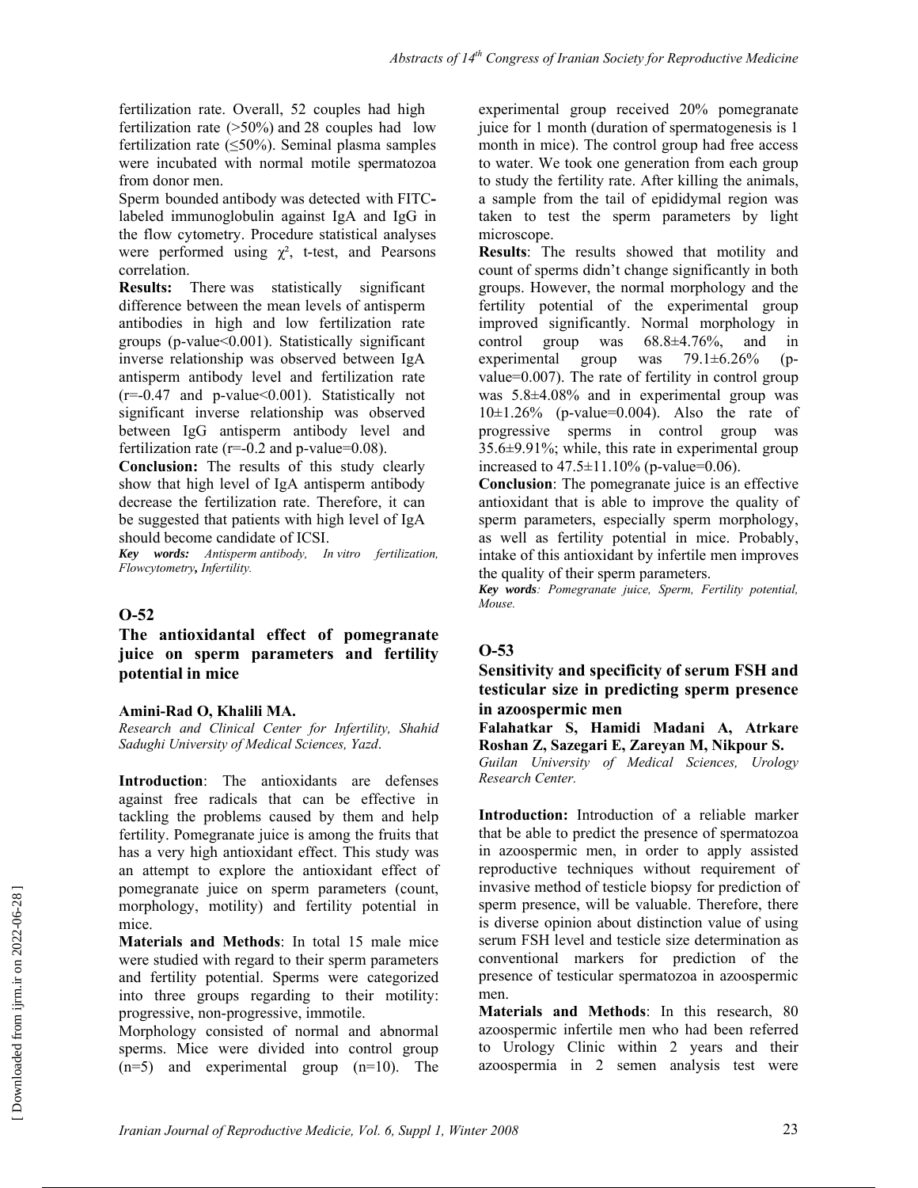fertilization rate. Overall, 52 couples had high fertilization rate (>50%) and 28 couples had low fertilization rate (≤50%). Seminal plasma samples were incubated with normal motile spermatozoa from donor men.

Sperm bounded antibody was detected with FITC-labeled immunoglobulin against IgA and IgG in the flow cytometry. Procedure statistical analyses were performed using $\chi^2$, t-test, and Pearsons correlation.

**Results:** There was statistically significant difference between the mean levels of antisperm antibodies in high and low fertilization rate groups (p-value<0.001). Statistically significant inverse relationship was observed between IgA antisperm antibody level and fertilization rate (r=-0.47 and p-value<0.001). Statistically not significant inverse relationship was observed between IgG antisperm antibody level and fertilization rate (r=-0.2 and p-value=0.08).

**Conclusion:** The results of this study clearly show that high level of IgA antisperm antibody decrease the fertilization rate. Therefore, it can be suggested that patients with high level of IgA should become candidate of ICSI.

***Key words:*** *Antisperm antibody, In vitro fertilization, Flowcytometry, Infertility.*

## O-52

### The antioxidantal effect of pomegranate juice on sperm parameters and fertility potential in mice

**Amini-Rad O, Khalili MA.**

*Research and Clinical Center for Infertility, Shahid Sadughi University of Medical Sciences, Yazd.*

**Introduction**: The antioxidants are defenses against free radicals that can be effective in tackling the problems caused by them and help fertility. Pomegranate juice is among the fruits that has a very high antioxidant effect. This study was an attempt to explore the antioxidant effect of pomegranate juice on sperm parameters (count, morphology, motility) and fertility potential in mice.

**Materials and Methods**: In total 15 male mice were studied with regard to their sperm parameters and fertility potential. Sperms were categorized into three groups regarding to their motility: progressive, non-progressive, immotile.

Morphology consisted of normal and abnormal sperms. Mice were divided into control group (n=5) and experimental group (n=10). The experimental group received 20% pomegranate juice for 1 month (duration of spermatogenesis is 1 month in mice). The control group had free access to water. We took one generation from each group to study the fertility rate. After killing the animals, a sample from the tail of epididymal region was taken to test the sperm parameters by light microscope.

**Results**: The results showed that motility and count of sperms didn't change significantly in both groups. However, the normal morphology and the fertility potential of the experimental group improved significantly. Normal morphology in control group was 68.8±4.76%, and in experimental group was 79.1±6.26% (p-value=0.007). The rate of fertility in control group was 5.8±4.08% and in experimental group was 10±1.26% (p-value=0.004). Also the rate of progressive sperms in control group was 35.6±9.91%; while, this rate in experimental group increased to 47.5±11.10% (p-value=0.06).

**Conclusion**: The pomegranate juice is an effective antioxidant that is able to improve the quality of sperm parameters, especially sperm morphology, as well as fertility potential in mice. Probably, intake of this antioxidant by infertile men improves the quality of their sperm parameters.

***Key words***: *Pomegranate juice, Sperm, Fertility potential, Mouse.*

## O-53

### Sensitivity and specificity of serum FSH and testicular size in predicting sperm presence in azoospermic men

**Falahatkar S, Hamidi Madani A, Atrkare Roshan Z, Sazegari E, Zareyan M, Nikpour S.**

*Guilan University of Medical Sciences, Urology Research Center.*

**Introduction:** Introduction of a reliable marker that be able to predict the presence of spermatozoa in azoospermic men, in order to apply assisted reproductive techniques without requirement of invasive method of testicle biopsy for prediction of sperm presence, will be valuable. Therefore, there is diverse opinion about distinction value of using serum FSH level and testicle size determination as conventional markers for prediction of the presence of testicular spermatozoa in azoospermic men.

**Materials and Methods**: In this research, 80 azoospermic infertile men who had been referred to Urology Clinic within 2 years and their azoospermia in 2 semen analysis test were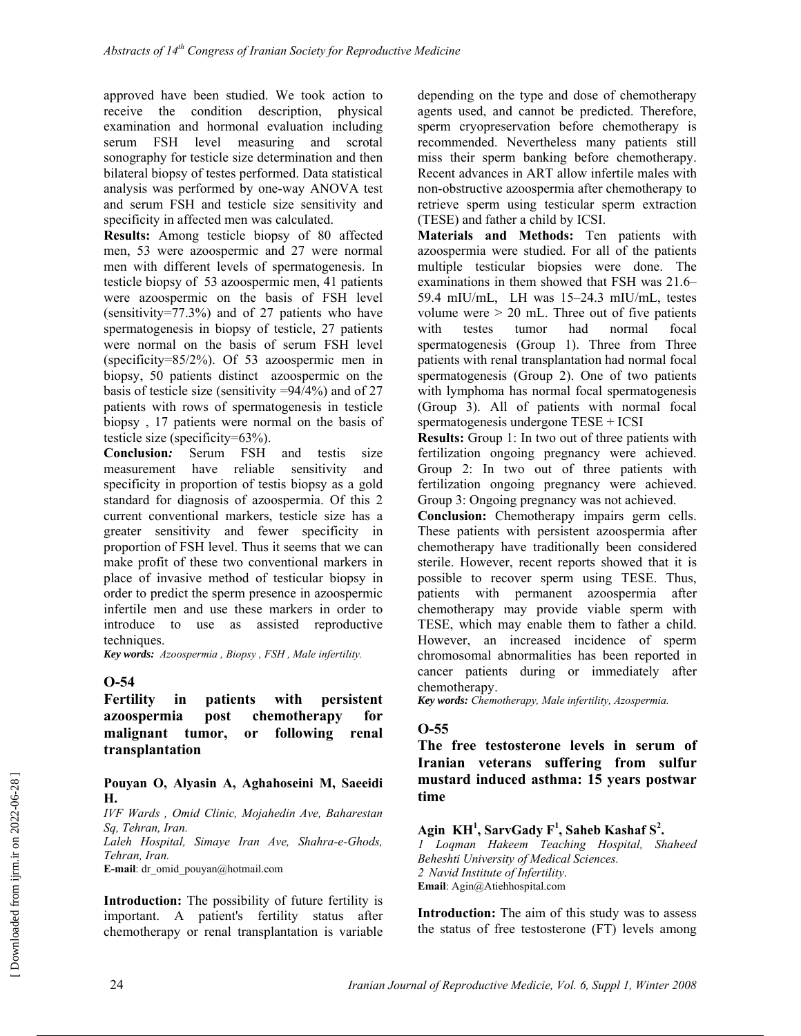approved have been studied. We took action to receive the condition description, physical examination and hormonal evaluation including serum FSH level measuring and scrotal sonography for testicle size determination and then bilateral biopsy of testes performed. Data statistical analysis was performed by one-way ANOVA test and serum FSH and testicle size sensitivity and specificity in affected men was calculated.

**Results:** Among testicle biopsy of 80 affected men, 53 were azoospermic and 27 were normal men with different levels of spermatogenesis. In testicle biopsy of 53 azoospermic men, 41 patients were azoospermic on the basis of FSH level (sensitivity=77.3%) and of 27 patients who have spermatogenesis in biopsy of testicle, 27 patients were normal on the basis of serum FSH level (specificity=85/2%). Of 53 azoospermic men in biopsy, 50 patients distinct azoospermic on the basis of testicle size (sensitivity =94/4%) and of 27 patients with rows of spermatogenesis in testicle biopsy , 17 patients were normal on the basis of testicle size (specificity=63%).

***Conclusion:*** Serum FSH and testis size measurement have reliable sensitivity and specificity in proportion of testis biopsy as a gold standard for diagnosis of azoospermia. Of this 2 current conventional markers, testicle size has a greater sensitivity and fewer specificity in proportion of FSH level. Thus it seems that we can make profit of these two conventional markers in place of invasive method of testicular biopsy in order to predict the sperm presence in azoospermic infertile men and use these markers in order to introduce to use as assisted reproductive techniques.

***Key words:*** *Azoospermia , Biopsy , FSH , Male infertility.*

## O-54

### Fertility in patients with persistent azoospermia post chemotherapy for malignant tumor, or following renal transplantation

**Pouyan O, Alyasin A, Aghahoseini M, Saeeidi H.**

*IVF Wards , Omid Clinic, Mojahedin Ave, Baharestan Sq, Tehran, Iran.*

*Laleh Hospital, Simaye Iran Ave, Shahra-e-Ghods, Tehran, Iran.*

**E-mail**: dr_omid_pouyan@hotmail.com

**Introduction:** The possibility of future fertility is important. A patient's fertility status after chemotherapy or renal transplantation is variable depending on the type and dose of chemotherapy agents used, and cannot be predicted. Therefore, sperm cryopreservation before chemotherapy is recommended. Nevertheless many patients still miss their sperm banking before chemotherapy. Recent advances in ART allow infertile males with non-obstructive azoospermia after chemotherapy to retrieve sperm using testicular sperm extraction (TESE) and father a child by ICSI.

**Materials and Methods:** Ten patients with azoospermia were studied. For all of the patients multiple testicular biopsies were done. The examinations in them showed that FSH was 21.6–59.4 mIU/mL, LH was 15–24.3 mIU/mL, testes volume were > 20 mL. Three out of five patients with testes tumor had normal focal spermatogenesis (Group 1). Three from Three patients with renal transplantation had normal focal spermatogenesis (Group 2). One of two patients with lymphoma has normal focal spermatogenesis (Group 3). All of patients with normal focal spermatogenesis undergone TESE + ICSI

**Results:** Group 1: In two out of three patients with fertilization ongoing pregnancy were achieved. Group 2: In two out of three patients with fertilization ongoing pregnancy were achieved. Group 3: Ongoing pregnancy was not achieved.

**Conclusion:** Chemotherapy impairs germ cells. These patients with persistent azoospermia after chemotherapy have traditionally been considered sterile. However, recent reports showed that it is possible to recover sperm using TESE. Thus, patients with permanent azoospermia after chemotherapy may provide viable sperm with TESE, which may enable them to father a child. However, an increased incidence of sperm chromosomal abnormalities has been reported in cancer patients during or immediately after chemotherapy.

***Key words:*** *Chemotherapy, Male infertility, Azospermia.*

## O-55

### The free testosterone levels in serum of Iranian veterans suffering from sulfur mustard induced asthma: 15 years postwar time

**Agin KH[1], SarvGady F[1], Saheb Kashaf S[2].**

*1 Loqman Hakeem Teaching Hospital, Shaheed Beheshti University of Medical Sciences.*

*2 Navid Institute of Infertility.*

**Email**: Agin@Atiehhospital.com

**Introduction:** The aim of this study was to assess the status of free testosterone (FT) levels among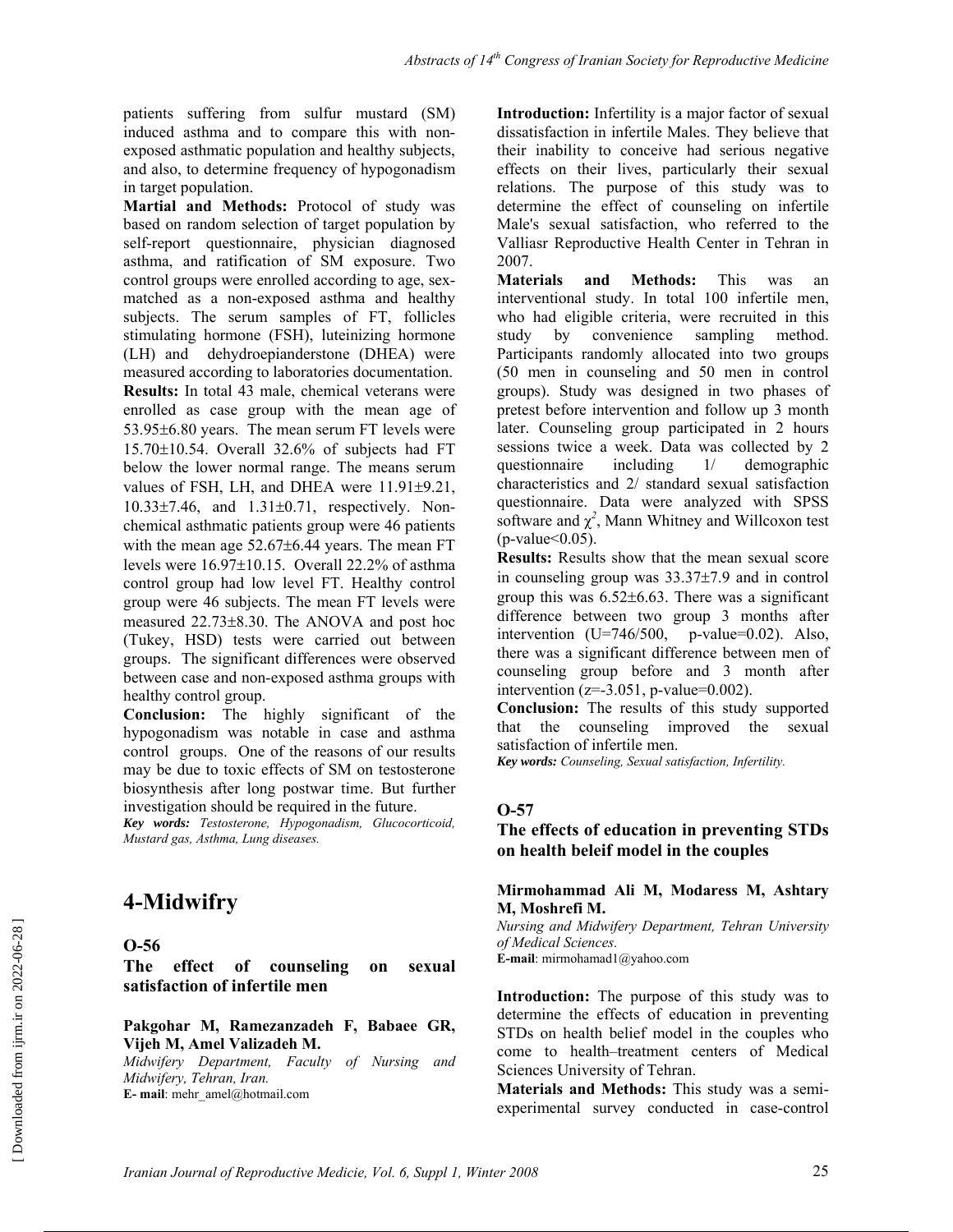patients suffering from sulfur mustard (SM) induced asthma and to compare this with non-exposed asthmatic population and healthy subjects, and also, to determine frequency of hypogonadism in target population.

**Martial and Methods:** Protocol of study was based on random selection of target population by self-report questionnaire, physician diagnosed asthma, and ratification of SM exposure. Two control groups were enrolled according to age, sex-matched as a non-exposed asthma and healthy subjects. The serum samples of FT, follicles stimulating hormone (FSH), luteinizing hormone (LH) and dehydroepianderstone (DHEA) were measured according to laboratories documentation.

**Results:** In total 43 male, chemical veterans were enrolled as case group with the mean age of 53.95±6.80 years. The mean serum FT levels were 15.70±10.54. Overall 32.6% of subjects had FT below the lower normal range. The means serum values of FSH, LH, and DHEA were 11.91±9.21, 10.33±7.46, and 1.31±0.71, respectively. Non-chemical asthmatic patients group were 46 patients with the mean age 52.67±6.44 years. The mean FT levels were 16.97±10.15. Overall 22.2% of asthma control group had low level FT. Healthy control group were 46 subjects. The mean FT levels were measured 22.73±8.30. The ANOVA and post hoc (Tukey, HSD) tests were carried out between groups. The significant differences were observed between case and non-exposed asthma groups with healthy control group.

**Conclusion:** The highly significant of the hypogonadism was notable in case and asthma control groups. One of the reasons of our results may be due to toxic effects of SM on testosterone biosynthesis after long postwar time. But further investigation should be required in the future.

***Key words:*** *Testosterone, Hypogonadism, Glucocorticoid, Mustard gas, Asthma, Lung diseases.*

# 4-Midwifry

## O-56

### The effect of counseling on sexual satisfaction of infertile men

**Pakgohar M, Ramezanzadeh F, Babaee GR, Vijeh M, Amel Valizadeh M.**

*Midwifery Department, Faculty of Nursing and Midwifery, Tehran, Iran.*

**E- mail**: mehr_amel@hotmail.com

**Introduction:** Infertility is a major factor of sexual dissatisfaction in infertile Males. They believe that their inability to conceive had serious negative effects on their lives, particularly their sexual relations. The purpose of this study was to determine the effect of counseling on infertile Male's sexual satisfaction, who referred to the Valliasr Reproductive Health Center in Tehran in 2007.

**Materials and Methods:** This was an interventional study. In total 100 infertile men, who had eligible criteria, were recruited in this study by convenience sampling method. Participants randomly allocated into two groups (50 men in counseling and 50 men in control groups). Study was designed in two phases of pretest before intervention and follow up 3 month later. Counseling group participated in 2 hours sessions twice a week. Data was collected by 2 questionnaire including 1/ demographic characteristics and 2/ standard sexual satisfaction questionnaire. Data were analyzed with SPSS software and $\chi^2$, Mann Whitney and Willcoxon test ($p$-value<0.05).

**Results:** Results show that the mean sexual score in counseling group was 33.37±7.9 and in control group this was 6.52±6.63. There was a significant difference between two group 3 months after intervention (U=746/500, p-value=0.02). Also, there was a significant difference between men of counseling group before and 3 month after intervention (z=-3.051, p-value=0.002).

**Conclusion:** The results of this study supported that the counseling improved the sexual satisfaction of infertile men.

***Key words:*** *Counseling, Sexual satisfaction, Infertility.*

## O-57

### The effects of education in preventing STDs on health beleif model in the couples

**Mirmohammad Ali M, Modaress M, Ashtary M, Moshrefi M.**

*Nursing and Midwifery Department, Tehran University of Medical Sciences.*

**E-mail**: mirmohamad1@yahoo.com

**Introduction:** The purpose of this study was to determine the effects of education in preventing STDs on health belief model in the couples who come to health–treatment centers of Medical Sciences University of Tehran.

**Materials and Methods:** This study was a semi-experimental survey conducted in case-control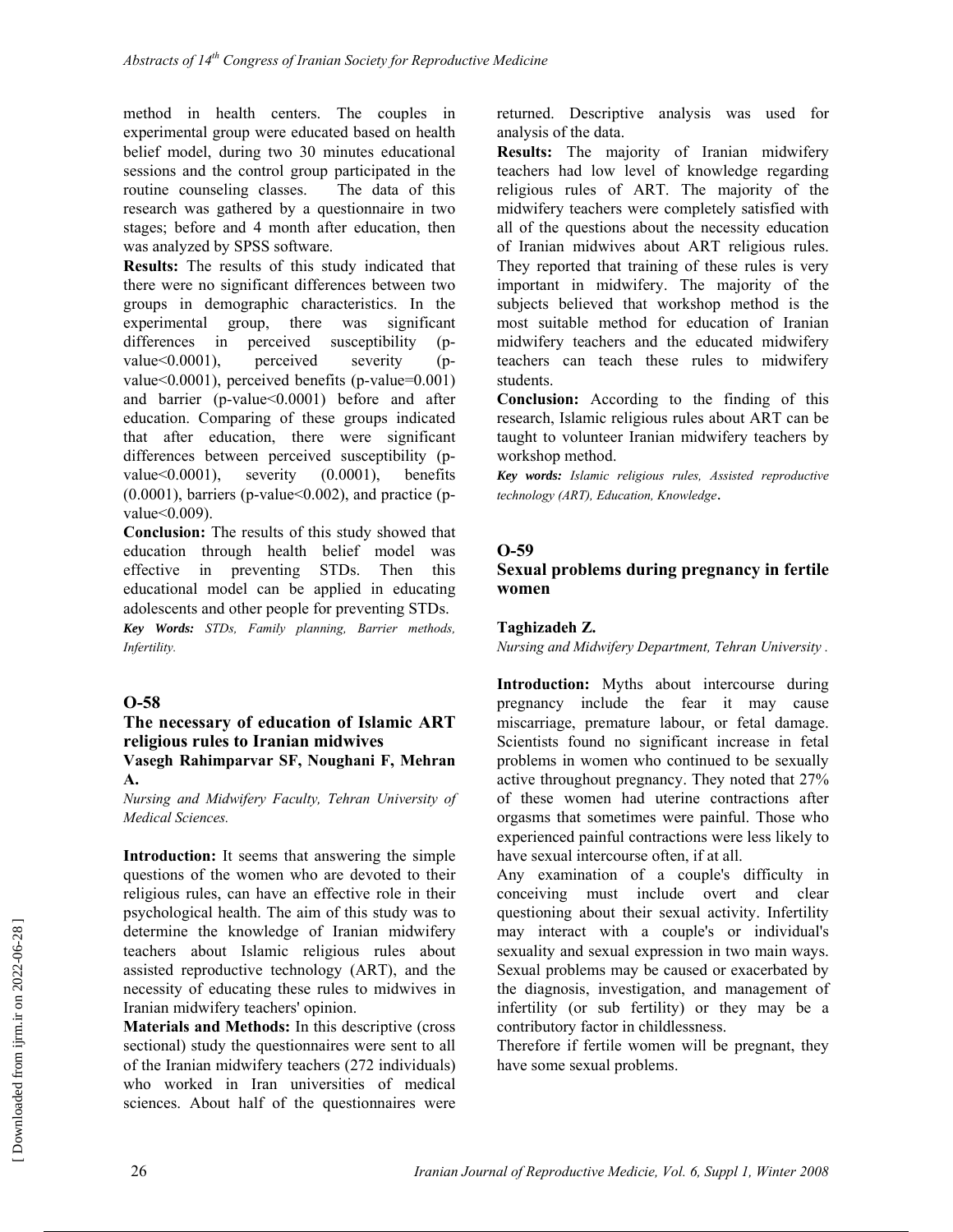method in health centers. The couples in experimental group were educated based on health belief model, during two 30 minutes educational sessions and the control group participated in the routine counseling classes. The data of this research was gathered by a questionnaire in two stages; before and 4 month after education, then was analyzed by SPSS software.

**Results:** The results of this study indicated that there were no significant differences between two groups in demographic characteristics. In the experimental group, there was significant differences in perceived susceptibility (p-value<0.0001), perceived severity (p-value<0.0001), perceived benefits (p-value=0.001) and barrier (p-value<0.0001) before and after education. Comparing of these groups indicated that after education, there were significant differences between perceived susceptibility (p-value<0.0001), severity (0.0001), benefits (0.0001), barriers (p-value<0.002), and practice (p-value<0.009).

**Conclusion:** The results of this study showed that education through health belief model was effective in preventing STDs. Then this educational model can be applied in educating adolescents and other people for preventing STDs.

***Key Words:*** *STDs, Family planning, Barrier methods, Infertility.*

## O-58

### The necessary of education of Islamic ART religious rules to Iranian midwives

**Vasegh Rahimparvar SF, Noughani F, Mehran A.**

*Nursing and Midwifery Faculty, Tehran University of Medical Sciences.*

**Introduction:** It seems that answering the simple questions of the women who are devoted to their religious rules, can have an effective role in their psychological health. The aim of this study was to determine the knowledge of Iranian midwifery teachers about Islamic religious rules about assisted reproductive technology (ART), and the necessity of educating these rules to midwives in Iranian midwifery teachers' opinion.

**Materials and Methods:** In this descriptive (cross sectional) study the questionnaires were sent to all of the Iranian midwifery teachers (272 individuals) who worked in Iran universities of medical sciences. About half of the questionnaires were returned. Descriptive analysis was used for analysis of the data.

**Results:** The majority of Iranian midwifery teachers had low level of knowledge regarding religious rules of ART. The majority of the midwifery teachers were completely satisfied with all of the questions about the necessity education of Iranian midwives about ART religious rules. They reported that training of these rules is very important in midwifery. The majority of the subjects believed that workshop method is the most suitable method for education of Iranian midwifery teachers and the educated midwifery teachers can teach these rules to midwifery students.

**Conclusion:** According to the finding of this research, Islamic religious rules about ART can be taught to volunteer Iranian midwifery teachers by workshop method.

***Key words:*** *Islamic religious rules, Assisted reproductive technology (ART), Education, Knowledge*.

## O-59

### Sexual problems during pregnancy in fertile women

**Taghizadeh Z.**

*Nursing and Midwifery Department, Tehran University .*

**Introduction:** Myths about intercourse during pregnancy include the fear it may cause miscarriage, premature labour, or fetal damage. Scientists found no significant increase in fetal problems in women who continued to be sexually active throughout pregnancy. They noted that 27% of these women had uterine contractions after orgasms that sometimes were painful. Those who experienced painful contractions were less likely to have sexual intercourse often, if at all.

Any examination of a couple's difficulty in conceiving must include overt and clear questioning about their sexual activity. Infertility may interact with a couple's or individual's sexuality and sexual expression in two main ways. Sexual problems may be caused or exacerbated by the diagnosis, investigation, and management of infertility (or sub fertility) or they may be a contributory factor in childlessness.

Therefore if fertile women will be pregnant, they have some sexual problems.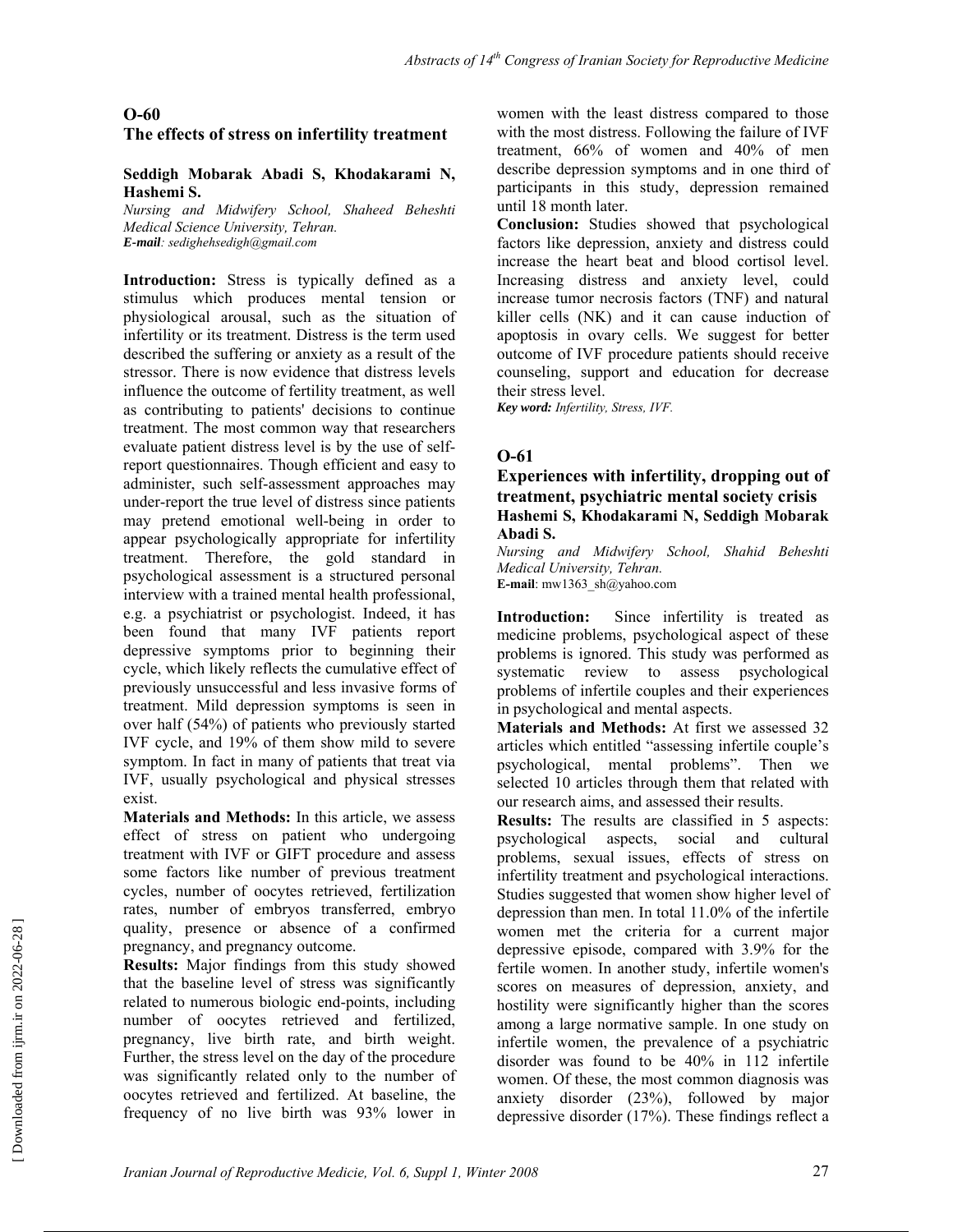## O-60

## The effects of stress on infertility treatment

**Seddigh Mobarak Abadi S, Khodakarami N, Hashemi S.**

*Nursing and Midwifery School, Shaheed Beheshti Medical Science University, Tehran.*

***E-mail**: sedighehsedigh@gmail.com*

**Introduction:** Stress is typically defined as a stimulus which produces mental tension or physiological arousal, such as the situation of infertility or its treatment. Distress is the term used described the suffering or anxiety as a result of the stressor. There is now evidence that distress levels influence the outcome of fertility treatment, as well as contributing to patients' decisions to continue treatment. The most common way that researchers evaluate patient distress level is by the use of self-report questionnaires. Though efficient and easy to administer, such self-assessment approaches may under-report the true level of distress since patients may pretend emotional well-being in order to appear psychologically appropriate for infertility treatment. Therefore, the gold standard in psychological assessment is a structured personal interview with a trained mental health professional, e.g. a psychiatrist or psychologist. Indeed, it has been found that many IVF patients report depressive symptoms prior to beginning their cycle, which likely reflects the cumulative effect of previously unsuccessful and less invasive forms of treatment. Mild depression symptoms is seen in over half (54%) of patients who previously started IVF cycle, and 19% of them show mild to severe symptom. In fact in many of patients that treat via IVF, usually psychological and physical stresses exist.

**Materials and Methods:** In this article, we assess effect of stress on patient who undergoing treatment with IVF or GIFT procedure and assess some factors like number of previous treatment cycles, number of oocytes retrieved, fertilization rates, number of embryos transferred, embryo quality, presence or absence of a confirmed pregnancy, and pregnancy outcome.

**Results:** Major findings from this study showed that the baseline level of stress was significantly related to numerous biologic end-points, including number of oocytes retrieved and fertilized, pregnancy, live birth rate, and birth weight. Further, the stress level on the day of the procedure was significantly related only to the number of oocytes retrieved and fertilized. At baseline, the frequency of no live birth was 93% lower in women with the least distress compared to those with the most distress. Following the failure of IVF treatment, 66% of women and 40% of men describe depression symptoms and in one third of participants in this study, depression remained until 18 month later.

**Conclusion:** Studies showed that psychological factors like depression, anxiety and distress could increase the heart beat and blood cortisol level. Increasing distress and anxiety level, could increase tumor necrosis factors (TNF) and natural killer cells (NK) and it can cause induction of apoptosis in ovary cells. We suggest for better outcome of IVF procedure patients should receive counseling, support and education for decrease their stress level.

***Key word:** Infertility, Stress, IVF.*

## O-61

## Experiences with infertility, dropping out of treatment, psychiatric mental society crisis

**Hashemi S, Khodakarami N, Seddigh Mobarak Abadi S.**

*Nursing and Midwifery School, Shahid Beheshti Medical University, Tehran.*

**E-mail**: mw1363_sh@yahoo.com

**Introduction:** Since infertility is treated as medicine problems, psychological aspect of these problems is ignored. This study was performed as systematic review to assess psychological problems of infertile couples and their experiences in psychological and mental aspects.

**Materials and Methods:** At first we assessed 32 articles which entitled "assessing infertile couple's psychological, mental problems". Then we selected 10 articles through them that related with our research aims, and assessed their results.

**Results:** The results are classified in 5 aspects: psychological aspects, social and cultural problems, sexual issues, effects of stress on infertility treatment and psychological interactions. Studies suggested that women show higher level of depression than men. In total 11.0% of the infertile women met the criteria for a current major depressive episode, compared with 3.9% for the fertile women. In another study, infertile women's scores on measures of depression, anxiety, and hostility were significantly higher than the scores among a large normative sample. In one study on infertile women, the prevalence of a psychiatric disorder was found to be 40% in 112 infertile women. Of these, the most common diagnosis was anxiety disorder (23%), followed by major depressive disorder (17%). These findings reflect a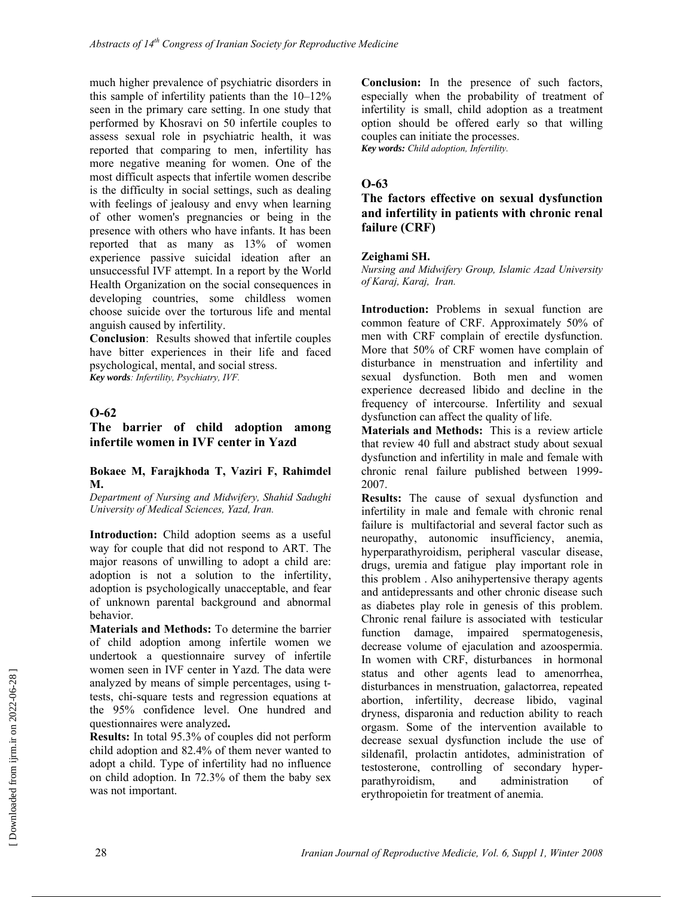much higher prevalence of psychiatric disorders in this sample of infertility patients than the 10–12% seen in the primary care setting. In one study that performed by Khosravi on 50 infertile couples to assess sexual role in psychiatric health, it was reported that comparing to men, infertility has more negative meaning for women. One of the most difficult aspects that infertile women describe is the difficulty in social settings, such as dealing with feelings of jealousy and envy when learning of other women's pregnancies or being in the presence with others who have infants. It has been reported that as many as 13% of women experience passive suicidal ideation after an unsuccessful IVF attempt. In a report by the World Health Organization on the social consequences in developing countries, some childless women choose suicide over the torturous life and mental anguish caused by infertility.

**Conclusion**: Results showed that infertile couples have bitter experiences in their life and faced psychological, mental, and social stress.

***Key words**: Infertility, Psychiatry, IVF.*

## O-62

### The barrier of child adoption among infertile women in IVF center in Yazd

**Bokaee M, Farajkhoda T, Vaziri F, Rahimdel M.**

*Department of Nursing and Midwifery, Shahid Sadughi University of Medical Sciences, Yazd, Iran.*

**Introduction:** Child adoption seems as a useful way for couple that did not respond to ART. The major reasons of unwilling to adopt a child are: adoption is not a solution to the infertility, adoption is psychologically unacceptable, and fear of unknown parental background and abnormal behavior.

**Materials and Methods:** To determine the barrier of child adoption among infertile women we undertook a questionnaire survey of infertile women seen in IVF center in Yazd. The data were analyzed by means of simple percentages, using t-tests, chi-square tests and regression equations at the 95% confidence level. One hundred and questionnaires were analyzed**.**

**Results:** In total 95.3% of couples did not perform child adoption and 82.4% of them never wanted to adopt a child. Type of infertility had no influence on child adoption. In 72.3% of them the baby sex was not important.

**Conclusion:** In the presence of such factors, especially when the probability of treatment of infertility is small, child adoption as a treatment option should be offered early so that willing couples can initiate the processes.

***Key words:** Child adoption, Infertility.*

## O-63

### The factors effective on sexual dysfunction and infertility in patients with chronic renal failure (CRF)

**Zeighami SH.**

*Nursing and Midwifery Group, Islamic Azad University of Karaj, Karaj, Iran.*

**Introduction:** Problems in sexual function are common feature of CRF. Approximately 50% of men with CRF complain of erectile dysfunction. More that 50% of CRF women have complain of disturbance in menstruation and infertility and sexual dysfunction. Both men and women experience decreased libido and decline in the frequency of intercourse. Infertility and sexual dysfunction can affect the quality of life.

**Materials and Methods:** This is a review article that review 40 full and abstract study about sexual dysfunction and infertility in male and female with chronic renal failure published between 1999-2007.

**Results:** The cause of sexual dysfunction and infertility in male and female with chronic renal failure is multifactorial and several factor such as neuropathy, autonomic insufficiency, anemia, hyperparathyroidism, peripheral vascular disease, drugs, uremia and fatigue play important role in this problem . Also anihypertensive therapy agents and antidepressants and other chronic disease such as diabetes play role in genesis of this problem. Chronic renal failure is associated with testicular function damage, impaired spermatogenesis, decrease volume of ejaculation and azoospermia. In women with CRF, disturbances in hormonal status and other agents lead to amenorrhea, disturbances in menstruation, galactorrea, repeated abortion, infertility, decrease libido, vaginal dryness, disparonia and reduction ability to reach orgasm. Some of the intervention available to decrease sexual dysfunction include the use of sildenafil, prolactin antidotes, administration of testosterone, controlling of secondary hyper-parathyroidism, and administration of erythropoietin for treatment of anemia.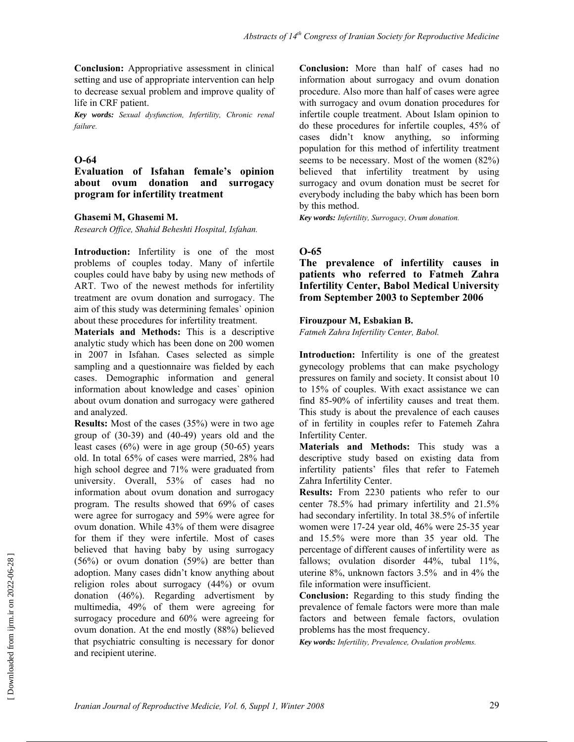**Conclusion:** Appropriative assessment in clinical setting and use of appropriate intervention can help to decrease sexual problem and improve quality of life in CRF patient.

***Key words:*** *Sexual dysfunction, Infertility, Chronic renal failure.*

## O-64

### Evaluation of Isfahan female's opinion about ovum donation and surrogacy program for infertility treatment

**Ghasemi M, Ghasemi M.**

*Research Office, Shahid Beheshti Hospital, Isfahan.*

**Introduction:** Infertility is one of the most problems of couples today. Many of infertile couples could have baby by using new methods of ART. Two of the newest methods for infertility treatment are ovum donation and surrogacy. The aim of this study was determining females` opinion about these procedures for infertility treatment.

**Materials and Methods:** This is a descriptive analytic study which has been done on 200 women in 2007 in Isfahan. Cases selected as simple sampling and a questionnaire was fielded by each cases. Demographic information and general information about knowledge and cases` opinion about ovum donation and surrogacy were gathered and analyzed.

**Results:** Most of the cases (35%) were in two age group of (30-39) and (40-49) years old and the least cases (6%) were in age group (50-65) years old. In total 65% of cases were married, 28% had high school degree and 71% were graduated from university. Overall, 53% of cases had no information about ovum donation and surrogacy program. The results showed that 69% of cases were agree for surrogacy and 59% were agree for ovum donation. While 43% of them were disagree for them if they were infertile. Most of cases believed that having baby by using surrogacy (56%) or ovum donation (59%) are better than adoption. Many cases didn't know anything about religion roles about surrogacy (44%) or ovum donation (46%). Regarding advertisment by multimedia, 49% of them were agreeing for surrogacy procedure and 60% were agreeing for ovum donation. At the end mostly (88%) believed that psychiatric consulting is necessary for donor and recipient uterine.

**Conclusion:** More than half of cases had no information about surrogacy and ovum donation procedure. Also more than half of cases were agree with surrogacy and ovum donation procedures for infertile couple treatment. About Islam opinion to do these procedures for infertile couples, 45% of cases didn't know anything, so informing population for this method of infertility treatment seems to be necessary. Most of the women (82%) believed that infertility treatment by using surrogacy and ovum donation must be secret for everybody including the baby which has been born by this method.

***Key words:*** *Infertility, Surrogacy, Ovum donation.*

## O-65

### The prevalence of infertility causes in patients who referred to Fatmeh Zahra Infertility Center, Babol Medical University from September 2003 to September 2006

**Firouzpour M, Esbakian B.**

*Fatmeh Zahra Infertility Center, Babol.*

**Introduction:** Infertility is one of the greatest gynecology problems that can make psychology pressures on family and society. It consist about 10 to 15% of couples. With exact assistance we can find 85-90% of infertility causes and treat them. This study is about the prevalence of each causes of in fertility in couples refer to Fatemeh Zahra Infertility Center.

**Materials and Methods:** This study was a descriptive study based on existing data from infertility patients' files that refer to Fatemeh Zahra Infertility Center.

**Results:** From 2230 patients who refer to our center 78.5% had primary infertility and 21.5% had secondary infertility. In total 38.5% of infertile women were 17-24 year old, 46% were 25-35 year and 15.5% were more than 35 year old. The percentage of different causes of infertility were as fallows; ovulation disorder 44%, tubal 11%, uterine 8%, unknown factors 3.5% and in 4% the file information were insufficient.

**Conclusion:** Regarding to this study finding the prevalence of female factors were more than male factors and between female factors, ovulation problems has the most frequency.

***Key words:*** *Infertility, Prevalence, Ovulation problems.*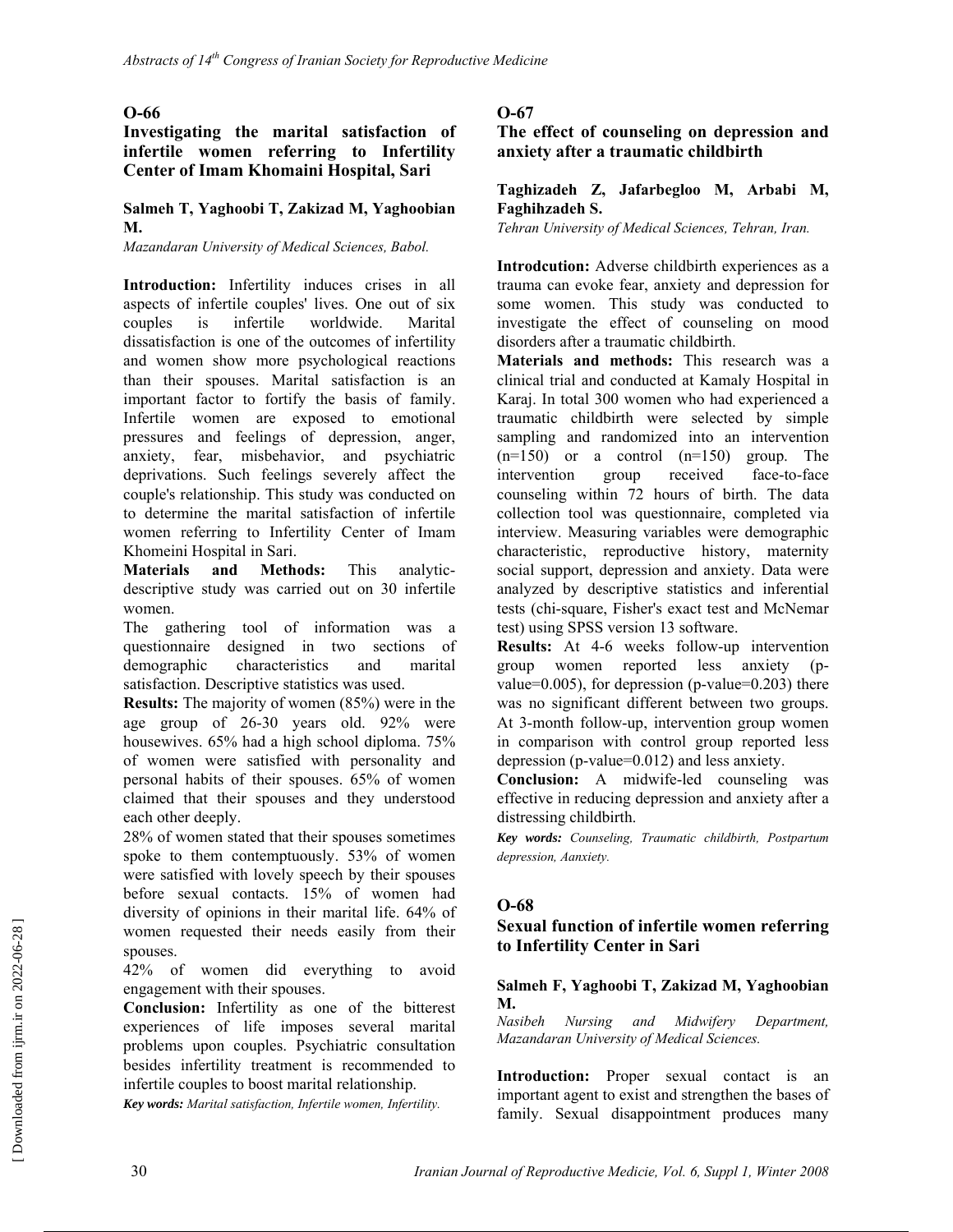## O-66

### Investigating the marital satisfaction of infertile women referring to Infertility Center of Imam Khomaini Hospital, Sari

**Salmeh T, Yaghoobi T, Zakizad M, Yaghoobian M.**

*Mazandaran University of Medical Sciences, Babol.*

**Introduction:** Infertility induces crises in all aspects of infertile couples' lives. One out of six couples is infertile worldwide. Marital dissatisfaction is one of the outcomes of infertility and women show more psychological reactions than their spouses. Marital satisfaction is an important factor to fortify the basis of family. Infertile women are exposed to emotional pressures and feelings of depression, anger, anxiety, fear, misbehavior, and psychiatric deprivations. Such feelings severely affect the couple's relationship. This study was conducted on to determine the marital satisfaction of infertile women referring to Infertility Center of Imam Khomeini Hospital in Sari.

**Materials and Methods:** This analytic-descriptive study was carried out on 30 infertile women.

The gathering tool of information was a questionnaire designed in two sections of demographic characteristics and marital satisfaction. Descriptive statistics was used.

**Results:** The majority of women (85%) were in the age group of 26-30 years old. 92% were housewives. 65% had a high school diploma. 75% of women were satisfied with personality and personal habits of their spouses. 65% of women claimed that their spouses and they understood each other deeply.

28% of women stated that their spouses sometimes spoke to them contemptuously. 53% of women were satisfied with lovely speech by their spouses before sexual contacts. 15% of women had diversity of opinions in their marital life. 64% of women requested their needs easily from their spouses.

42% of women did everything to avoid engagement with their spouses.

**Conclusion:** Infertility as one of the bitterest experiences of life imposes several marital problems upon couples. Psychiatric consultation besides infertility treatment is recommended to infertile couples to boost marital relationship.

***Key words:*** *Marital satisfaction, Infertile women, Infertility.*

## O-67

### The effect of counseling on depression and anxiety after a traumatic childbirth

**Taghizadeh Z, Jafarbegloo M, Arbabi M, Faghihzadeh S.**

*Tehran University of Medical Sciences, Tehran, Iran.*

**Introdcution:** Adverse childbirth experiences as a trauma can evoke fear, anxiety and depression for some women. This study was conducted to investigate the effect of counseling on mood disorders after a traumatic childbirth.

**Materials and methods:** This research was a clinical trial and conducted at Kamaly Hospital in Karaj. In total 300 women who had experienced a traumatic childbirth were selected by simple sampling and randomized into an intervention (n=150) or a control (n=150) group. The intervention group received face-to-face counseling within 72 hours of birth. The data collection tool was questionnaire, completed via interview. Measuring variables were demographic characteristic, reproductive history, maternity social support, depression and anxiety. Data were analyzed by descriptive statistics and inferential tests (chi-square, Fisher's exact test and McNemar test) using SPSS version 13 software.

**Results:** At 4-6 weeks follow-up intervention group women reported less anxiety (p-value=0.005), for depression (p-value=0.203) there was no significant different between two groups. At 3-month follow-up, intervention group women in comparison with control group reported less depression (p-value=0.012) and less anxiety.

**Conclusion:** A midwife-led counseling was effective in reducing depression and anxiety after a distressing childbirth.

***Key words:*** *Counseling, Traumatic childbirth, Postpartum depression, Aanxiety.*

## O-68

### Sexual function of infertile women referring to Infertility Center in Sari

**Salmeh F, Yaghoobi T, Zakizad M, Yaghoobian M.**

*Nasibeh Nursing and Midwifery Department, Mazandaran University of Medical Sciences.*

**Introduction:** Proper sexual contact is an important agent to exist and strengthen the bases of family. Sexual disappointment produces many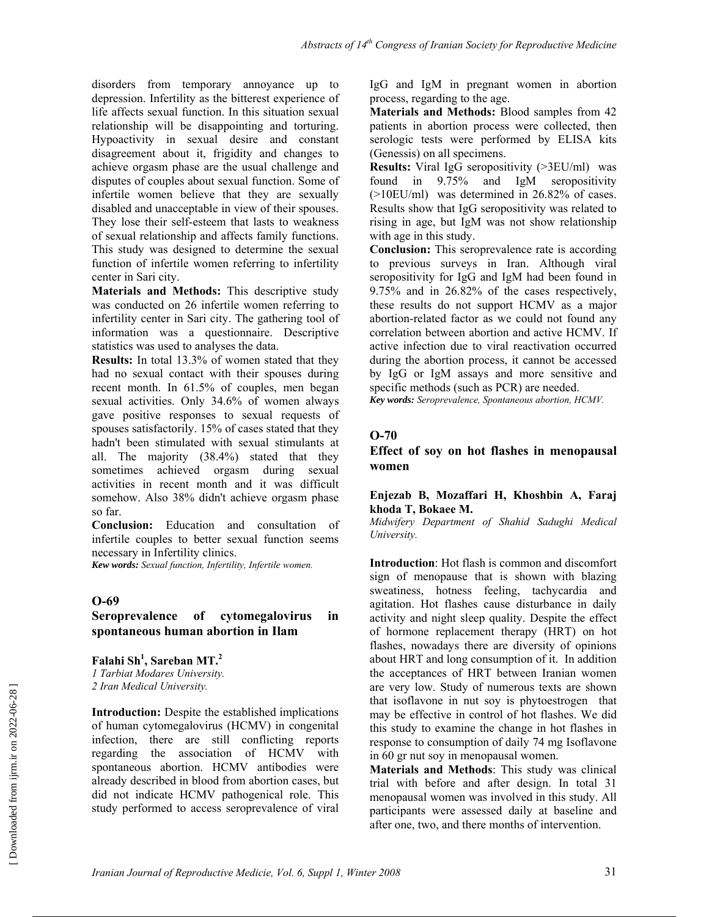disorders from temporary annoyance up to depression. Infertility as the bitterest experience of life affects sexual function. In this situation sexual relationship will be disappointing and torturing. Hypoactivity in sexual desire and constant disagreement about it, frigidity and changes to achieve orgasm phase are the usual challenge and disputes of couples about sexual function. Some of infertile women believe that they are sexually disabled and unacceptable in view of their spouses. They lose their self-esteem that lasts to weakness of sexual relationship and affects family functions. This study was designed to determine the sexual function of infertile women referring to infertility center in Sari city.

**Materials and Methods:** This descriptive study was conducted on 26 infertile women referring to infertility center in Sari city. The gathering tool of information was a questionnaire. Descriptive statistics was used to analyses the data.

**Results:** In total 13.3% of women stated that they had no sexual contact with their spouses during recent month. In 61.5% of couples, men began sexual activities. Only 34.6% of women always gave positive responses to sexual requests of spouses satisfactorily. 15% of cases stated that they hadn't been stimulated with sexual stimulants at all. The majority (38.4%) stated that they sometimes achieved orgasm during sexual activities in recent month and it was difficult somehow. Also 38% didn't achieve orgasm phase so far.

**Conclusion:** Education and consultation of infertile couples to better sexual function seems necessary in Infertility clinics.

***Kew words:*** *Sexual function, Infertility, Infertile women.*

## O-69

### Seroprevalence of cytomegalovirus in spontaneous human abortion in Ilam

**Falahi Sh[1], Sareban MT.[2]**

*1 Tarbiat Modares University.*
*2 Iran Medical University.*

**Introduction:** Despite the established implications of human cytomegalovirus (HCMV) in congenital infection, there are still conflicting reports regarding the association of HCMV with spontaneous abortion. HCMV antibodies were already described in blood from abortion cases, but did not indicate HCMV pathogenical role. This study performed to access seroprevalence of viral IgG and IgM in pregnant women in abortion process, regarding to the age.

**Materials and Methods:** Blood samples from 42 patients in abortion process were collected, then serologic tests were performed by ELISA kits (Genessis) on all specimens.

**Results:** Viral IgG seropositivity (>3EU/ml) was found in 9.75% and IgM seropositivity (>10EU/ml) was determined in 26.82% of cases. Results show that IgG seropositivity was related to rising in age, but IgM was not show relationship with age in this study.

**Conclusion:** This seroprevalence rate is according to previous surveys in Iran. Although viral seropositivity for IgG and IgM had been found in 9.75% and in 26.82% of the cases respectively, these results do not support HCMV as a major abortion-related factor as we could not found any correlation between abortion and active HCMV. If active infection due to viral reactivation occurred during the abortion process, it cannot be accessed by IgG or IgM assays and more sensitive and specific methods (such as PCR) are needed.

***Key words:*** *Seroprevalence, Spontaneous abortion, HCMV.*

## O-70

### Effect of soy on hot flashes in menopausal women

**Enjezab B, Mozaffari H, Khoshbin A, Faraj khoda T, Bokaee M.**

*Midwifery Department of Shahid Sadughi Medical University.*

**Introduction**: Hot flash is common and discomfort sign of menopause that is shown with blazing sweatiness, hotness feeling, tachycardia and agitation. Hot flashes cause disturbance in daily activity and night sleep quality. Despite the effect of hormone replacement therapy (HRT) on hot flashes, nowadays there are diversity of opinions about HRT and long consumption of it. In addition the acceptances of HRT between Iranian women are very low. Study of numerous texts are shown that isoflavone in nut soy is phytoestrogen that may be effective in control of hot flashes. We did this study to examine the change in hot flashes in response to consumption of daily 74 mg Isoflavone in 60 gr nut soy in menopausal women.

**Materials and Methods**: This study was clinical trial with before and after design. In total 31 menopausal women was involved in this study. All participants were assessed daily at baseline and after one, two, and there months of intervention.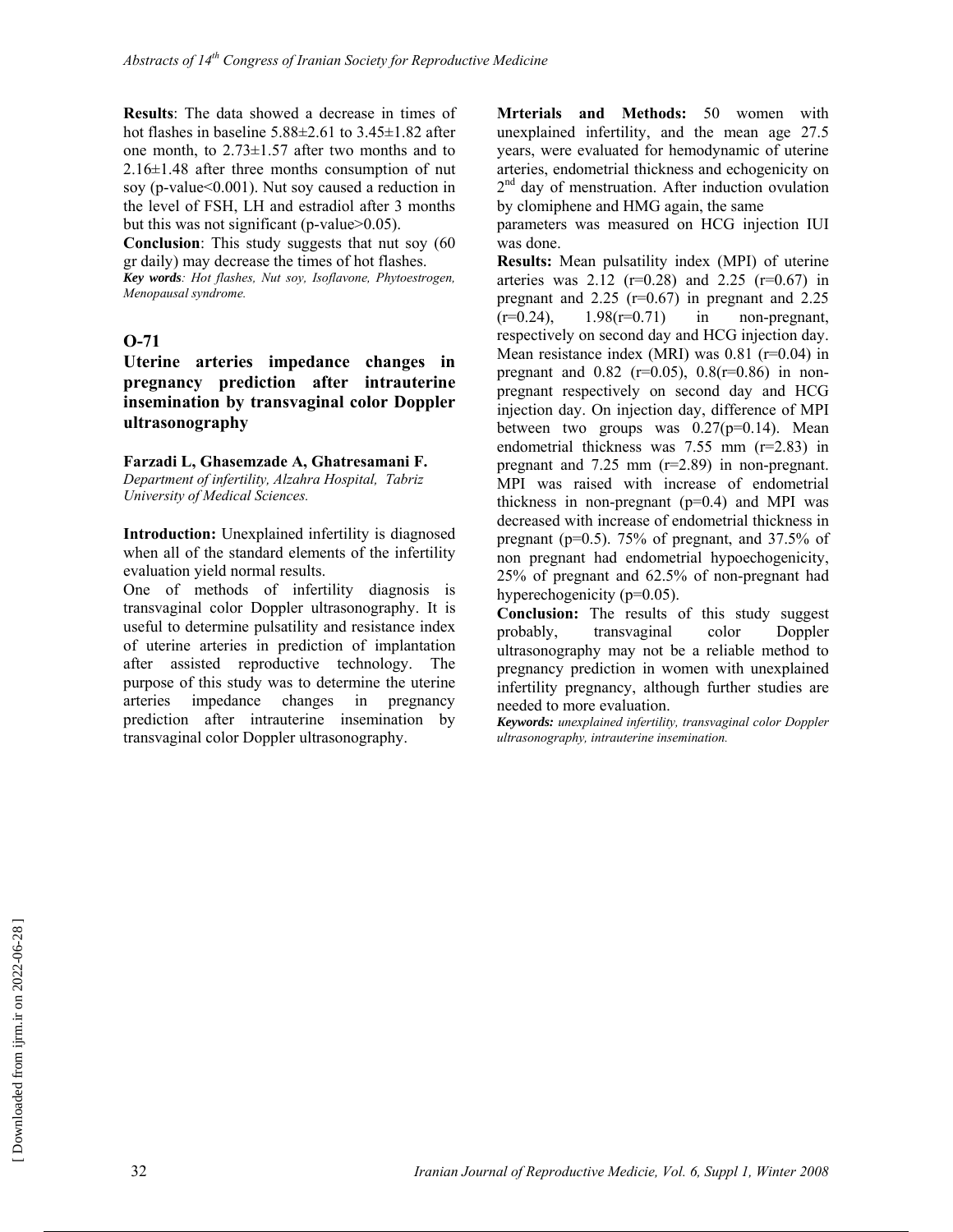**Results**: The data showed a decrease in times of hot flashes in baseline 5.88±2.61 to 3.45±1.82 after one month, to 2.73±1.57 after two months and to 2.16±1.48 after three months consumption of nut soy (p-value<0.001). Nut soy caused a reduction in the level of FSH, LH and estradiol after 3 months but this was not significant (p-value>0.05).

**Conclusion**: This study suggests that nut soy (60 gr daily) may decrease the times of hot flashes.

***Key words**: Hot flashes, Nut soy, Isoflavone, Phytoestrogen, Menopausal syndrome.*

## O-71

### Uterine arteries impedance changes in pregnancy prediction after intrauterine insemination by transvaginal color Doppler ultrasonography

**Farzadi L, Ghasemzade A, Ghatresamani F.**

*Department of infertility, Alzahra Hospital, Tabriz University of Medical Sciences.*

**Introduction:** Unexplained infertility is diagnosed when all of the standard elements of the infertility evaluation yield normal results.

One of methods of infertility diagnosis is transvaginal color Doppler ultrasonography. It is useful to determine pulsatility and resistance index of uterine arteries in prediction of implantation after assisted reproductive technology. The purpose of this study was to determine the uterine arteries impedance changes in pregnancy prediction after intrauterine insemination by transvaginal color Doppler ultrasonography.

**Mrterials and Methods:** 50 women with unexplained infertility, and the mean age 27.5 years, were evaluated for hemodynamic of uterine arteries, endometrial thickness and echogenicity on 2nd day of menstruation. After induction ovulation by clomiphene and HMG again, the same parameters was measured on HCG injection IUI was done.

**Results:** Mean pulsatility index (MPI) of uterine arteries was 2.12 (r=0.28) and 2.25 (r=0.67) in pregnant and 2.25 (r=0.67) in pregnant and 2.25 (r=0.24), 1.98(r=0.71) in non-pregnant, respectively on second day and HCG injection day. Mean resistance index (MRI) was 0.81 (r=0.04) in pregnant and 0.82 (r=0.05), 0.8(r=0.86) in non-pregnant respectively on second day and HCG injection day. On injection day, difference of MPI between two groups was 0.27(p=0.14). Mean endometrial thickness was 7.55 mm (r=2.83) in pregnant and 7.25 mm (r=2.89) in non-pregnant. MPI was raised with increase of endometrial thickness in non-pregnant (p=0.4) and MPI was decreased with increase of endometrial thickness in pregnant (p=0.5). 75% of pregnant, and 37.5% of non pregnant had endometrial hypoechogenicity, 25% of pregnant and 62.5% of non-pregnant had hyperechogenicity (p=0.05).

**Conclusion:** The results of this study suggest probably, transvaginal color Doppler ultrasonography may not be a reliable method to pregnancy prediction in women with unexplained infertility pregnancy, although further studies are needed to more evaluation.

***Keywords:** unexplained infertility, transvaginal color Doppler ultrasonography, intrauterine insemination.*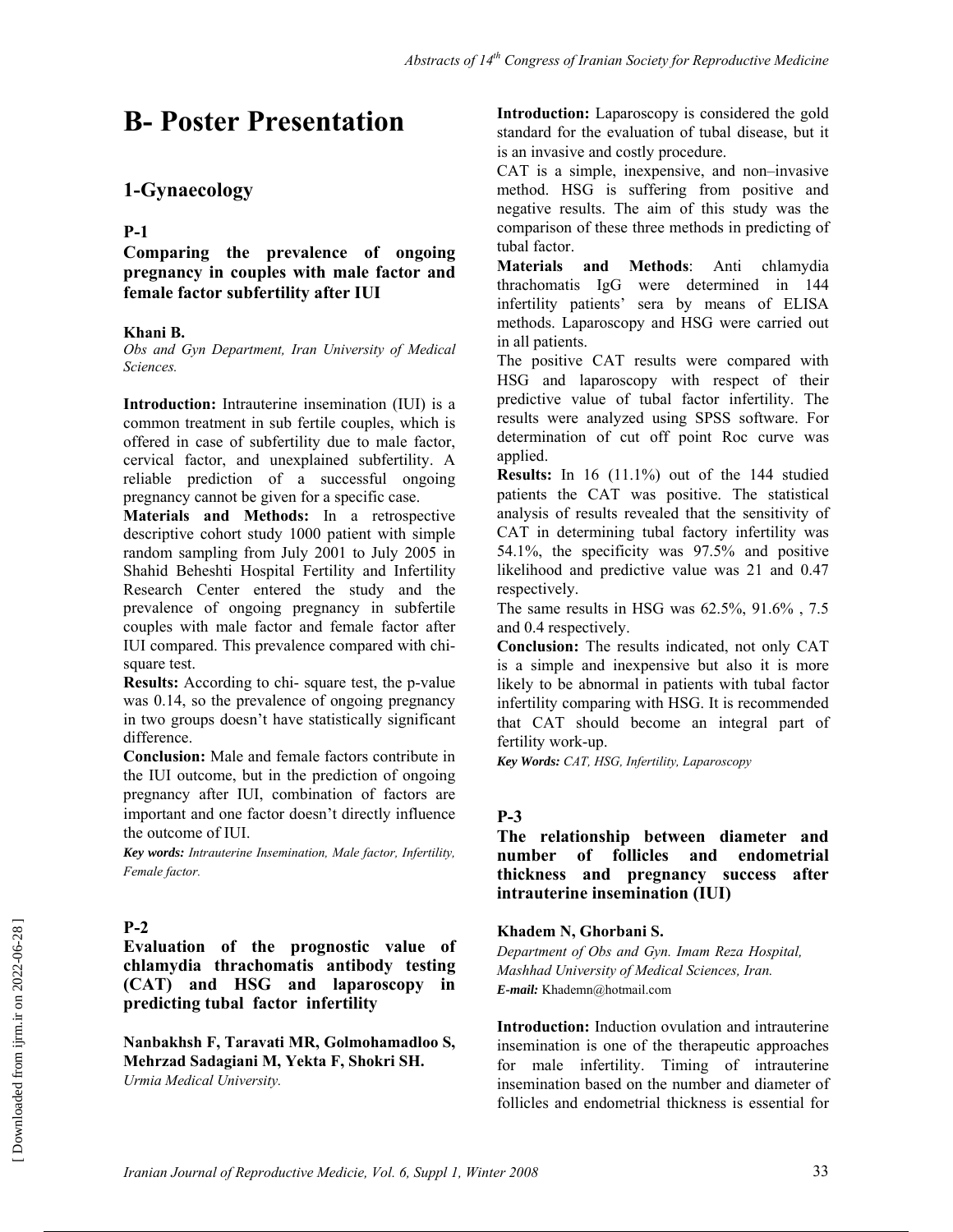# B- Poster Presentation

## 1-Gynaecology

### P-1

**Comparing the prevalence of ongoing pregnancy in couples with male factor and female factor subfertility after IUI**

**Khani B.**

*Obs and Gyn Department, Iran University of Medical Sciences.*

**Introduction:** Intrauterine insemination (IUI) is a common treatment in sub fertile couples, which is offered in case of subfertility due to male factor, cervical factor, and unexplained subfertility. A reliable prediction of a successful ongoing pregnancy cannot be given for a specific case.

**Materials and Methods:** In a retrospective descriptive cohort study 1000 patient with simple random sampling from July 2001 to July 2005 in Shahid Beheshti Hospital Fertility and Infertility Research Center entered the study and the prevalence of ongoing pregnancy in subfertile couples with male factor and female factor after IUI compared. This prevalence compared with chi-square test.

**Results:** According to chi- square test, the p-value was 0.14, so the prevalence of ongoing pregnancy in two groups doesn't have statistically significant difference.

**Conclusion:** Male and female factors contribute in the IUI outcome, but in the prediction of ongoing pregnancy after IUI, combination of factors are important and one factor doesn't directly influence the outcome of IUI.

***Key words:*** *Intrauterine Insemination, Male factor, Infertility, Female factor.*

### P-2

**Evaluation of the prognostic value of chlamydia thrachomatis antibody testing (CAT) and HSG and laparoscopy in predicting tubal factor infertility**

**Nanbakhsh F, Taravati MR, Golmohamadloo S, Mehrzad Sadagiani M, Yekta F, Shokri SH.**

*Urmia Medical University.*

**Introduction:** Laparoscopy is considered the gold standard for the evaluation of tubal disease, but it is an invasive and costly procedure.

CAT is a simple, inexpensive, and non–invasive method. HSG is suffering from positive and negative results. The aim of this study was the comparison of these three methods in predicting of tubal factor.

**Materials and Methods**: Anti chlamydia thrachomatis IgG were determined in 144 infertility patients' sera by means of ELISA methods. Laparoscopy and HSG were carried out in all patients.

The positive CAT results were compared with HSG and laparoscopy with respect of their predictive value of tubal factor infertility. The results were analyzed using SPSS software. For determination of cut off point Roc curve was applied.

**Results:** In 16 (11.1%) out of the 144 studied patients the CAT was positive. The statistical analysis of results revealed that the sensitivity of CAT in determining tubal factory infertility was 54.1%, the specificity was 97.5% and positive likelihood and predictive value was 21 and 0.47 respectively.

The same results in HSG was 62.5%, 91.6% , 7.5 and 0.4 respectively.

**Conclusion:** The results indicated, not only CAT is a simple and inexpensive but also it is more likely to be abnormal in patients with tubal factor infertility comparing with HSG. It is recommended that CAT should become an integral part of fertility work-up.

***Key Words:*** *CAT, HSG, Infertility, Laparoscopy*

### P-3

**The relationship between diameter and number of follicles and endometrial thickness and pregnancy success after intrauterine insemination (IUI)**

**Khadem N, Ghorbani S.**

*Department of Obs and Gyn. Imam Reza Hospital, Mashhad University of Medical Sciences, Iran.*

***E-mail:*** Khademn@hotmail.com

**Introduction:** Induction ovulation and intrauterine insemination is one of the therapeutic approaches for male infertility. Timing of intrauterine insemination based on the number and diameter of follicles and endometrial thickness is essential for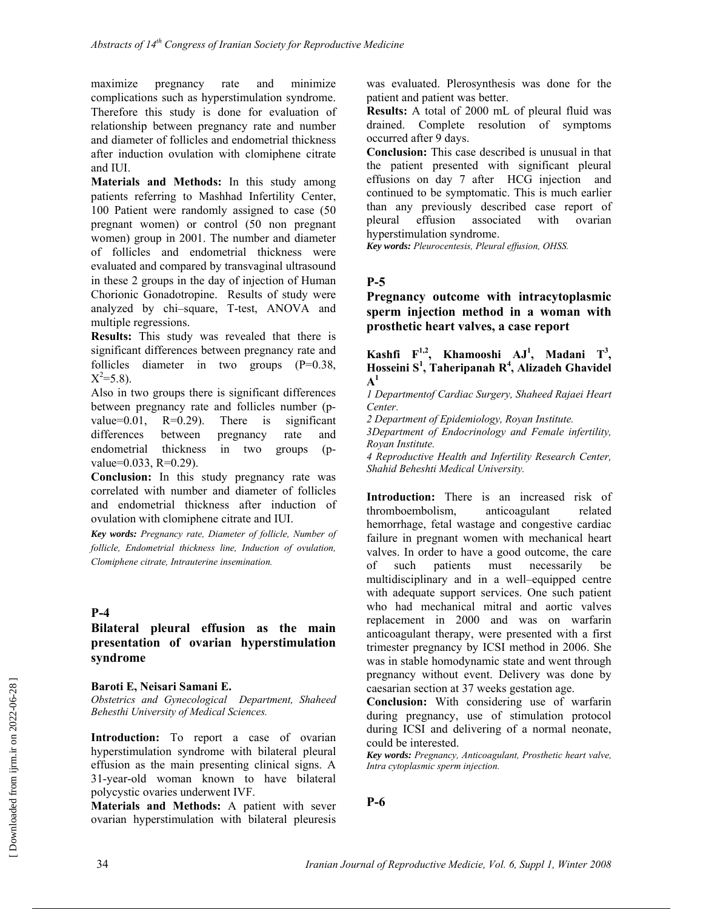maximize pregnancy rate and minimize complications such as hyperstimulation syndrome. Therefore this study is done for evaluation of relationship between pregnancy rate and number and diameter of follicles and endometrial thickness after induction ovulation with clomiphene citrate and IUI.

**Materials and Methods:** In this study among patients referring to Mashhad Infertility Center, 100 Patient were randomly assigned to case (50 pregnant women) or control (50 non pregnant women) group in 2001. The number and diameter of follicles and endometrial thickness were evaluated and compared by transvaginal ultrasound in these 2 groups in the day of injection of Human Chorionic Gonadotropine. Results of study were analyzed by chi–square, T-test, ANOVA and multiple regressions.

**Results:** This study was revealed that there is significant differences between pregnancy rate and follicles diameter in two groups (P=0.38, $X^2$=5.8).

Also in two groups there is significant differences between pregnancy rate and follicles number (p-value=0.01, R=0.29). There is significant differences between pregnancy rate and endometrial thickness in two groups (p-value=0.033, R=0.29).

**Conclusion:** In this study pregnancy rate was correlated with number and diameter of follicles and endometrial thickness after induction of ovulation with clomiphene citrate and IUI.

***Key words:*** *Pregnancy rate, Diameter of follicle, Number of follicle, Endometrial thickness line, Induction of ovulation, Clomiphene citrate, Intrauterine insemination.*

## P-4

### Bilateral pleural effusion as the main presentation of ovarian hyperstimulation syndrome

**Baroti E, Neisari Samani E.**

*Obstetrics and Gynecological Department, Shaheed Behesthi University of Medical Sciences.*

**Introduction:** To report a case of ovarian hyperstimulation syndrome with bilateral pleural effusion as the main presenting clinical signs. A 31-year-old woman known to have bilateral polycystic ovaries underwent IVF.

**Materials and Methods:** A patient with sever ovarian hyperstimulation with bilateral pleuresis was evaluated. Plerosynthesis was done for the patient and patient was better.

**Results:** A total of 2000 mL of pleural fluid was drained. Complete resolution of symptoms occurred after 9 days.

**Conclusion:** This case described is unusual in that the patient presented with significant pleural effusions on day 7 after HCG injection and continued to be symptomatic. This is much earlier than any previously described case report of pleural effusion associated with ovarian hyperstimulation syndrome.

***Key words:*** *Pleurocentesis, Pleural effusion, OHSS.*

## P-5

### Pregnancy outcome with intracytoplasmic sperm injection method in a woman with prosthetic heart valves, a case report

**Kashfi F[1,2], Khamooshi AJ[1], Madani T[3], Hosseini S[1], Taheripanah R[4], Alizadeh Ghavidel A[1]**

*1 Departmentof Cardiac Surgery, Shaheed Rajaei Heart Center.*

*2 Department of Epidemiology, Royan Institute.*

*3Department of Endocrinology and Female infertility, Royan Institute.*

*4 Reproductive Health and Infertility Research Center, Shahid Beheshti Medical University.*

**Introduction:** There is an increased risk of thromboembolism, anticoagulant related hemorrhage, fetal wastage and congestive cardiac failure in pregnant women with mechanical heart valves. In order to have a good outcome, the care of such patients must necessarily be multidisciplinary and in a well–equipped centre with adequate support services. One such patient who had mechanical mitral and aortic valves replacement in 2000 and was on warfarin anticoagulant therapy, were presented with a first trimester pregnancy by ICSI method in 2006. She was in stable homodynamic state and went through pregnancy without event. Delivery was done by caesarian section at 37 weeks gestation age.

**Conclusion:** With considering use of warfarin during pregnancy, use of stimulation protocol during ICSI and delivering of a normal neonate, could be interested.

***Key words:*** *Pregnancy, Anticoagulant, Prosthetic heart valve, Intra cytoplasmic sperm injection.*

## P-6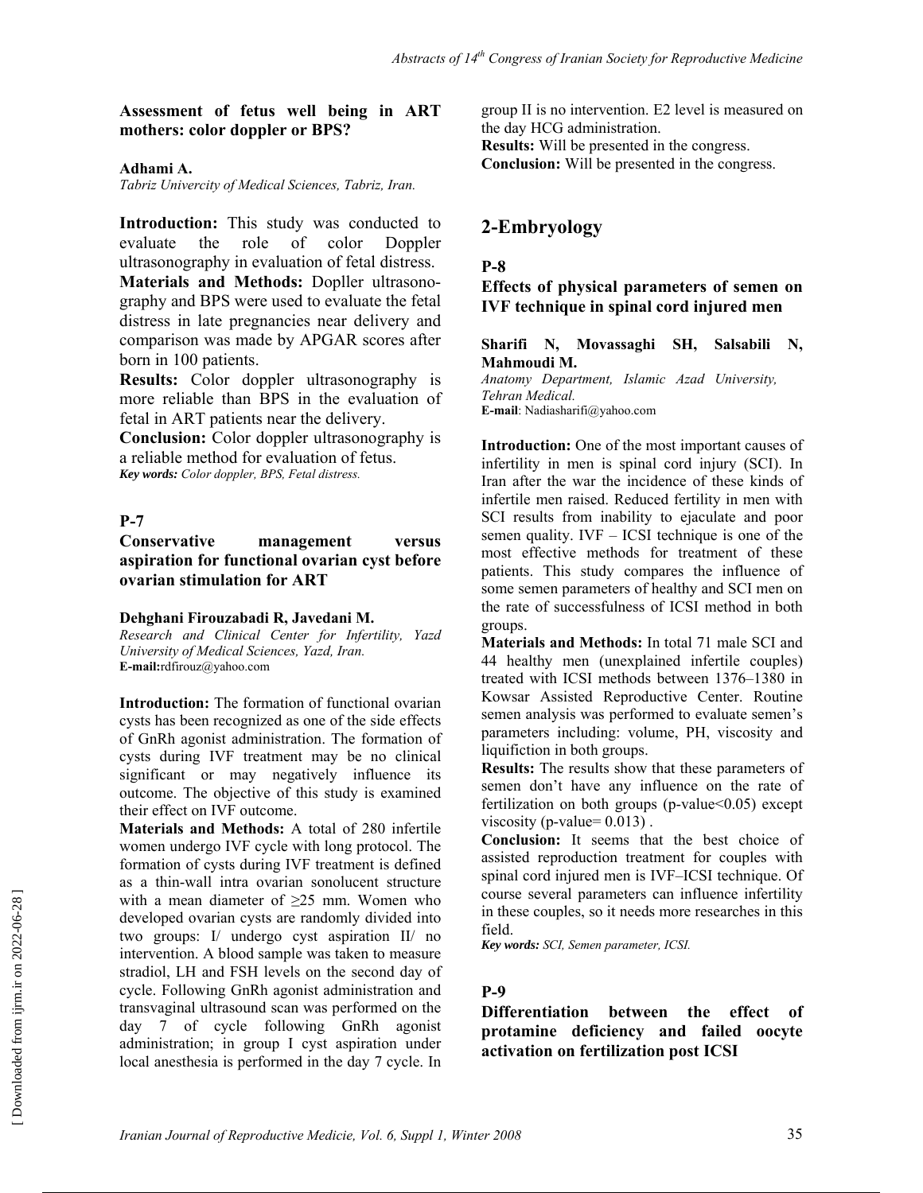### Assessment of fetus well being in ART mothers: color doppler or BPS?

**Adhami A.**
*Tabriz Univercity of Medical Sciences, Tabriz, Iran.*

**Introduction:** This study was conducted to evaluate the role of color Doppler ultrasonography in evaluation of fetal distress.
**Materials and Methods:** Dopller ultrasonography and BPS were used to evaluate the fetal distress in late pregnancies near delivery and comparison was made by APGAR scores after born in 100 patients.
**Results:** Color doppler ultrasonography is more reliable than BPS in the evaluation of fetal in ART patients near the delivery.
**Conclusion:** Color doppler ultrasonography is a reliable method for evaluation of fetus.
***Key words:*** *Color doppler, BPS, Fetal distress.*

### P-7
### Conservative management versus aspiration for functional ovarian cyst before ovarian stimulation for ART

**Dehghani Firouzabadi R, Javedani M.**
*Research and Clinical Center for Infertility, Yazd University of Medical Sciences, Yazd, Iran.*
**E-mail:**rdfirouz@yahoo.com

**Introduction:** The formation of functional ovarian cysts has been recognized as one of the side effects of GnRh agonist administration. The formation of cysts during IVF treatment may be no clinical significant or may negatively influence its outcome. The objective of this study is examined their effect on IVF outcome.
**Materials and Methods:** A total of 280 infertile women undergo IVF cycle with long protocol. The formation of cysts during IVF treatment is defined as a thin-wall intra ovarian sonolucent structure with a mean diameter of ≥25 mm. Women who developed ovarian cysts are randomly divided into two groups: I/ undergo cyst aspiration II/ no intervention. A blood sample was taken to measure stradiol, LH and FSH levels on the second day of cycle. Following GnRh agonist administration and transvaginal ultrasound scan was performed on the day 7 of cycle following GnRh agonist administration; in group I cyst aspiration under local anesthesia is performed in the day 7 cycle. In group II is no intervention. E2 level is measured on the day HCG administration.
**Results:** Will be presented in the congress.
**Conclusion:** Will be presented in the congress.

## 2-Embryology

### P-8
### Effects of physical parameters of semen on IVF technique in spinal cord injured men

**Sharifi N, Movassaghi SH, Salsabili N, Mahmoudi M.**
*Anatomy Department, Islamic Azad University, Tehran Medical.*
**E-mail**: Nadiasharifi@yahoo.com

**Introduction:** One of the most important causes of infertility in men is spinal cord injury (SCI). In Iran after the war the incidence of these kinds of infertile men raised. Reduced fertility in men with SCI results from inability to ejaculate and poor semen quality. IVF – ICSI technique is one of the most effective methods for treatment of these patients. This study compares the influence of some semen parameters of healthy and SCI men on the rate of successfulness of ICSI method in both groups.
**Materials and Methods:** In total 71 male SCI and 44 healthy men (unexplained infertile couples) treated with ICSI methods between 1376–1380 in Kowsar Assisted Reproductive Center. Routine semen analysis was performed to evaluate semen's parameters including: volume, PH, viscosity and liquifiction in both groups.
**Results:** The results show that these parameters of semen don't have any influence on the rate of fertilization on both groups (p-value<0.05) except viscosity (p-value= 0.013) .
**Conclusion:** It seems that the best choice of assisted reproduction treatment for couples with spinal cord injured men is IVF–ICSI technique. Of course several parameters can influence infertility in these couples, so it needs more researches in this field.
***Key words:*** *SCI, Semen parameter, ICSI.*

### P-9
### Differentiation between the effect of protamine deficiency and failed oocyte activation on fertilization post ICSI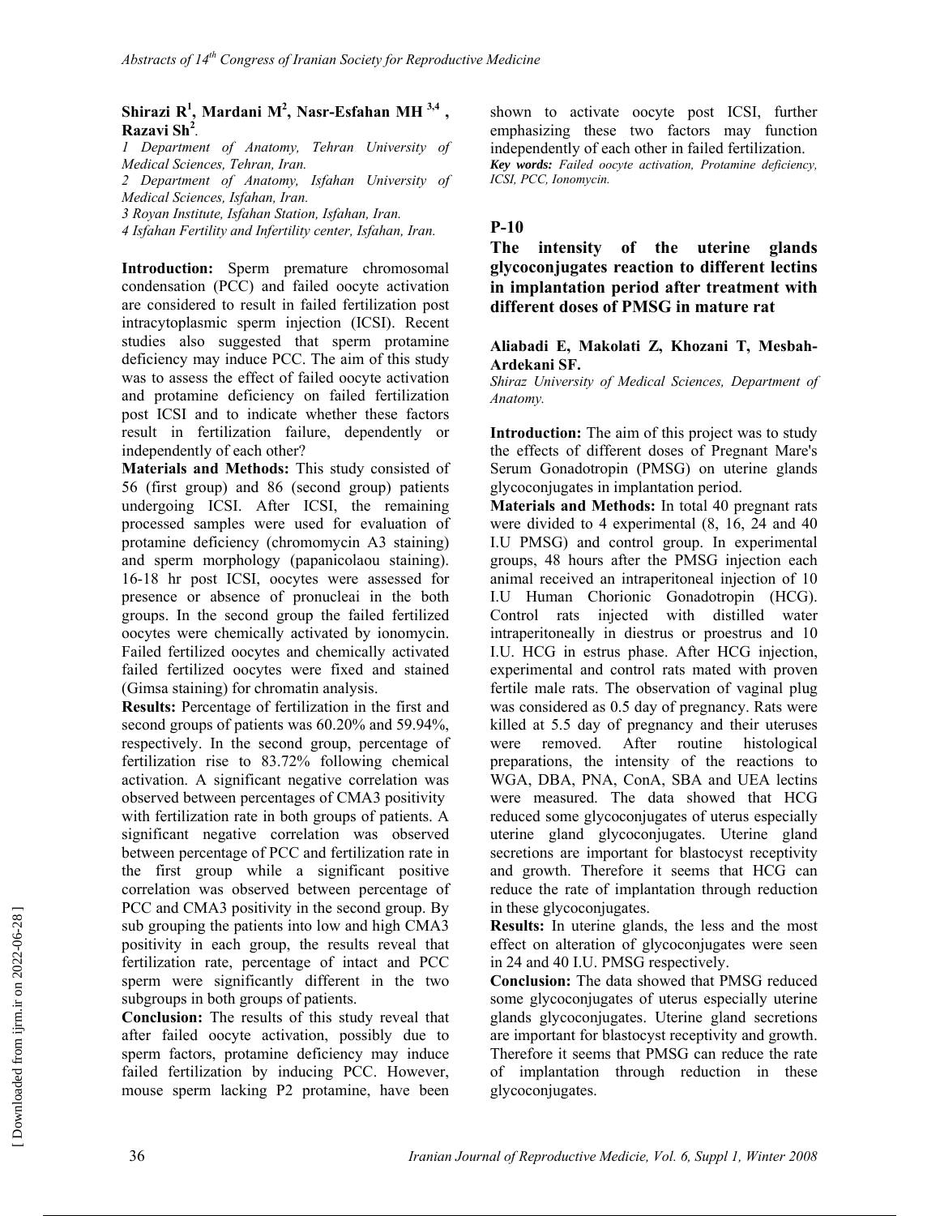**Shirazi R[1], Mardani M[2], Nasr-Esfahan MH [3,4], Razavi Sh[2].**

*1 Department of Anatomy, Tehran University of Medical Sciences, Tehran, Iran.*
*2 Department of Anatomy, Isfahan University of Medical Sciences, Isfahan, Iran.*
*3 Royan Institute, Isfahan Station, Isfahan, Iran.*
*4 Isfahan Fertility and Infertility center, Isfahan, Iran.*

**Introduction:** Sperm premature chromosomal condensation (PCC) and failed oocyte activation are considered to result in failed fertilization post intracytoplasmic sperm injection (ICSI). Recent studies also suggested that sperm protamine deficiency may induce PCC. The aim of this study was to assess the effect of failed oocyte activation and protamine deficiency on failed fertilization post ICSI and to indicate whether these factors result in fertilization failure, dependently or independently of each other?

**Materials and Methods:** This study consisted of 56 (first group) and 86 (second group) patients undergoing ICSI. After ICSI, the remaining processed samples were used for evaluation of protamine deficiency (chromomycin A3 staining) and sperm morphology (papanicolaou staining). 16-18 hr post ICSI, oocytes were assessed for presence or absence of pronucleai in the both groups. In the second group the failed fertilized oocytes were chemically activated by ionomycin. Failed fertilized oocytes and chemically activated failed fertilized oocytes were fixed and stained (Gimsa staining) for chromatin analysis.

**Results:** Percentage of fertilization in the first and second groups of patients was 60.20% and 59.94%, respectively. In the second group, percentage of fertilization rise to 83.72% following chemical activation. A significant negative correlation was observed between percentages of CMA3 positivity with fertilization rate in both groups of patients. A significant negative correlation was observed between percentage of PCC and fertilization rate in the first group while a significant positive correlation was observed between percentage of PCC and CMA3 positivity in the second group. By sub grouping the patients into low and high CMA3 positivity in each group, the results reveal that fertilization rate, percentage of intact and PCC sperm were significantly different in the two subgroups in both groups of patients.

**Conclusion:** The results of this study reveal that after failed oocyte activation, possibly due to sperm factors, protamine deficiency may induce failed fertilization by inducing PCC. However, mouse sperm lacking P2 protamine, have been shown to activate oocyte post ICSI, further emphasizing these two factors may function independently of each other in failed fertilization.

***Key words:*** *Failed oocyte activation, Protamine deficiency, ICSI, PCC, Ionomycin.*

## P-10

### The intensity of the uterine glands glycoconjugates reaction to different lectins in implantation period after treatment with different doses of PMSG in mature rat

**Aliabadi E, Makolati Z, Khozani T, Mesbah-Ardekani SF.**

*Shiraz University of Medical Sciences, Department of Anatomy.*

**Introduction:** The aim of this project was to study the effects of different doses of Pregnant Mare's Serum Gonadotropin (PMSG) on uterine glands glycoconjugates in implantation period.

**Materials and Methods:** In total 40 pregnant rats were divided to 4 experimental (8, 16, 24 and 40 I.U PMSG) and control group. In experimental groups, 48 hours after the PMSG injection each animal received an intraperitoneal injection of 10 I.U Human Chorionic Gonadotropin (HCG). Control rats injected with distilled water intraperitoneally in diestrus or proestrus and 10 I.U. HCG in estrus phase. After HCG injection, experimental and control rats mated with proven fertile male rats. The observation of vaginal plug was considered as 0.5 day of pregnancy. Rats were killed at 5.5 day of pregnancy and their uteruses were removed. After routine histological preparations, the intensity of the reactions to WGA, DBA, PNA, ConA, SBA and UEA lectins were measured. The data showed that HCG reduced some glycoconjugates of uterus especially uterine gland glycoconjugates. Uterine gland secretions are important for blastocyst receptivity and growth. Therefore it seems that HCG can reduce the rate of implantation through reduction in these glycoconjugates.

**Results:** In uterine glands, the less and the most effect on alteration of glycoconjugates were seen in 24 and 40 I.U. PMSG respectively.

**Conclusion:** The data showed that PMSG reduced some glycoconjugates of uterus especially uterine glands glycoconjugates. Uterine gland secretions are important for blastocyst receptivity and growth. Therefore it seems that PMSG can reduce the rate of implantation through reduction in these glycoconjugates.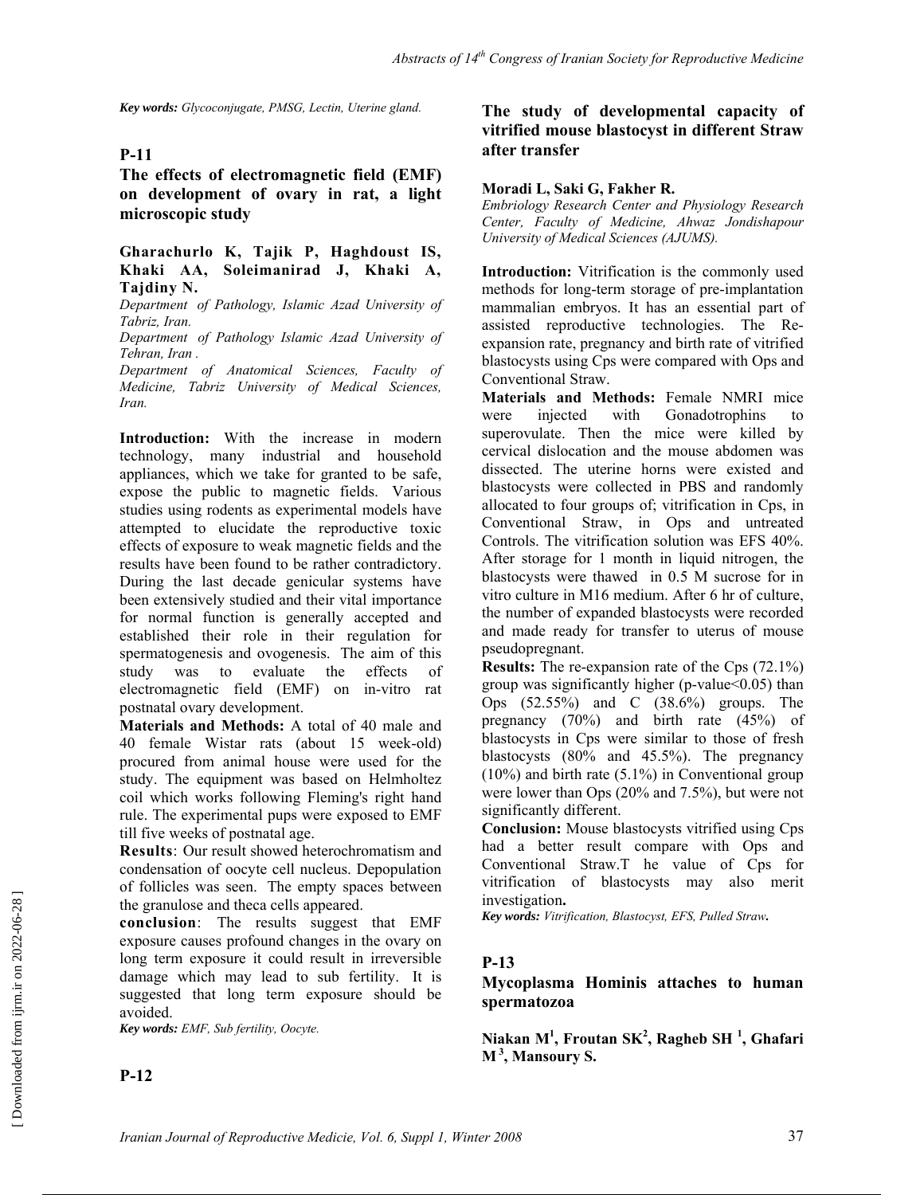*Key words: Glycoconjugate, PMSG, Lectin, Uterine gland.*

## P-11

### The effects of electromagnetic field (EMF) on development of ovary in rat, a light microscopic study

**Gharachurlo K, Tajik P, Haghdoust IS, Khaki AA, Soleimanirad J, Khaki A, Tajdiny N.**

*Department of Pathology, Islamic Azad University of Tabriz, Iran.*

*Department of Pathology Islamic Azad University of Tehran, Iran .*

*Department of Anatomical Sciences, Faculty of Medicine, Tabriz University of Medical Sciences, Iran.*

**Introduction:** With the increase in modern technology, many industrial and household appliances, which we take for granted to be safe, expose the public to magnetic fields. Various studies using rodents as experimental models have attempted to elucidate the reproductive toxic effects of exposure to weak magnetic fields and the results have been found to be rather contradictory. During the last decade genicular systems have been extensively studied and their vital importance for normal function is generally accepted and established their role in their regulation for spermatogenesis and ovogenesis. The aim of this study was to evaluate the effects of electromagnetic field (EMF) on in-vitro rat postnatal ovary development.

**Materials and Methods:** A total of 40 male and 40 female Wistar rats (about 15 week-old) procured from animal house were used for the study. The equipment was based on Helmholtez coil which works following Fleming's right hand rule. The experimental pups were exposed to EMF till five weeks of postnatal age.

**Results**: Our result showed heterochromatism and condensation of oocyte cell nucleus. Depopulation of follicles was seen. The empty spaces between the granulose and theca cells appeared.

**conclusion**: The results suggest that EMF exposure causes profound changes in the ovary on long term exposure it could result in irreversible damage which may lead to sub fertility. It is suggested that long term exposure should be avoided.

*Key words: EMF, Sub fertility, Oocyte.*

## P-12

### The study of developmental capacity of vitrified mouse blastocyst in different Straw after transfer

**Moradi L, Saki G, Fakher R.**

*Embriology Research Center and Physiology Research Center, Faculty of Medicine, Ahwaz Jondishapour University of Medical Sciences (AJUMS).*

**Introduction:** Vitrification is the commonly used methods for long-term storage of pre-implantation mammalian embryos. It has an essential part of assisted reproductive technologies. The Re-expansion rate, pregnancy and birth rate of vitrified blastocysts using Cps were compared with Ops and Conventional Straw.

**Materials and Methods:** Female NMRI mice were injected with Gonadotrophins to superovulate. Then the mice were killed by cervical dislocation and the mouse abdomen was dissected. The uterine horns were existed and blastocysts were collected in PBS and randomly allocated to four groups of; vitrification in Cps, in Conventional Straw, in Ops and untreated Controls. The vitrification solution was EFS 40%. After storage for 1 month in liquid nitrogen, the blastocysts were thawed in 0.5 M sucrose for in vitro culture in M16 medium. After 6 hr of culture, the number of expanded blastocysts were recorded and made ready for transfer to uterus of mouse pseudopregnant.

**Results:** The re-expansion rate of the Cps (72.1%) group was significantly higher (p-value<0.05) than Ops (52.55%) and C (38.6%) groups. The pregnancy (70%) and birth rate (45%) of blastocysts in Cps were similar to those of fresh blastocysts (80% and 45.5%). The pregnancy (10%) and birth rate (5.1%) in Conventional group were lower than Ops (20% and 7.5%), but were not significantly different.

**Conclusion:** Mouse blastocysts vitrified using Cps had a better result compare with Ops and Conventional Straw.T he value of Cps for vitrification of blastocysts may also merit investigation**.**

*Key words: Vitrification, Blastocyst, EFS, Pulled Straw.*

## P-13

### Mycoplasma Hominis attaches to human spermatozoa

**Niakan M[1], Froutan SK[2], Ragheb SH [1], Ghafari M [3], Mansoury S.**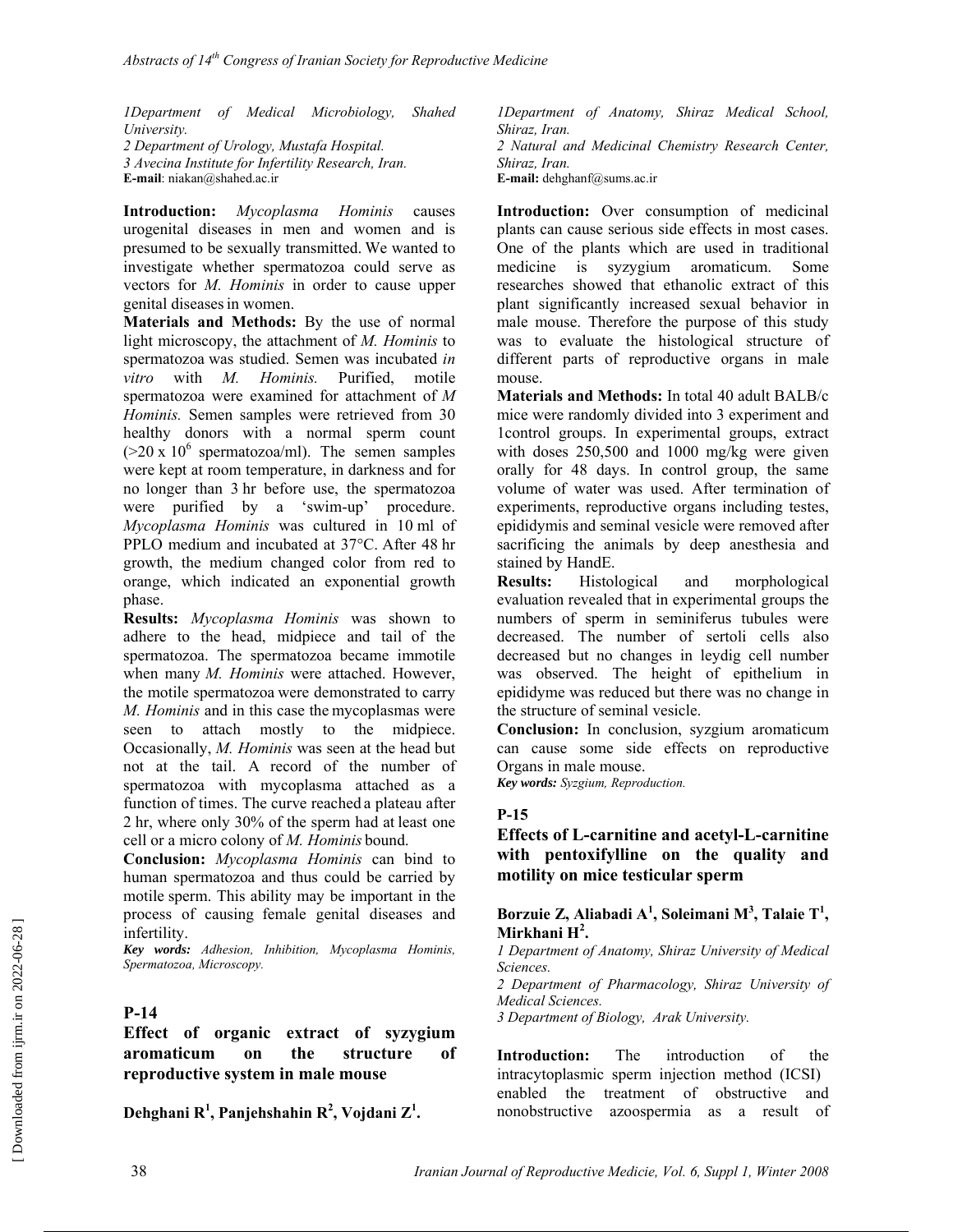*1Department of Medical Microbiology, Shahed University.*
*2 Department of Urology, Mustafa Hospital.*
*3 Avecina Institute for Infertility Research, Iran.*
**E-mail**: niakan@shahed.ac.ir

**Introduction:** *Mycoplasma Hominis* causes urogenital diseases in men and women and is presumed to be sexually transmitted. We wanted to investigate whether spermatozoa could serve as vectors for *M. Hominis* in order to cause upper genital diseases in women.

**Materials and Methods:** By the use of normal light microscopy, the attachment of *M. Hominis* to spermatozoa was studied. Semen was incubated *in vitro* with *M. Hominis.* Purified, motile spermatozoa were examined for attachment of *M Hominis.* Semen samples were retrieved from 30 healthy donors with a normal sperm count ($>20 \times 10^6$ spermatozoa/ml). The semen samples were kept at room temperature, in darkness and for no longer than 3 hr before use, the spermatozoa were purified by a 'swim-up' procedure. *Mycoplasma Hominis* was cultured in 10 ml of PPLO medium and incubated at 37°C. After 48 hr growth, the medium changed color from red to orange, which indicated an exponential growth phase.

**Results:** *Mycoplasma Hominis* was shown to adhere to the head, midpiece and tail of the spermatozoa. The spermatozoa became immotile when many *M. Hominis* were attached. However, the motile spermatozoa were demonstrated to carry *M. Hominis* and in this case the mycoplasmas were seen to attach mostly to the midpiece. Occasionally, *M. Hominis* was seen at the head but not at the tail. A record of the number of spermatozoa with mycoplasma attached as a function of times. The curve reached a plateau after 2 hr, where only 30% of the sperm had at least one cell or a micro colony of *M. Hominis* bound.

**Conclusion:** *Mycoplasma Hominis* can bind to human spermatozoa and thus could be carried by motile sperm. This ability may be important in the process of causing female genital diseases and infertility.

***Key words:*** *Adhesion, Inhibition, Mycoplasma Hominis, Spermatozoa, Microscopy.*

## P-14

### Effect of organic extract of syzygium aromaticum on the structure of reproductive system in male mouse

**Dehghani R[1], Panjehshahin R[2], Vojdani Z[1].**

*1Department of Anatomy, Shiraz Medical School, Shiraz, Iran.*
*2 Natural and Medicinal Chemistry Research Center, Shiraz, Iran.*
**E-mail:** dehghanf@sums.ac.ir

**Introduction:** Over consumption of medicinal plants can cause serious side effects in most cases. One of the plants which are used in traditional medicine is syzygium aromaticum. Some researches showed that ethanolic extract of this plant significantly increased sexual behavior in male mouse. Therefore the purpose of this study was to evaluate the histological structure of different parts of reproductive organs in male mouse.

**Materials and Methods:** In total 40 adult BALB/c mice were randomly divided into 3 experiment and 1control groups. In experimental groups, extract with doses 250,500 and 1000 mg/kg were given orally for 48 days. In control group, the same volume of water was used. After termination of experiments, reproductive organs including testes, epididymis and seminal vesicle were removed after sacrificing the animals by deep anesthesia and stained by HandE.

**Results:** Histological and morphological evaluation revealed that in experimental groups the numbers of sperm in seminiferus tubules were decreased. The number of sertoli cells also decreased but no changes in leydig cell number was observed. The height of epithelium in epididyme was reduced but there was no change in the structure of seminal vesicle.

**Conclusion:** In conclusion, syzgium aromaticum can cause some side effects on reproductive Organs in male mouse.

***Key words:*** *Syzgium, Reproduction.*

## P-15

### Effects of L-carnitine and acetyl-L-carnitine with pentoxifylline on the quality and motility on mice testicular sperm

**Borzuie Z, Aliabadi A[1], Soleimani M[3], Talaie T[1], Mirkhani H[2].**

*1 Department of Anatomy, Shiraz University of Medical Sciences.*
*2 Department of Pharmacology, Shiraz University of Medical Sciences.*
*3 Department of Biology, Arak University.*

**Introduction:** The introduction of the intracytoplasmic sperm injection method (ICSI) enabled the treatment of obstructive and nonobstructive azoospermia as a result of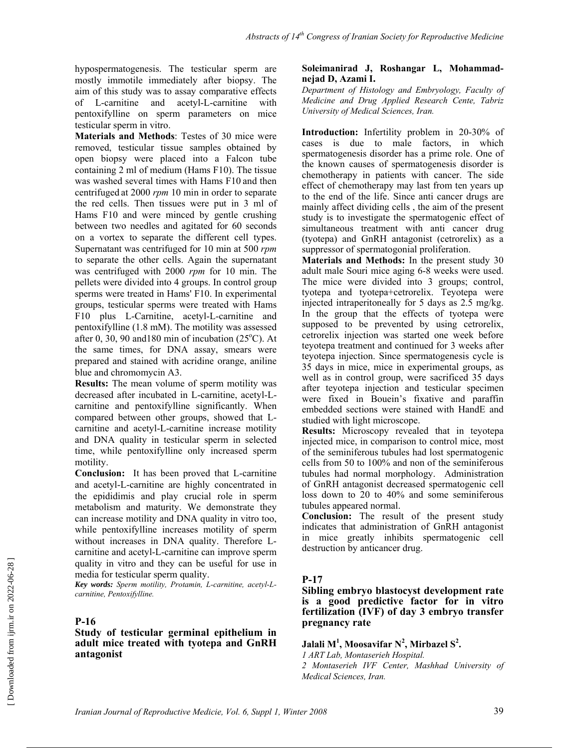hypospermatogenesis. The testicular sperm are mostly immotile immediately after biopsy. The aim of this study was to assay comparative effects of L-carnitine and acetyl-L-carnitine with pentoxifylline on sperm parameters on mice testicular sperm in vitro.

**Materials and Methods**: Testes of 30 mice were removed, testicular tissue samples obtained by open biopsy were placed into a Falcon tube containing 2 ml of medium (Hams F10). The tissue was washed several times with Hams F10 and then centrifuged at 2000 *rpm* 10 min in order to separate the red cells. Then tissues were put in 3 ml of Hams F10 and were minced by gentle crushing between two needles and agitated for 60 seconds on a vortex to separate the different cell types. Supernatant was centrifuged for 10 min at 500 *rpm* to separate the other cells. Again the supernatant was centrifuged with 2000 *rpm* for 10 min. The pellets were divided into 4 groups. In control group sperms were treated in Hams' F10. In experimental groups, testicular sperms were treated with Hams F10 plus L-Carnitine, acetyl-L-carnitine and pentoxifylline (1.8 mM). The motility was assessed after 0, 30, 90 and180 min of incubation (25$^{o}$C). At the same times, for DNA assay, smears were prepared and stained with acridine orange, aniline blue and chromomycin A3.

**Results:** The mean volume of sperm motility was decreased after incubated in L-carnitine, acetyl-L-carnitine and pentoxifylline significantly. When compared between other groups, showed that L-carnitine and acetyl-L-carnitine increase motility and DNA quality in testicular sperm in selected time, while pentoxifylline only increased sperm motility.

**Conclusion:** It has been proved that L-carnitine and acetyl-L-carnitine are highly concentrated in the epididimis and play crucial role in sperm metabolism and maturity. We demonstrate they can increase motility and DNA quality in vitro too, while pentoxifylline increases motility of sperm without increases in DNA quality. Therefore L-carnitine and acetyl-L-carnitine can improve sperm quality in vitro and they can be useful for use in media for testicular sperm quality.

***Key words:*** *Sperm motility, Protamin, L-carnitine, acetyl-L-carnitine, Pentoxifylline.*

## P-16

### Study of testicular germinal epithelium in adult mice treated with tyotepa and GnRH antagonist

**Soleimanirad J, Roshangar L, Mohammad-nejad D, Azami I.**

*Department of Histology and Embryology, Faculty of Medicine and Drug Applied Research Cente, Tabriz University of Medical Sciences, Iran.*

**Introduction:** Infertility problem in 20-30% of cases is due to male factors, in which spermatogenesis disorder has a prime role. One of the known causes of spermatogenesis disorder is chemotherapy in patients with cancer. The side effect of chemotherapy may last from ten years up to the end of the life. Since anti cancer drugs are mainly affect dividing cells , the aim of the present study is to investigate the spermatogenic effect of simultaneous treatment with anti cancer drug (tyotepa) and GnRH antagonist (cetrorelix) as a suppressor of spermatogonial proliferation.

**Materials and Methods:** In the present study 30 adult male Souri mice aging 6-8 weeks were used. The mice were divided into 3 groups; control, tyotepa and tyotepa+cetrorelix. Teyotepa were injected intraperitoneally for 5 days as 2.5 mg/kg. In the group that the effects of tyotepa were supposed to be prevented by using cetrorelix, cetrorelix injection was started one week before teyotepa treatment and continued for 3 weeks after teyotepa injection. Since spermatogenesis cycle is 35 days in mice, mice in experimental groups, as well as in control group, were sacrificed 35 days after teyotepa injection and testicular specimen were fixed in Bouein's fixative and paraffin embedded sections were stained with HandE and studied with light microscope.

**Results:** Microscopy revealed that in teyotepa injected mice, in comparison to control mice, most of the seminiferous tubules had lost spermatogenic cells from 50 to 100% and non of the seminiferous tubules had normal morphology. Administration of GnRH antagonist decreased spermatogenic cell loss down to 20 to 40% and some seminiferous tubules appeared normal.

**Conclusion:** The result of the present study indicates that administration of GnRH antagonist in mice greatly inhibits spermatogenic cell destruction by anticancer drug.

## P-17

### Sibling embryo blastocyst development rate is a good predictive factor for in vitro fertilization (IVF) of day 3 embryo transfer pregnancy rate

**Jalali M[1], Moosavifar N[2], Mirbazel S[2].**

*1 ART Lab, Montaserieh Hospital.*

*2 Montaserieh IVF Center, Mashhad University of Medical Sciences, Iran.*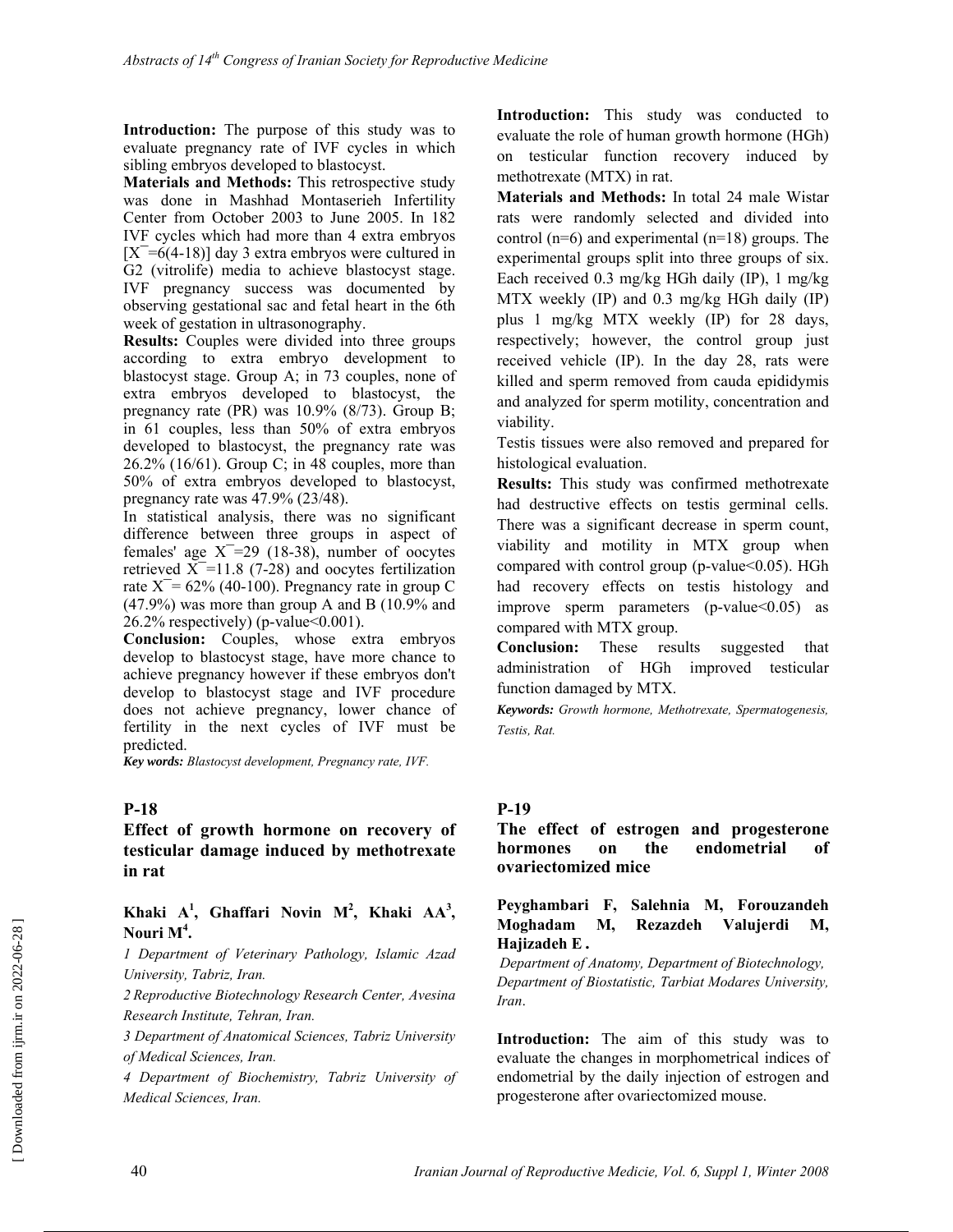**Introduction:** The purpose of this study was to evaluate pregnancy rate of IVF cycles in which sibling embryos developed to blastocyst.

**Materials and Methods:** This retrospective study was done in Mashhad Montaserieh Infertility Center from October 2003 to June 2005. In 182 IVF cycles which had more than 4 extra embryos [$\bar{X}$=6(4-18)] day 3 extra embryos were cultured in G2 (vitrolife) media to achieve blastocyst stage. IVF pregnancy success was documented by observing gestational sac and fetal heart in the 6th week of gestation in ultrasonography.

**Results:** Couples were divided into three groups according to extra embryo development to blastocyst stage. Group A; in 73 couples, none of extra embryos developed to blastocyst, the pregnancy rate (PR) was 10.9% (8/73). Group B; in 61 couples, less than 50% of extra embryos developed to blastocyst, the pregnancy rate was 26.2% (16/61). Group C; in 48 couples, more than 50% of extra embryos developed to blastocyst, pregnancy rate was 47.9% (23/48).

In statistical analysis, there was no significant difference between three groups in aspect of females' age $\bar{X}$=29 (18-38), number of oocytes retrieved $\bar{X}$=11.8 (7-28) and oocytes fertilization rate $\bar{X}$= 62% (40-100). Pregnancy rate in group C (47.9%) was more than group A and B (10.9% and 26.2% respectively) (p-value<0.001).

**Conclusion:** Couples, whose extra embryos develop to blastocyst stage, have more chance to achieve pregnancy however if these embryos don't develop to blastocyst stage and IVF procedure does not achieve pregnancy, lower chance of fertility in the next cycles of IVF must be predicted.

***Key words:*** *Blastocyst development, Pregnancy rate, IVF.*

## P-18

### Effect of growth hormone on recovery of testicular damage induced by methotrexate in rat

**Khaki A[1], Ghaffari Novin M[2], Khaki AA[3], Nouri M[4].**

*1 Department of Veterinary Pathology, Islamic Azad University, Tabriz, Iran.*

*2 Reproductive Biotechnology Research Center, Avesina Research Institute, Tehran, Iran.*

*3 Department of Anatomical Sciences, Tabriz University of Medical Sciences, Iran.*

*4 Department of Biochemistry, Tabriz University of Medical Sciences, Iran.*

**Introduction:** This study was conducted to evaluate the role of human growth hormone (HGh) on testicular function recovery induced by methotrexate (MTX) in rat.

**Materials and Methods:** In total 24 male Wistar rats were randomly selected and divided into control (n=6) and experimental (n=18) groups. The experimental groups split into three groups of six. Each received 0.3 mg/kg HGh daily (IP), 1 mg/kg MTX weekly (IP) and 0.3 mg/kg HGh daily (IP) plus 1 mg/kg MTX weekly (IP) for 28 days, respectively; however, the control group just received vehicle (IP). In the day 28, rats were killed and sperm removed from cauda epididymis and analyzed for sperm motility, concentration and viability.

Testis tissues were also removed and prepared for histological evaluation.

**Results:** This study was confirmed methotrexate had destructive effects on testis germinal cells. There was a significant decrease in sperm count, viability and motility in MTX group when compared with control group (p-value<0.05). HGh had recovery effects on testis histology and improve sperm parameters (p-value<0.05) as compared with MTX group.

**Conclusion:** These results suggested that administration of HGh improved testicular function damaged by MTX.

***Keywords:*** *Growth hormone, Methotrexate, Spermatogenesis, Testis, Rat.*

## P-19

### The effect of estrogen and progesterone hormones on the endometrial of ovariectomized mice

**Peyghambari F, Salehnia M, Forouzandeh Moghadam M, Rezazdeh Valujerdi M, Hajizadeh E .**

*Department of Anatomy, Department of Biotechnology, Department of Biostatistic, Tarbiat Modares University, Iran.*

**Introduction:** The aim of this study was to evaluate the changes in morphometrical indices of endometrial by the daily injection of estrogen and progesterone after ovariectomized mouse.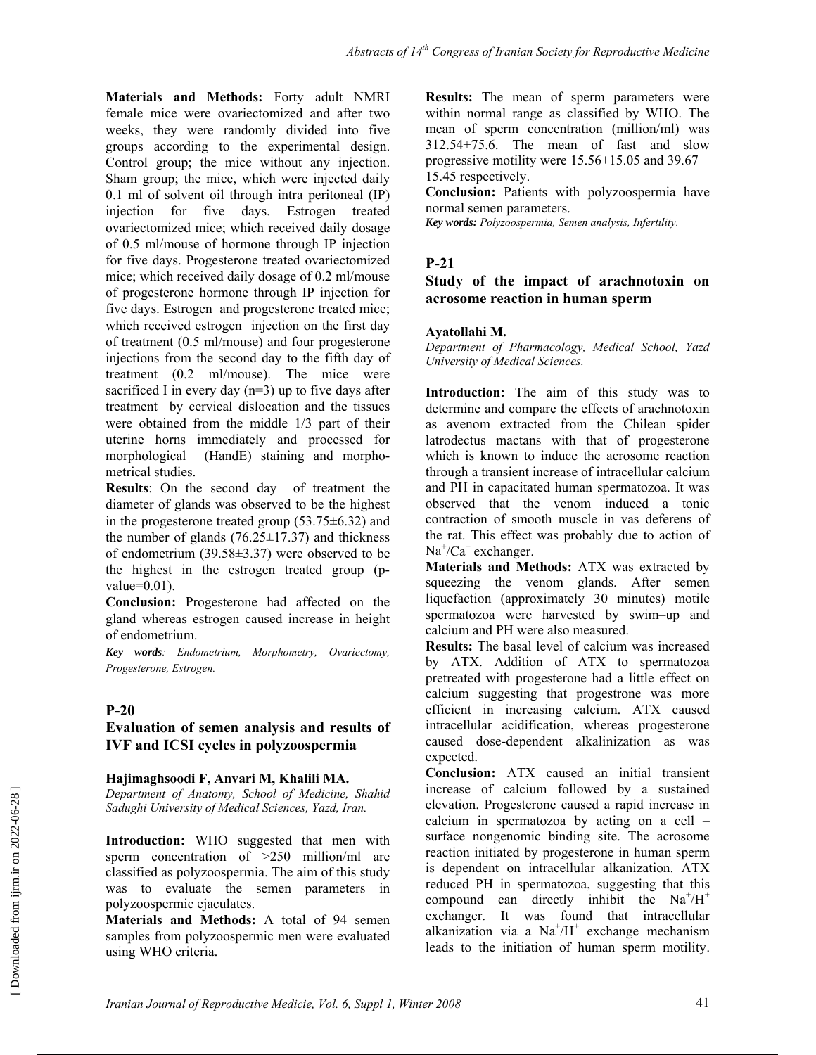**Materials and Methods:** Forty adult NMRI female mice were ovariectomized and after two weeks, they were randomly divided into five groups according to the experimental design. Control group; the mice without any injection. Sham group; the mice, which were injected daily 0.1 ml of solvent oil through intra peritoneal (IP) injection for five days. Estrogen treated ovariectomized mice; which received daily dosage of 0.5 ml/mouse of hormone through IP injection for five days. Progesterone treated ovariectomized mice; which received daily dosage of 0.2 ml/mouse of progesterone hormone through IP injection for five days. Estrogen and progesterone treated mice; which received estrogen injection on the first day of treatment (0.5 ml/mouse) and four progesterone injections from the second day to the fifth day of treatment (0.2 ml/mouse). The mice were sacrificed I in every day (n=3) up to five days after treatment by cervical dislocation and the tissues were obtained from the middle 1/3 part of their uterine horns immediately and processed for morphological (HandE) staining and morpho-metrical studies.

**Results**: On the second day of treatment the diameter of glands was observed to be the highest in the progesterone treated group (53.75±6.32) and the number of glands (76.25±17.37) and thickness of endometrium (39.58±3.37) were observed to be the highest in the estrogen treated group (p-value=0.01).

**Conclusion:** Progesterone had affected on the gland whereas estrogen caused increase in height of endometrium.

***Key words****: Endometrium, Morphometry, Ovariectomy, Progesterone, Estrogen.*

## P-20

### Evaluation of semen analysis and results of IVF and ICSI cycles in polyzoospermia

**Hajimaghsoodi F, Anvari M, Khalili MA.**

*Department of Anatomy, School of Medicine, Shahid Sadughi University of Medical Sciences, Yazd, Iran.*

**Introduction:** WHO suggested that men with sperm concentration of >250 million/ml are classified as polyzoospermia. The aim of this study was to evaluate the semen parameters in polyzoospermic ejaculates.

**Materials and Methods:** A total of 94 semen samples from polyzoospermic men were evaluated using WHO criteria.

**Results:** The mean of sperm parameters were within normal range as classified by WHO. The mean of sperm concentration (million/ml) was 312.54+75.6. The mean of fast and slow progressive motility were 15.56+15.05 and 39.67 + 15.45 respectively.

**Conclusion:** Patients with polyzoospermia have normal semen parameters.

***Key words:*** *Polyzoospermia, Semen analysis, Infertility.*

## P-21

### Study of the impact of arachnotoxin on acrosome reaction in human sperm

**Ayatollahi M.**

*Department of Pharmacology, Medical School, Yazd University of Medical Sciences.*

**Introduction:** The aim of this study was to determine and compare the effects of arachnotoxin as avenom extracted from the Chilean spider latrodectus mactans with that of progesterone which is known to induce the acrosome reaction through a transient increase of intracellular calcium and PH in capacitated human spermatozoa. It was observed that the venom induced a tonic contraction of smooth muscle in vas deferens of the rat. This effect was probably due to action of $Na^{+}/Ca^{+}$ exchanger.

**Materials and Methods:** ATX was extracted by squeezing the venom glands. After semen liquefaction (approximately 30 minutes) motile spermatozoa were harvested by swim–up and calcium and PH were also measured.

**Results:** The basal level of calcium was increased by ATX. Addition of ATX to spermatozoa pretreated with progesterone had a little effect on calcium suggesting that progestrone was more efficient in increasing calcium. ATX caused intracellular acidification, whereas progesterone caused dose-dependent alkalinization as was expected.

**Conclusion:** ATX caused an initial transient increase of calcium followed by a sustained elevation. Progesterone caused a rapid increase in calcium in spermatozoa by acting on a cell – surface nongenomic binding site. The acrosome reaction initiated by progesterone in human sperm is dependent on intracellular alkanization. ATX reduced PH in spermatozoa, suggesting that this compound can directly inhibit the $Na^{+}/H^{+}$ exchanger. It was found that intracellular alkanization via a $Na^{+}/H^{+}$ exchange mechanism leads to the initiation of human sperm motility.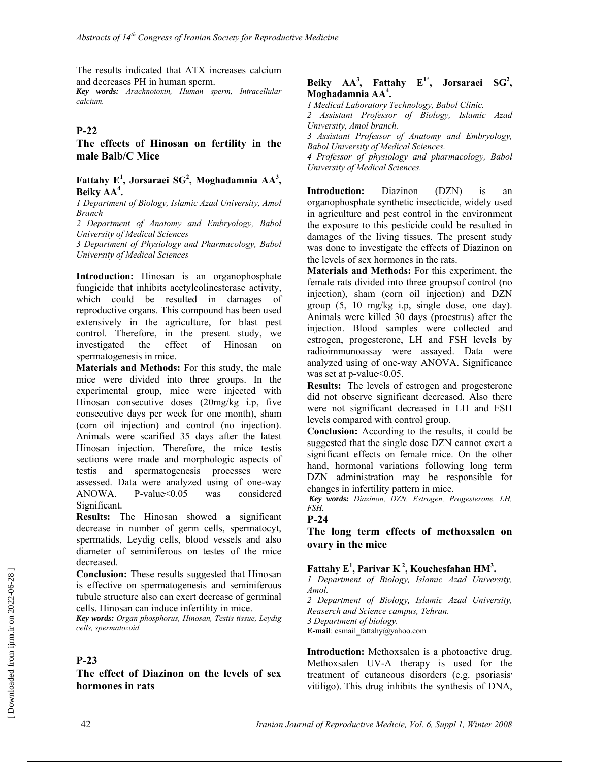The results indicated that ATX increases calcium and decreases PH in human sperm.

***Key words:*** *Arachnotoxin, Human sperm, Intracellular calcium.*

## P-22

### The effects of Hinosan on fertility in the male Balb/C Mice

**Fattahy E[1], Jorsaraei SG[2], Moghadamnia AA[3], Beiky AA[4].**

*1 Department of Biology, Islamic Azad University, Amol Branch*

*2 Department of Anatomy and Embryology, Babol University of Medical Sciences*

*3 Department of Physiology and Pharmacology, Babol University of Medical Sciences*

**Introduction:** Hinosan is an organophosphate fungicide that inhibits acetylcolinesterase activity, which could be resulted in damages of reproductive organs. This compound has been used extensively in the agriculture, for blast pest control. Therefore, in the present study, we investigated the effect of Hinosan on spermatogenesis in mice.

**Materials and Methods:** For this study, the male mice were divided into three groups. In the experimental group, mice were injected with Hinosan consecutive doses (20mg/kg i.p, five consecutive days per week for one month), sham (corn oil injection) and control (no injection). Animals were scarified 35 days after the latest Hinosan injection. Therefore, the mice testis sections were made and morphologic aspects of testis and spermatogenesis processes were assessed. Data were analyzed using of one-way ANOWA. P-value<0.05 was considered Significant.

**Results:** The Hinosan showed a significant decrease in number of germ cells, spermatocyt, spermatids, Leydig cells, blood vessels and also diameter of seminiferous on testes of the mice decreased.

**Conclusion:** These results suggested that Hinosan is effective on spermatogenesis and seminiferous tubule structure also can exert decrease of germinal cells. Hinosan can induce infertility in mice.

***Key words:*** *Organ phosphorus, Hinosan, Testis tissue, Leydig cells, spermatozoid.*

## P-23

### The effect of Diazinon on the levels of sex hormones in rats

**Beiky AA[3], Fattahy E[1*], Jorsaraei SG[2], Moghadamnia AA[4].**

*1 Medical Laboratory Technology, Babol Clinic.*

*2 Assistant Professor of Biology, Islamic Azad University, Amol branch.*

*3 Assistant Professor of Anatomy and Embryology, Babol University of Medical Sciences.*

*4 Professor of physiology and pharmacology, Babol University of Medical Sciences.*

**Introduction:** Diazinon (DZN) is an organophosphate synthetic insecticide, widely used in agriculture and pest control in the environment the exposure to this pesticide could be resulted in damages of the living tissues. The present study was done to investigate the effects of Diazinon on the levels of sex hormones in the rats.

**Materials and Methods:** For this experiment, the female rats divided into three groupsof control (no injection), sham (corn oil injection) and DZN group (5, 10 mg/kg i.p, single dose, one day). Animals were killed 30 days (proestrus) after the injection. Blood samples were collected and estrogen, progesterone, LH and FSH levels by radioimmunoassay were assayed. Data were analyzed using of one-way ANOVA. Significance was set at p-value<0.05.

**Results:** The levels of estrogen and progesterone did not observe significant decreased. Also there were not significant decreased in LH and FSH levels compared with control group.

**Conclusion:** According to the results, it could be suggested that the single dose DZN cannot exert a significant effects on female mice. On the other hand, hormonal variations following long term DZN administration may be responsible for changes in infertility pattern in mice.

***Key words:*** *Diazinon, DZN, Estrogen, Progesterone, LH, FSH.*

## P-24

### The long term effects of methoxsalen on ovary in the mice

**Fattahy E[1], Parivar K[2], Kouchesfahan HM[3].**

*1 Department of Biology, Islamic Azad University, Amol.*

*2 Department of Biology, Islamic Azad University, Reaserch and Science campus, Tehran.*

*3 Department of biology.*

**E-mail**: esmail_fattahy@yahoo.com

**Introduction:** Methoxsalen is a photoactive drug. Methoxsalen UV-A therapy is used for the treatment of cutaneous disorders (e.g. psoriasis, vitiligo). This drug inhibits the synthesis of DNA,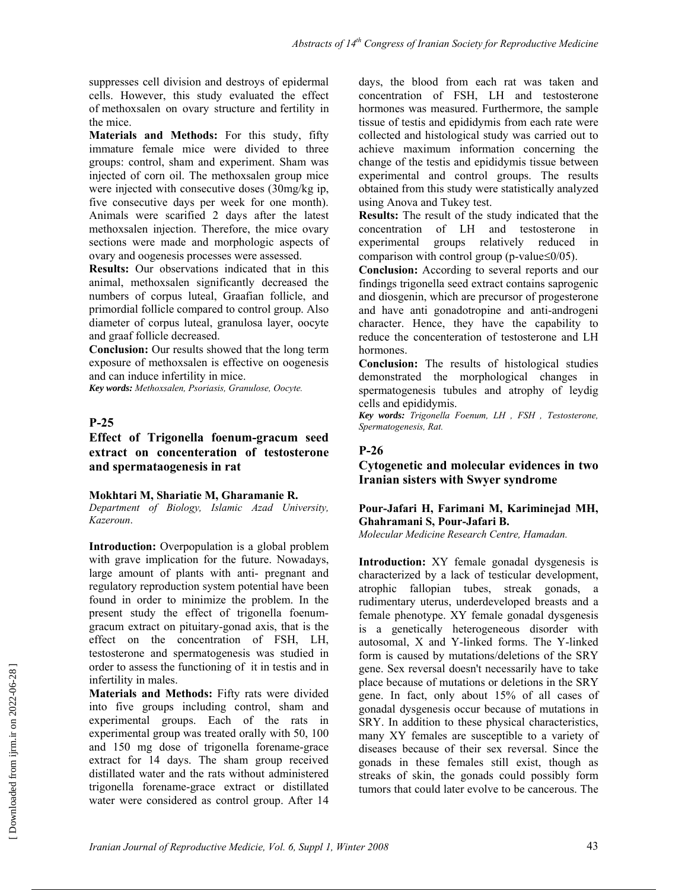suppresses cell division and destroys of epidermal cells. However, this study evaluated the effect of methoxsalen on ovary structure and fertility in the mice.

**Materials and Methods:** For this study, fifty immature female mice were divided to three groups: control, sham and experiment. Sham was injected of corn oil. The methoxsalen group mice were injected with consecutive doses (30mg/kg ip, five consecutive days per week for one month). Animals were scarified 2 days after the latest methoxsalen injection. Therefore, the mice ovary sections were made and morphologic aspects of ovary and oogenesis processes were assessed.

**Results:** Our observations indicated that in this animal, methoxsalen significantly decreased the numbers of corpus luteal, Graafian follicle, and primordial follicle compared to control group. Also diameter of corpus luteal, granulosa layer, oocyte and graaf follicle decreased.

**Conclusion:** Our results showed that the long term exposure of methoxsalen is effective on oogenesis and can induce infertility in mice.

***Key words:*** *Methoxsalen, Psoriasis, Granulose, Oocyte.*

## P-25

### Effect of Trigonella foenum-gracum seed extract on concenteration of testosterone and spermataogenesis in rat

**Mokhtari M, Shariatie M, Gharamanie R.**

*Department of Biology, Islamic Azad University, Kazeroun.*

**Introduction:** Overpopulation is a global problem with grave implication for the future. Nowadays, large amount of plants with anti- pregnant and regulatory reproduction system potential have been found in order to minimize the problem. In the present study the effect of trigonella foenum-gracum extract on pituitary-gonad axis, that is the effect on the concentration of FSH, LH, testosterone and spermatogenesis was studied in order to assess the functioning of it in testis and in infertility in males.

**Materials and Methods:** Fifty rats were divided into five groups including control, sham and experimental groups. Each of the rats in experimental group was treated orally with 50, 100 and 150 mg dose of trigonella forename-grace extract for 14 days. The sham group received distillated water and the rats without administered trigonella forename-grace extract or distillated water were considered as control group. After 14 days, the blood from each rat was taken and concentration of FSH, LH and testosterone hormones was measured. Furthermore, the sample tissue of testis and epididymis from each rate were collected and histological study was carried out to achieve maximum information concerning the change of the testis and epididymis tissue between experimental and control groups. The results obtained from this study were statistically analyzed using Anova and Tukey test.

**Results:** The result of the study indicated that the concentration of LH and testosterone in experimental groups relatively reduced in comparison with control group (p-value≤0/05).

**Conclusion:** According to several reports and our findings trigonella seed extract contains saprogenic and diosgenin, which are precursor of progesterone and have anti gonadotropine and anti-androgeni character. Hence, they have the capability to reduce the concenteration of testosterone and LH hormones.

**Conclusion:** The results of histological studies demonstrated the morphological changes in spermatogenesis tubules and atrophy of leydig cells and epididymis.

***Key words:*** *Trigonella Foenum, LH , FSH , Testosterone, Spermatogenesis, Rat.*

## P-26

### Cytogenetic and molecular evidences in two Iranian sisters with Swyer syndrome

**Pour-Jafari H, Farimani M, Kariminejad MH, Ghahramani S, Pour-Jafari B.**

*Molecular Medicine Research Centre, Hamadan.*

**Introduction:** XY female gonadal dysgenesis is characterized by a lack of testicular development, atrophic fallopian tubes, streak gonads, a rudimentary uterus, underdeveloped breasts and a female phenotype. XY female gonadal dysgenesis is a genetically heterogeneous disorder with autosomal, X and Y-linked forms. The Y-linked form is caused by mutations/deletions of the SRY gene. Sex reversal doesn't necessarily have to take place because of mutations or deletions in the SRY gene. In fact, only about 15% of all cases of gonadal dysgenesis occur because of mutations in SRY. In addition to these physical characteristics, many XY females are susceptible to a variety of diseases because of their sex reversal. Since the gonads in these females still exist, though as streaks of skin, the gonads could possibly form tumors that could later evolve to be cancerous. The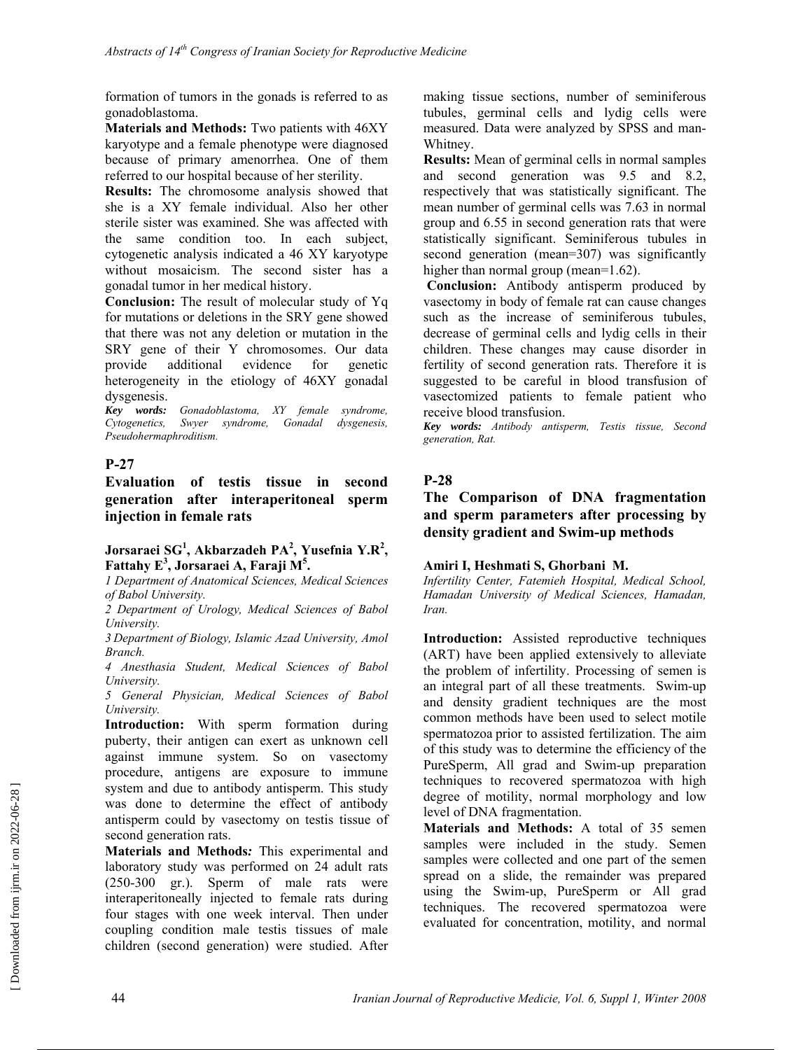formation of tumors in the gonads is referred to as gonadoblastoma.

**Materials and Methods:** Two patients with 46XY karyotype and a female phenotype were diagnosed because of primary amenorrhea. One of them referred to our hospital because of her sterility.

**Results:** The chromosome analysis showed that she is a XY female individual. Also her other sterile sister was examined. She was affected with the same condition too. In each subject, cytogenetic analysis indicated a 46 XY karyotype without mosaicism. The second sister has a gonadal tumor in her medical history.

**Conclusion:** The result of molecular study of Yq for mutations or deletions in the SRY gene showed that there was not any deletion or mutation in the SRY gene of their Y chromosomes. Our data provide additional evidence for genetic heterogeneity in the etiology of 46XY gonadal dysgenesis.

***Key words:*** *Gonadoblastoma, XY female syndrome, Cytogenetics, Swyer syndrome, Gonadal dysgenesis, Pseudohermaphroditism.*

## P-27

### Evaluation of testis tissue in second generation after interaperitoneal sperm injection in female rats

**Jorsaraei SG[1], Akbarzadeh PA[2], Yusefnia Y.R[2], Fattahy E[3], Jorsaraei A, Faraji M[5].**

*1 Department of Anatomical Sciences, Medical Sciences of Babol University.*

*2 Department of Urology, Medical Sciences of Babol University.*

*3 Department of Biology, Islamic Azad University, Amol Branch.*

*4 Anesthasia Student, Medical Sciences of Babol University.*

*5 General Physician, Medical Sciences of Babol University.*

**Introduction:** With sperm formation during puberty, their antigen can exert as unknown cell against immune system. So on vasectomy procedure, antigens are exposure to immune system and due to antibody antisperm. This study was done to determine the effect of antibody antisperm could by vasectomy on testis tissue of second generation rats.

**Materials and Methods*:*** This experimental and laboratory study was performed on 24 adult rats (250-300 gr.). Sperm of male rats were interaperitoneally injected to female rats during four stages with one week interval. Then under coupling condition male testis tissues of male children (second generation) were studied. After making tissue sections, number of seminiferous tubules, germinal cells and lydig cells were measured. Data were analyzed by SPSS and man-Whitney.

**Results:** Mean of germinal cells in normal samples and second generation was 9.5 and 8.2, respectively that was statistically significant. The mean number of germinal cells was 7.63 in normal group and 6.55 in second generation rats that were statistically significant. Seminiferous tubules in second generation (mean=307) was significantly higher than normal group (mean=1.62).

**Conclusion:** Antibody antisperm produced by vasectomy in body of female rat can cause changes such as the increase of seminiferous tubules, decrease of germinal cells and lydig cells in their children. These changes may cause disorder in fertility of second generation rats. Therefore it is suggested to be careful in blood transfusion of vasectomized patients to female patient who receive blood transfusion.

***Key words:*** *Antibody antisperm, Testis tissue, Second generation, Rat.*

## P-28

### The Comparison of DNA fragmentation and sperm parameters after processing by density gradient and Swim-up methods

**Amiri I, Heshmati S, Ghorbani M.**

*Infertility Center, Fatemieh Hospital, Medical School, Hamadan University of Medical Sciences, Hamadan, Iran.*

**Introduction:** Assisted reproductive techniques (ART) have been applied extensively to alleviate the problem of infertility. Processing of semen is an integral part of all these treatments. Swim-up and density gradient techniques are the most common methods have been used to select motile spermatozoa prior to assisted fertilization. The aim of this study was to determine the efficiency of the PureSperm, All grad and Swim-up preparation techniques to recovered spermatozoa with high degree of motility, normal morphology and low level of DNA fragmentation.

**Materials and Methods:** A total of 35 semen samples were included in the study. Semen samples were collected and one part of the semen spread on a slide, the remainder was prepared using the Swim-up, PureSperm or All grad techniques. The recovered spermatozoa were evaluated for concentration, motility, and normal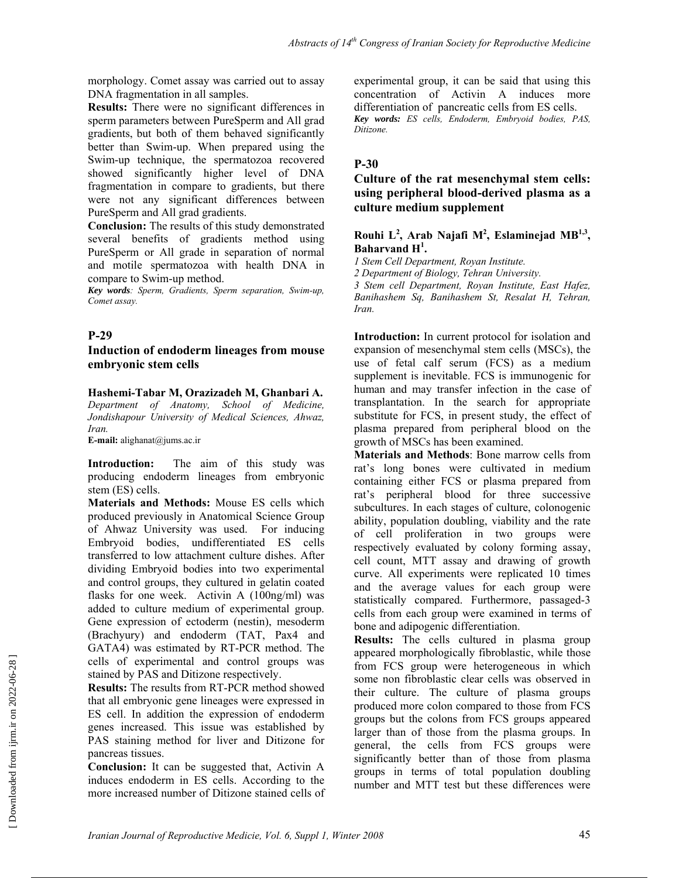morphology. Comet assay was carried out to assay DNA fragmentation in all samples.

**Results:** There were no significant differences in sperm parameters between PureSperm and All grad gradients, but both of them behaved significantly better than Swim-up. When prepared using the Swim-up technique, the spermatozoa recovered showed significantly higher level of DNA fragmentation in compare to gradients, but there were not any significant differences between PureSperm and All grad gradients.

**Conclusion:** The results of this study demonstrated several benefits of gradients method using PureSperm or All grade in separation of normal and motile spermatozoa with health DNA in compare to Swim-up method.

***Key words****: Sperm, Gradients, Sperm separation, Swim-up, Comet assay.*

## P-29

### Induction of endoderm lineages from mouse embryonic stem cells

**Hashemi-Tabar M, Orazizadeh M, Ghanbari A.**

*Department of Anatomy, School of Medicine, Jondishapour University of Medical Sciences, Ahwaz, Iran.*

**E-mail:** alighanat@jums.ac.ir

**Introduction:** The aim of this study was producing endoderm lineages from embryonic stem (ES) cells.

**Materials and Methods:** Mouse ES cells which produced previously in Anatomical Science Group of Ahwaz University was used. For inducing Embryoid bodies, undifferentiated ES cells transferred to low attachment culture dishes. After dividing Embryoid bodies into two experimental and control groups, they cultured in gelatin coated flasks for one week. Activin A (100ng/ml) was added to culture medium of experimental group. Gene expression of ectoderm (nestin), mesoderm (Brachyury) and endoderm (TAT, Pax4 and GATA4) was estimated by RT-PCR method. The cells of experimental and control groups was stained by PAS and Ditizone respectively.

**Results:** The results from RT-PCR method showed that all embryonic gene lineages were expressed in ES cell. In addition the expression of endoderm genes increased. This issue was established by PAS staining method for liver and Ditizone for pancreas tissues.

**Conclusion:** It can be suggested that, Activin A induces endoderm in ES cells. According to the more increased number of Ditizone stained cells of experimental group, it can be said that using this concentration of Activin A induces more differentiation of pancreatic cells from ES cells.

***Key words:*** *ES cells, Endoderm, Embryoid bodies, PAS, Ditizone.*

## P-30

### Culture of the rat mesenchymal stem cells: using peripheral blood-derived plasma as a culture medium supplement

**Rouhi L[2], Arab Najafi M[2], Eslaminejad MB[1,3], Baharvand H[1].**

*1 Stem Cell Department, Royan Institute.*

*2 Department of Biology, Tehran University.*

*3 Stem cell Department, Royan Institute, East Hafez, Banihashem Sq, Banihashem St, Resalat H, Tehran, Iran.*

**Introduction:** In current protocol for isolation and expansion of mesenchymal stem cells (MSCs), the use of fetal calf serum (FCS) as a medium supplement is inevitable. FCS is immunogenic for human and may transfer infection in the case of transplantation. In the search for appropriate substitute for FCS, in present study, the effect of plasma prepared from peripheral blood on the growth of MSCs has been examined.

**Materials and Methods**: Bone marrow cells from rat's long bones were cultivated in medium containing either FCS or plasma prepared from rat's peripheral blood for three successive subcultures. In each stages of culture, colonogenic ability, population doubling, viability and the rate of cell proliferation in two groups were respectively evaluated by colony forming assay, cell count, MTT assay and drawing of growth curve. All experiments were replicated 10 times and the average values for each group were statistically compared. Furthermore, passaged-3 cells from each group were examined in terms of bone and adipogenic differentiation.

**Results:** The cells cultured in plasma group appeared morphologically fibroblastic, while those from FCS group were heterogeneous in which some non fibroblastic clear cells was observed in their culture. The culture of plasma groups produced more colon compared to those from FCS groups but the colons from FCS groups appeared larger than of those from the plasma groups. In general, the cells from FCS groups were significantly better than of those from plasma groups in terms of total population doubling number and MTT test but these differences were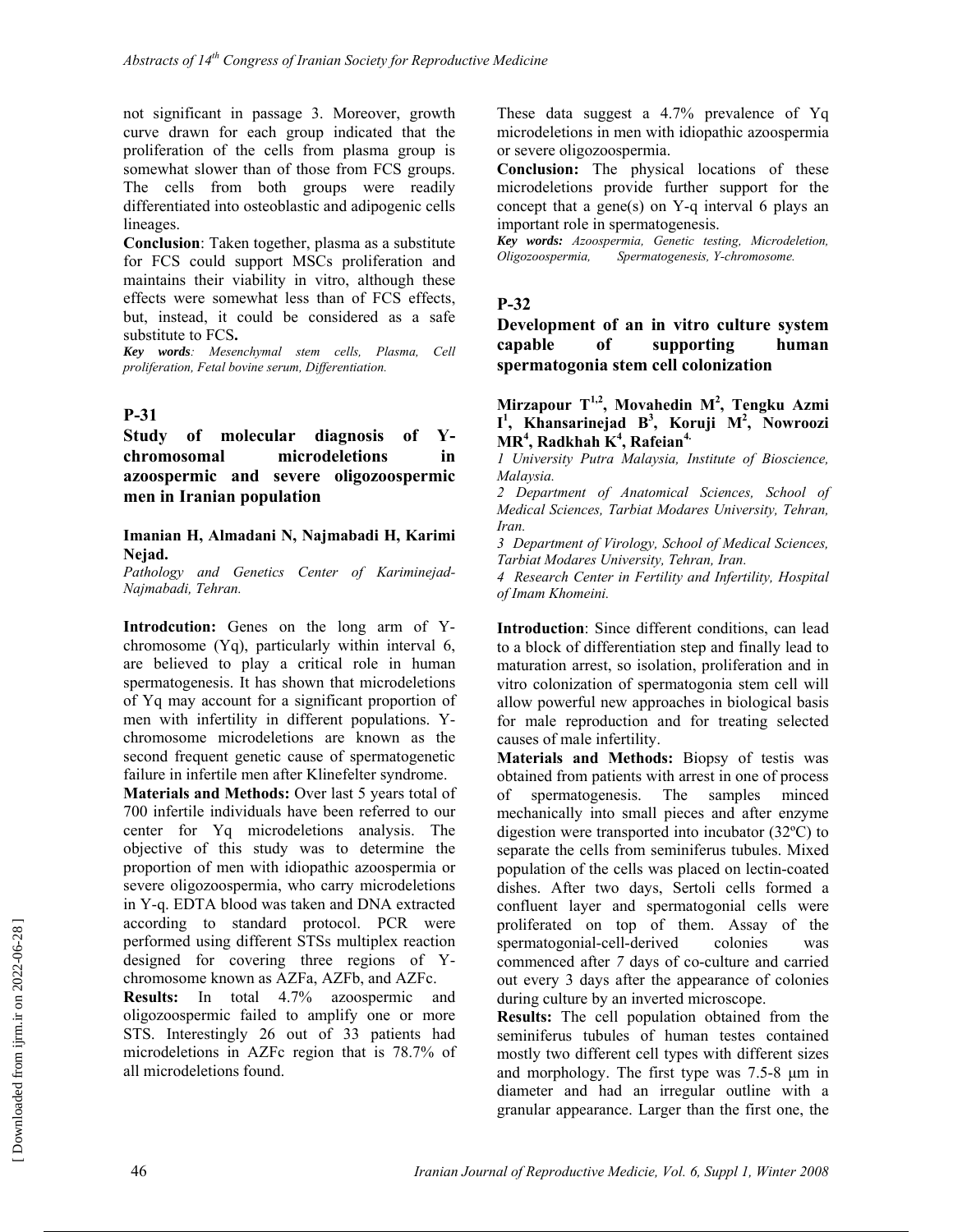not significant in passage 3. Moreover, growth curve drawn for each group indicated that the proliferation of the cells from plasma group is somewhat slower than of those from FCS groups. The cells from both groups were readily differentiated into osteoblastic and adipogenic cells lineages.

**Conclusion**: Taken together, plasma as a substitute for FCS could support MSCs proliferation and maintains their viability in vitro, although these effects were somewhat less than of FCS effects, but, instead, it could be considered as a safe substitute to FCS**.**

***Key words**: Mesenchymal stem cells, Plasma, Cell proliferation, Fetal bovine serum, Differentiation.*

## P-31

### Study of molecular diagnosis of Y-chromosomal microdeletions in azoospermic and severe oligozoospermic men in Iranian population

**Imanian H, Almadani N, Najmabadi H, Karimi Nejad.**

*Pathology and Genetics Center of Kariminejad-Najmabadi, Tehran.*

**Introdcution:** Genes on the long arm of Y-chromosome (Yq), particularly within interval 6, are believed to play a critical role in human spermatogenesis. It has shown that microdeletions of Yq may account for a significant proportion of men with infertility in different populations. Y-chromosome microdeletions are known as the second frequent genetic cause of spermatogenetic failure in infertile men after Klinefelter syndrome.

**Materials and Methods:** Over last 5 years total of 700 infertile individuals have been referred to our center for Yq microdeletions analysis. The objective of this study was to determine the proportion of men with idiopathic azoospermia or severe oligozoospermia, who carry microdeletions in Y-q. EDTA blood was taken and DNA extracted according to standard protocol. PCR were performed using different STSs multiplex reaction designed for covering three regions of Y-chromosome known as AZFa, AZFb, and AZFc.

**Results:** In total 4.7% azoospermic and oligozoospermic failed to amplify one or more STS. Interestingly 26 out of 33 patients had microdeletions in AZFc region that is 78.7% of all microdeletions found.

These data suggest a 4.7% prevalence of Yq microdeletions in men with idiopathic azoospermia or severe oligozoospermia.

**Conclusion:** The physical locations of these microdeletions provide further support for the concept that a gene(s) on Y-q interval 6 plays an important role in spermatogenesis.

***Key words:** Azoospermia, Genetic testing, Microdeletion, Oligozoospermia, Spermatogenesis, Y-chromosome.*

## P-32

### Development of an in vitro culture system capable of supporting human spermatogonia stem cell colonization

**Mirzapour T[1,2], Movahedin M[2], Tengku Azmi I[1], Khansarinejad B[3], Koruji M[2], Nowroozi MR[4], Radkhah K[4], Rafeian[4].**

*1 University Putra Malaysia, Institute of Bioscience, Malaysia.*

*2 Department of Anatomical Sciences, School of Medical Sciences, Tarbiat Modares University, Tehran, Iran.*

*3 Department of Virology, School of Medical Sciences, Tarbiat Modares University, Tehran, Iran.*

*4 Research Center in Fertility and Infertility, Hospital of Imam Khomeini.*

**Introduction**: Since different conditions, can lead to a block of differentiation step and finally lead to maturation arrest, so isolation, proliferation and in vitro colonization of spermatogonia stem cell will allow powerful new approaches in biological basis for male reproduction and for treating selected causes of male infertility.

**Materials and Methods:** Biopsy of testis was obtained from patients with arrest in one of process of spermatogenesis. The samples minced mechanically into small pieces and after enzyme digestion were transported into incubator (32ºC) to separate the cells from seminiferus tubules. Mixed population of the cells was placed on lectin-coated dishes. After two days, Sertoli cells formed a confluent layer and spermatogonial cells were proliferated on top of them. Assay of the spermatogonial-cell-derived colonies was commenced after 7 days of co-culture and carried out every 3 days after the appearance of colonies during culture by an inverted microscope.

**Results:** The cell population obtained from the seminiferus tubules of human testes contained mostly two different cell types with different sizes and morphology. The first type was 7.5-8 μm in diameter and had an irregular outline with a granular appearance. Larger than the first one, the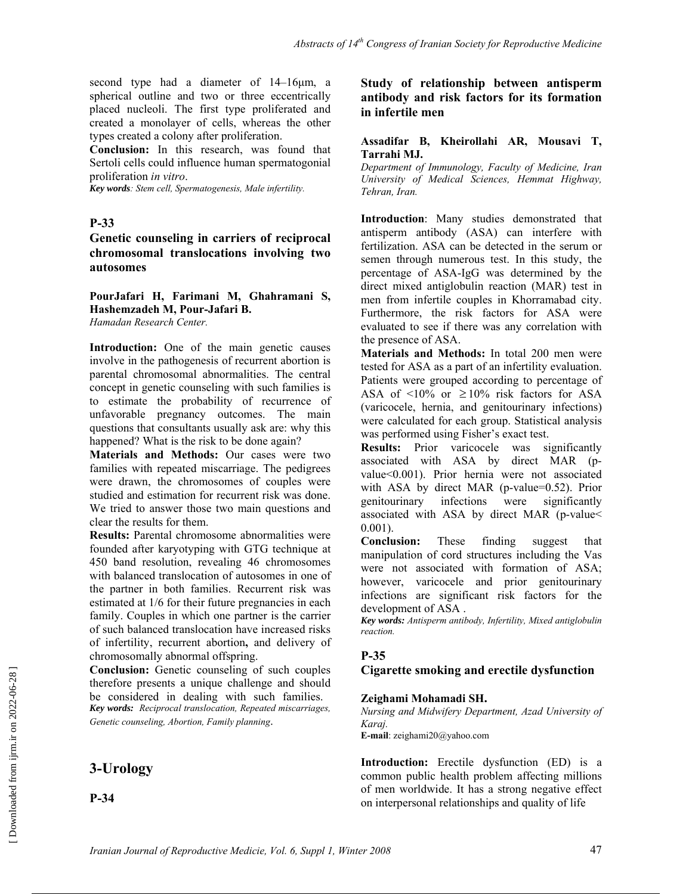second type had a diameter of 14–16μm, a spherical outline and two or three eccentrically placed nucleoli. The first type proliferated and created a monolayer of cells, whereas the other types created a colony after proliferation.

**Conclusion:** In this research, was found that Sertoli cells could influence human spermatogonial proliferation *in vitro*.

***Key words**: Stem cell, Spermatogenesis, Male infertility.*

## P-33

### Genetic counseling in carriers of reciprocal chromosomal translocations involving two autosomes

**PourJafari H, Farimani M, Ghahramani S, Hashemzadeh M, Pour-Jafari B.**

*Hamadan Research Center.*

**Introduction:** One of the main genetic causes involve in the pathogenesis of recurrent abortion is parental chromosomal abnormalities. The central concept in genetic counseling with such families is to estimate the probability of recurrence of unfavorable pregnancy outcomes. The main questions that consultants usually ask are: why this happened? What is the risk to be done again?

**Materials and Methods:** Our cases were two families with repeated miscarriage. The pedigrees were drawn, the chromosomes of couples were studied and estimation for recurrent risk was done. We tried to answer those two main questions and clear the results for them.

**Results:** Parental chromosome abnormalities were founded after karyotyping with GTG technique at 450 band resolution, revealing 46 chromosomes with balanced translocation of autosomes in one of the partner in both families. Recurrent risk was estimated at 1/6 for their future pregnancies in each family. Couples in which one partner is the carrier of such balanced translocation have increased risks of infertility, recurrent abortion**,** and delivery of chromosomally abnormal offspring.

**Conclusion:** Genetic counseling of such couples therefore presents a unique challenge and should be considered in dealing with such families.

***Key words:** Reciprocal translocation, Repeated miscarriages, Genetic counseling, Abortion, Family planning*.

# 3-Urology

## P-34

### Study of relationship between antisperm antibody and risk factors for its formation in infertile men

**Assadifar B, Kheirollahi AR, Mousavi T, Tarrahi MJ.**

*Department of Immunology, Faculty of Medicine, Iran University of Medical Sciences, Hemmat Highway, Tehran, Iran.*

**Introduction**: Many studies demonstrated that antisperm antibody (ASA) can interfere with fertilization. ASA can be detected in the serum or semen through numerous test. In this study, the percentage of ASA-IgG was determined by the direct mixed antiglobulin reaction (MAR) test in men from infertile couples in Khorramabad city. Furthermore, the risk factors for ASA were evaluated to see if there was any correlation with the presence of ASA.

**Materials and Methods:** In total 200 men were tested for ASA as a part of an infertility evaluation. Patients were grouped according to percentage of ASA of <10% or ≥10% risk factors for ASA (varicocele, hernia, and genitourinary infections) were calculated for each group. Statistical analysis was performed using Fisher's exact test.

**Results:** Prior varicocele was significantly associated with ASA by direct MAR (p-value<0.001). Prior hernia were not associated with ASA by direct MAR (p-value=0.52). Prior genitourinary infections were significantly associated with ASA by direct MAR (p-value< 0.001).

**Conclusion:** These finding suggest that manipulation of cord structures including the Vas were not associated with formation of ASA; however, varicocele and prior genitourinary infections are significant risk factors for the development of ASA .

***Key words:** Antisperm antibody, Infertility, Mixed antiglobulin reaction.*

## P-35

### Cigarette smoking and erectile dysfunction

**Zeighami Mohamadi SH.**

*Nursing and Midwifery Department, Azad University of Karaj.*

**E-mail**: zeighami20@yahoo.com

**Introduction:** Erectile dysfunction (ED) is a common public health problem affecting millions of men worldwide. It has a strong negative effect on interpersonal relationships and quality of life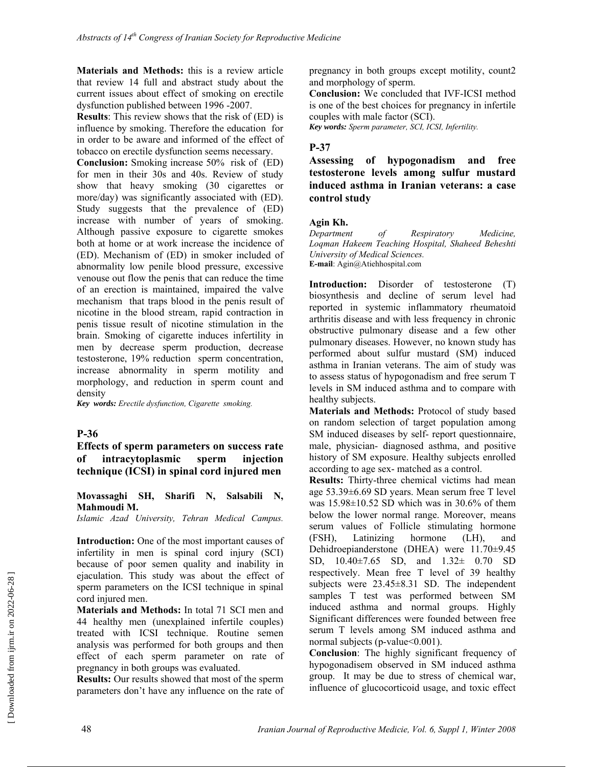**Materials and Methods:** this is a review article that review 14 full and abstract study about the current issues about effect of smoking on erectile dysfunction published between 1996 -2007.

**Results**: This review shows that the risk of (ED) is influence by smoking. Therefore the education for in order to be aware and informed of the effect of tobacco on erectile dysfunction seems necessary.

**Conclusion:** Smoking increase 50% risk of (ED) for men in their 30s and 40s. Review of study show that heavy smoking (30 cigarettes or more/day) was significantly associated with (ED). Study suggests that the prevalence of (ED) increase with number of years of smoking. Although passive exposure to cigarette smokes both at home or at work increase the incidence of (ED). Mechanism of (ED) in smoker included of abnormality low penile blood pressure, excessive venouse out flow the penis that can reduce the time of an erection is maintained, impaired the valve mechanism that traps blood in the penis result of nicotine in the blood stream, rapid contraction in penis tissue result of nicotine stimulation in the brain. Smoking of cigarette induces infertility in men by decrease sperm production, decrease testosterone, 19% reduction sperm concentration, increase abnormality in sperm motility and morphology, and reduction in sperm count and density

***Key words:*** *Erectile dysfunction, Cigarette smoking.*

## P-36

### Effects of sperm parameters on success rate of intracytoplasmic sperm injection technique (ICSI) in spinal cord injured men

**Movassaghi SH, Sharifi N, Salsabili N, Mahmoudi M.**

*Islamic Azad University, Tehran Medical Campus.*

**Introduction:** One of the most important causes of infertility in men is spinal cord injury (SCI) because of poor semen quality and inability in ejaculation. This study was about the effect of sperm parameters on the ICSI technique in spinal cord injured men.

**Materials and Methods:** In total 71 SCI men and 44 healthy men (unexplained infertile couples) treated with ICSI technique. Routine semen analysis was performed for both groups and then effect of each sperm parameter on rate of pregnancy in both groups was evaluated.

**Results:** Our results showed that most of the sperm parameters don't have any influence on the rate of pregnancy in both groups except motility, count2 and morphology of sperm.

**Conclusion:** We concluded that IVF-ICSI method is one of the best choices for pregnancy in infertile couples with male factor (SCI).

***Key words:*** *Sperm parameter, SCI, ICSI, Infertility.*

## P-37

### Assessing of hypogonadism and free testosterone levels among sulfur mustard induced asthma in Iranian veterans: a case control study

**Agin Kh.**

*Department of Respiratory Medicine, Loqman Hakeem Teaching Hospital, Shaheed Beheshti University of Medical Sciences.*

**E-mail**: Agin@Atiehhospital.com

**Introduction:** Disorder of testosterone (T) biosynthesis and decline of serum level had reported in systemic inflammatory rheumatoid arthritis disease and with less frequency in chronic obstructive pulmonary disease and a few other pulmonary diseases. However, no known study has performed about sulfur mustard (SM) induced asthma in Iranian veterans. The aim of study was to assess status of hypogonadism and free serum T levels in SM induced asthma and to compare with healthy subjects.

**Materials and Methods:** Protocol of study based on random selection of target population among SM induced diseases by self- report questionnaire, male, physician- diagnosed asthma, and positive history of SM exposure. Healthy subjects enrolled according to age sex- matched as a control.

**Results:** Thirty-three chemical victims had mean age 53.39±6.69 SD years. Mean serum free T level was 15.98±10.52 SD which was in 30.6% of them below the lower normal range. Moreover, means serum values of Follicle stimulating hormone (FSH), Latinizing hormone (LH), and Dehidroepianderstone (DHEA) were 11.70±9.45 SD, 10.40±7.65 SD, and 1.32± 0.70 SD respectively. Mean free T level of 39 healthy subjects were 23.45±8.31 SD. The independent samples T test was performed between SM induced asthma and normal groups. Highly Significant differences were founded between free serum T levels among SM induced asthma and normal subjects (p-value<0.001).

**Conclusion**: The highly significant frequency of hypogonadisem observed in SM induced asthma group. It may be due to stress of chemical war, influence of glucocorticoid usage, and toxic effect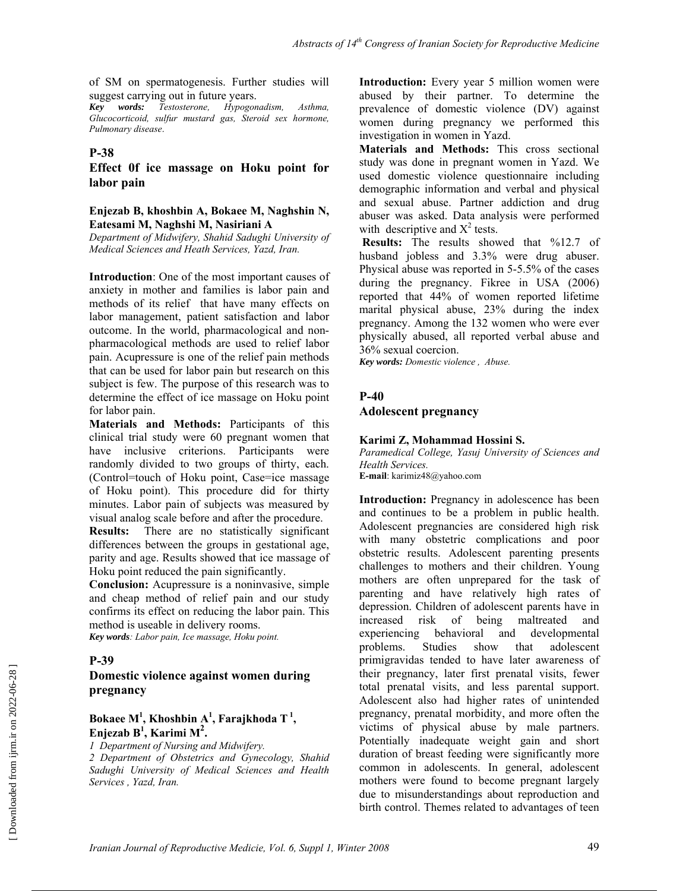of SM on spermatogenesis. Further studies will suggest carrying out in future years.

***Key words:*** *Testosterone, Hypogonadism, Asthma, Glucocorticoid, sulfur mustard gas, Steroid sex hormone, Pulmonary disease*.

## P-38

### Effect 0f ice massage on Hoku point for labor pain

**Enjezab B, khoshbin A, Bokaee M, Naghshin N, Eatesami M, Naghshi M, Nasiriani A**

*Department of Midwifery, Shahid Sadughi University of Medical Sciences and Heath Services, Yazd, Iran.*

**Introduction**: One of the most important causes of anxiety in mother and families is labor pain and methods of its relief that have many effects on labor management, patient satisfaction and labor outcome. In the world, pharmacological and non-pharmacological methods are used to relief labor pain. Acupressure is one of the relief pain methods that can be used for labor pain but research on this subject is few. The purpose of this research was to determine the effect of ice massage on Hoku point for labor pain.

**Materials and Methods:** Participants of this clinical trial study were 60 pregnant women that have inclusive criterions. Participants were randomly divided to two groups of thirty, each. (Control=touch of Hoku point, Case=ice massage of Hoku point). This procedure did for thirty minutes. Labor pain of subjects was measured by visual analog scale before and after the procedure.

**Results:** There are no statistically significant differences between the groups in gestational age, parity and age. Results showed that ice massage of Hoku point reduced the pain significantly.

**Conclusion:** Acupressure is a noninvasive, simple and cheap method of relief pain and our study confirms its effect on reducing the labor pain. This method is useable in delivery rooms.

***Key words***: *Labor pain, Ice massage, Hoku point.*

## P-39

### Domestic violence against women during pregnancy

**Bokaee M[1], Khoshbin A[1], Farajkhoda T [1], Enjezab B[1], Karimi M[2].**

*1 Department of Nursing and Midwifery.*

*2 Department of Obstetrics and Gynecology, Shahid Sadughi University of Medical Sciences and Health Services , Yazd, Iran.*

**Introduction:** Every year 5 million women were abused by their partner. To determine the prevalence of domestic violence (DV) against women during pregnancy we performed this investigation in women in Yazd.

**Materials and Methods:** This cross sectional study was done in pregnant women in Yazd. We used domestic violence questionnaire including demographic information and verbal and physical and sexual abuse. Partner addiction and drug abuser was asked. Data analysis were performed with descriptive and $X^2$ tests.

**Results:** The results showed that %12.7 of husband jobless and 3.3% were drug abuser. Physical abuse was reported in 5-5.5% of the cases during the pregnancy. Fikree in USA (2006) reported that 44% of women reported lifetime marital physical abuse, 23% during the index pregnancy. Among the 132 women who were ever physically abused, all reported verbal abuse and 36% sexual coercion.

***Key words:*** *Domestic violence , Abuse.*

## P-40

### Adolescent pregnancy

**Karimi Z, Mohammad Hossini S.**

*Paramedical College, Yasuj University of Sciences and Health Services.*

**E-mail**: karimiz48@yahoo.com

**Introduction:** Pregnancy in adolescence has been and continues to be a problem in public health. Adolescent pregnancies are considered high risk with many obstetric complications and poor obstetric results. Adolescent parenting presents challenges to mothers and their children. Young mothers are often unprepared for the task of parenting and have relatively high rates of depression. Children of adolescent parents have in increased risk of being maltreated and experiencing behavioral and developmental problems. Studies show that adolescent primigravidas tended to have later awareness of their pregnancy, later first prenatal visits, fewer total prenatal visits, and less parental support. Adolescent also had higher rates of unintended pregnancy, prenatal morbidity, and more often the victims of physical abuse by male partners. Potentially inadequate weight gain and short duration of breast feeding were significantly more common in adolescents. In general, adolescent mothers were found to become pregnant largely due to misunderstandings about reproduction and birth control. Themes related to advantages of teen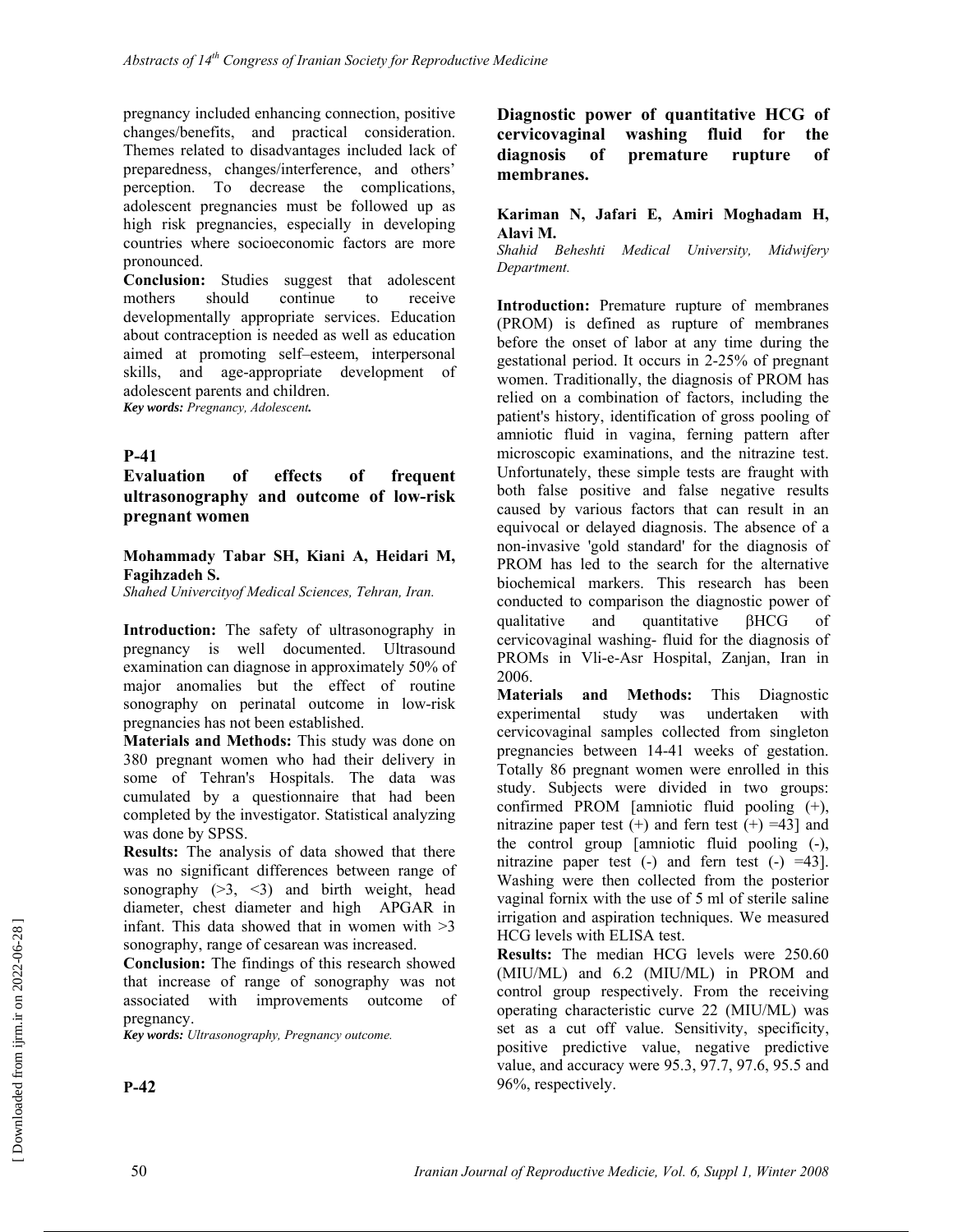pregnancy included enhancing connection, positive changes/benefits, and practical consideration. Themes related to disadvantages included lack of preparedness, changes/interference, and others' perception. To decrease the complications, adolescent pregnancies must be followed up as high risk pregnancies, especially in developing countries where socioeconomic factors are more pronounced.

**Conclusion:** Studies suggest that adolescent mothers should continue to receive developmentally appropriate services. Education about contraception is needed as well as education aimed at promoting self–esteem, interpersonal skills, and age-appropriate development of adolescent parents and children.

***Key words:*** *Pregnancy, Adolescent.*

## P-41

### Evaluation of effects of frequent ultrasonography and outcome of low-risk pregnant women

**Mohammady Tabar SH, Kiani A, Heidari M, Fagihzadeh S.**

*Shahed Univercityof Medical Sciences, Tehran, Iran.*

**Introduction:** The safety of ultrasonography in pregnancy is well documented. Ultrasound examination can diagnose in approximately 50% of major anomalies but the effect of routine sonography on perinatal outcome in low-risk pregnancies has not been established.

**Materials and Methods:** This study was done on 380 pregnant women who had their delivery in some of Tehran's Hospitals. The data was cumulated by a questionnaire that had been completed by the investigator. Statistical analyzing was done by SPSS.

**Results:** The analysis of data showed that there was no significant differences between range of sonography (>3, <3) and birth weight, head diameter, chest diameter and high APGAR in infant. This data showed that in women with >3 sonography, range of cesarean was increased.

**Conclusion:** The findings of this research showed that increase of range of sonography was not associated with improvements outcome of pregnancy.

***Key words:*** *Ultrasonography, Pregnancy outcome.*

## P-42

### Diagnostic power of quantitative HCG of cervicovaginal washing fluid for the diagnosis of premature rupture of membranes.

**Kariman N, Jafari E, Amiri Moghadam H, Alavi M.**

*Shahid Beheshti Medical University, Midwifery Department.*

**Introduction:** Premature rupture of membranes (PROM) is defined as rupture of membranes before the onset of labor at any time during the gestational period. It occurs in 2-25% of pregnant women. Traditionally, the diagnosis of PROM has relied on a combination of factors, including the patient's history, identification of gross pooling of amniotic fluid in vagina, ferning pattern after microscopic examinations, and the nitrazine test. Unfortunately, these simple tests are fraught with both false positive and false negative results caused by various factors that can result in an equivocal or delayed diagnosis. The absence of a non-invasive 'gold standard' for the diagnosis of PROM has led to the search for the alternative biochemical markers. This research has been conducted to comparison the diagnostic power of qualitative and quantitative βHCG of cervicovaginal washing- fluid for the diagnosis of PROMs in Vli-e-Asr Hospital, Zanjan, Iran in 2006.

**Materials and Methods:** This Diagnostic experimental study was undertaken with cervicovaginal samples collected from singleton pregnancies between 14-41 weeks of gestation. Totally 86 pregnant women were enrolled in this study. Subjects were divided in two groups: confirmed PROM [amniotic fluid pooling (+), nitrazine paper test (+) and fern test (+) =43] and the control group [amniotic fluid pooling (-), nitrazine paper test (-) and fern test (-) =43]. Washing were then collected from the posterior vaginal fornix with the use of 5 ml of sterile saline irrigation and aspiration techniques. We measured HCG levels with ELISA test.

**Results:** The median HCG levels were 250.60 (MIU/ML) and 6.2 (MIU/ML) in PROM and control group respectively. From the receiving operating characteristic curve 22 (MIU/ML) was set as a cut off value. Sensitivity, specificity, positive predictive value, negative predictive value, and accuracy were 95.3, 97.7, 97.6, 95.5 and 96%, respectively.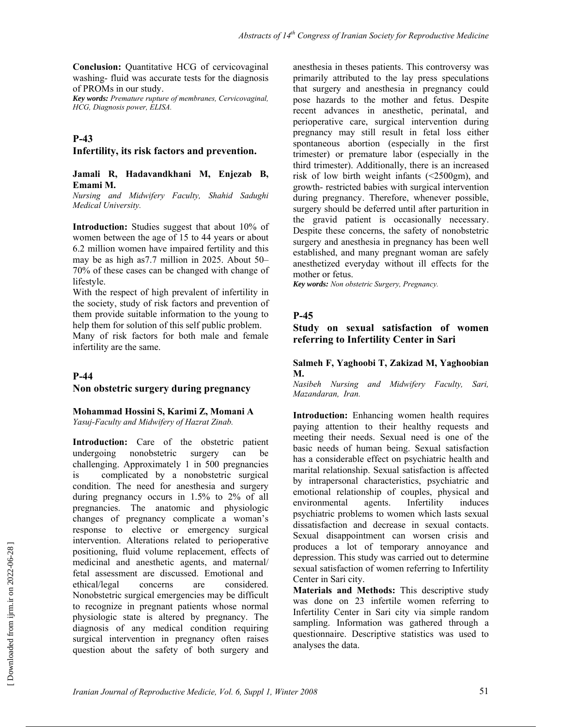**Conclusion:** Quantitative HCG of cervicovaginal washing- fluid was accurate tests for the diagnosis of PROMs in our study.

***Key words:*** *Premature rupture of membranes, Cervicovaginal, HCG, Diagnosis power, ELISA.*

## P-43

## Infertility, its risk factors and prevention.

**Jamali R, Hadavandkhani M, Enjezab B, Emami M.**

*Nursing and Midwifery Faculty, Shahid Sadughi Medical University.*

**Introduction:** Studies suggest that about 10% of women between the age of 15 to 44 years or about 6.2 million women have impaired fertility and this may be as high as7.7 million in 2025. About 50–70% of these cases can be changed with change of lifestyle.

With the respect of high prevalent of infertility in the society, study of risk factors and prevention of them provide suitable information to the young to help them for solution of this self public problem.

Many of risk factors for both male and female infertility are the same.

## P-44

## Non obstetric surgery during pregnancy

**Mohammad Hossini S, Karimi Z, Momani A**

*Yasuj-Faculty and Midwifery of Hazrat Zinab.*

**Introduction:** Care of the obstetric patient undergoing nonobstetric surgery can be challenging. Approximately 1 in 500 pregnancies is complicated by a nonobstetric surgical condition. The need for anesthesia and surgery during pregnancy occurs in 1.5% to 2% of all pregnancies. The anatomic and physiologic changes of pregnancy complicate a woman's response to elective or emergency surgical intervention. Alterations related to perioperative positioning, fluid volume replacement, effects of medicinal and anesthetic agents, and maternal/ fetal assessment are discussed. Emotional and ethical/legal concerns are considered. Nonobstetric surgical emergencies may be difficult to recognize in pregnant patients whose normal physiologic state is altered by pregnancy. The diagnosis of any medical condition requiring surgical intervention in pregnancy often raises question about the safety of both surgery and anesthesia in theses patients. This controversy was primarily attributed to the lay press speculations that surgery and anesthesia in pregnancy could pose hazards to the mother and fetus. Despite recent advances in anesthetic, perinatal, and perioperative care, surgical intervention during pregnancy may still result in fetal loss either spontaneous abortion (especially in the first trimester) or premature labor (especially in the third trimester). Additionally, there is an increased risk of low birth weight infants (<2500gm), and growth- restricted babies with surgical intervention during pregnancy. Therefore, whenever possible, surgery should be deferred until after parturition in the gravid patient is occasionally necessary. Despite these concerns, the safety of nonobstetric surgery and anesthesia in pregnancy has been well established, and many pregnant woman are safely anesthetized everyday without ill effects for the mother or fetus.

***Key words:*** *Non obstetric Surgery, Pregnancy.*

## P-45

## Study on sexual satisfaction of women referring to Infertility Center in Sari

**Salmeh F, Yaghoobi T, Zakizad M, Yaghoobian M.**

*Nasibeh Nursing and Midwifery Faculty, Sari, Mazandaran, Iran.*

**Introduction:** Enhancing women health requires paying attention to their healthy requests and meeting their needs. Sexual need is one of the basic needs of human being. Sexual satisfaction has a considerable effect on psychiatric health and marital relationship. Sexual satisfaction is affected by intrapersonal characteristics, psychiatric and emotional relationship of couples, physical and environmental agents. Infertility induces psychiatric problems to women which lasts sexual dissatisfaction and decrease in sexual contacts. Sexual disappointment can worsen crisis and produces a lot of temporary annoyance and depression. This study was carried out to determine sexual satisfaction of women referring to Infertility Center in Sari city.

**Materials and Methods:** This descriptive study was done on 23 infertile women referring to Infertility Center in Sari city via simple random sampling. Information was gathered through a questionnaire. Descriptive statistics was used to analyses the data.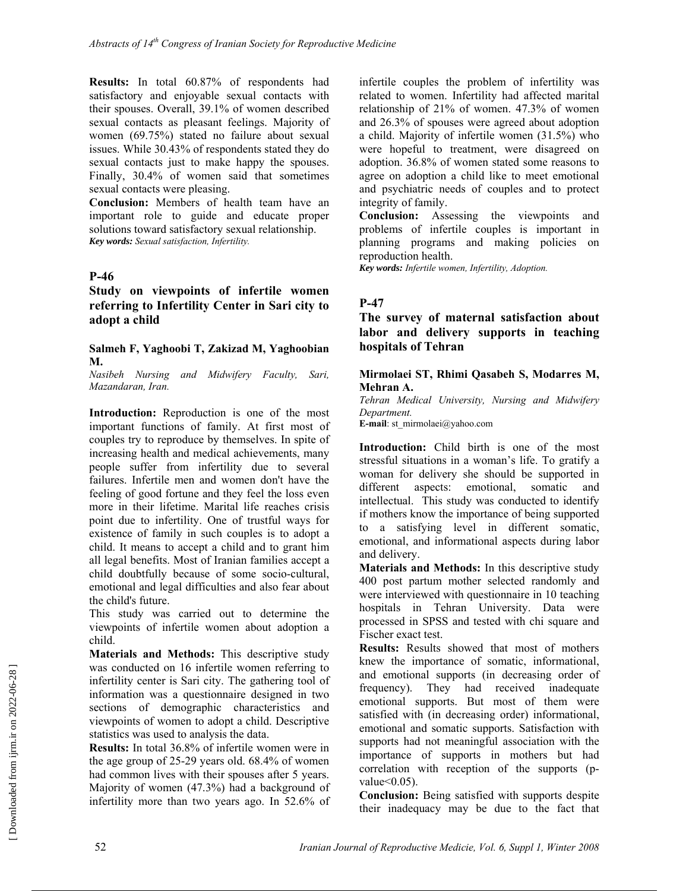**Results:** In total 60.87% of respondents had satisfactory and enjoyable sexual contacts with their spouses. Overall, 39.1% of women described sexual contacts as pleasant feelings. Majority of women (69.75%) stated no failure about sexual issues. While 30.43% of respondents stated they do sexual contacts just to make happy the spouses. Finally, 30.4% of women said that sometimes sexual contacts were pleasing.

**Conclusion:** Members of health team have an important role to guide and educate proper solutions toward satisfactory sexual relationship.

***Key words:*** *Sexual satisfaction, Infertility.*

## P-46

### Study on viewpoints of infertile women referring to Infertility Center in Sari city to adopt a child

**Salmeh F, Yaghoobi T, Zakizad M, Yaghoobian M.**

*Nasibeh Nursing and Midwifery Faculty, Sari, Mazandaran, Iran.*

**Introduction:** Reproduction is one of the most important functions of family. At first most of couples try to reproduce by themselves. In spite of increasing health and medical achievements, many people suffer from infertility due to several failures. Infertile men and women don't have the feeling of good fortune and they feel the loss even more in their lifetime. Marital life reaches crisis point due to infertility. One of trustful ways for existence of family in such couples is to adopt a child. It means to accept a child and to grant him all legal benefits. Most of Iranian families accept a child doubtfully because of some socio-cultural, emotional and legal difficulties and also fear about the child's future.

This study was carried out to determine the viewpoints of infertile women about adoption a child.

**Materials and Methods:** This descriptive study was conducted on 16 infertile women referring to infertility center is Sari city. The gathering tool of information was a questionnaire designed in two sections of demographic characteristics and viewpoints of women to adopt a child. Descriptive statistics was used to analysis the data.

**Results:** In total 36.8% of infertile women were in the age group of 25-29 years old. 68.4% of women had common lives with their spouses after 5 years. Majority of women (47.3%) had a background of infertility more than two years ago. In 52.6% of infertile couples the problem of infertility was related to women. Infertility had affected marital relationship of 21% of women. 47.3% of women and 26.3% of spouses were agreed about adoption a child. Majority of infertile women (31.5%) who were hopeful to treatment, were disagreed on adoption. 36.8% of women stated some reasons to agree on adoption a child like to meet emotional and psychiatric needs of couples and to protect integrity of family.

**Conclusion:** Assessing the viewpoints and problems of infertile couples is important in planning programs and making policies on reproduction health.

***Key words:*** *Infertile women, Infertility, Adoption.*

## P-47

### The survey of maternal satisfaction about labor and delivery supports in teaching hospitals of Tehran

**Mirmolaei ST, Rhimi Qasabeh S, Modarres M, Mehran A.**

*Tehran Medical University, Nursing and Midwifery Department.*

**E-mail**: st_mirmolaei@yahoo.com

**Introduction:** Child birth is one of the most stressful situations in a woman's life. To gratify a woman for delivery she should be supported in different aspects: emotional, somatic and intellectual. This study was conducted to identify if mothers know the importance of being supported to a satisfying level in different somatic, emotional, and informational aspects during labor and delivery.

**Materials and Methods:** In this descriptive study 400 post partum mother selected randomly and were interviewed with questionnaire in 10 teaching hospitals in Tehran University. Data were processed in SPSS and tested with chi square and Fischer exact test.

**Results:** Results showed that most of mothers knew the importance of somatic, informational, and emotional supports (in decreasing order of frequency). They had received inadequate emotional supports. But most of them were satisfied with (in decreasing order) informational, emotional and somatic supports. Satisfaction with supports had not meaningful association with the importance of supports in mothers but had correlation with reception of the supports (p-value<0.05).

**Conclusion:** Being satisfied with supports despite their inadequacy may be due to the fact that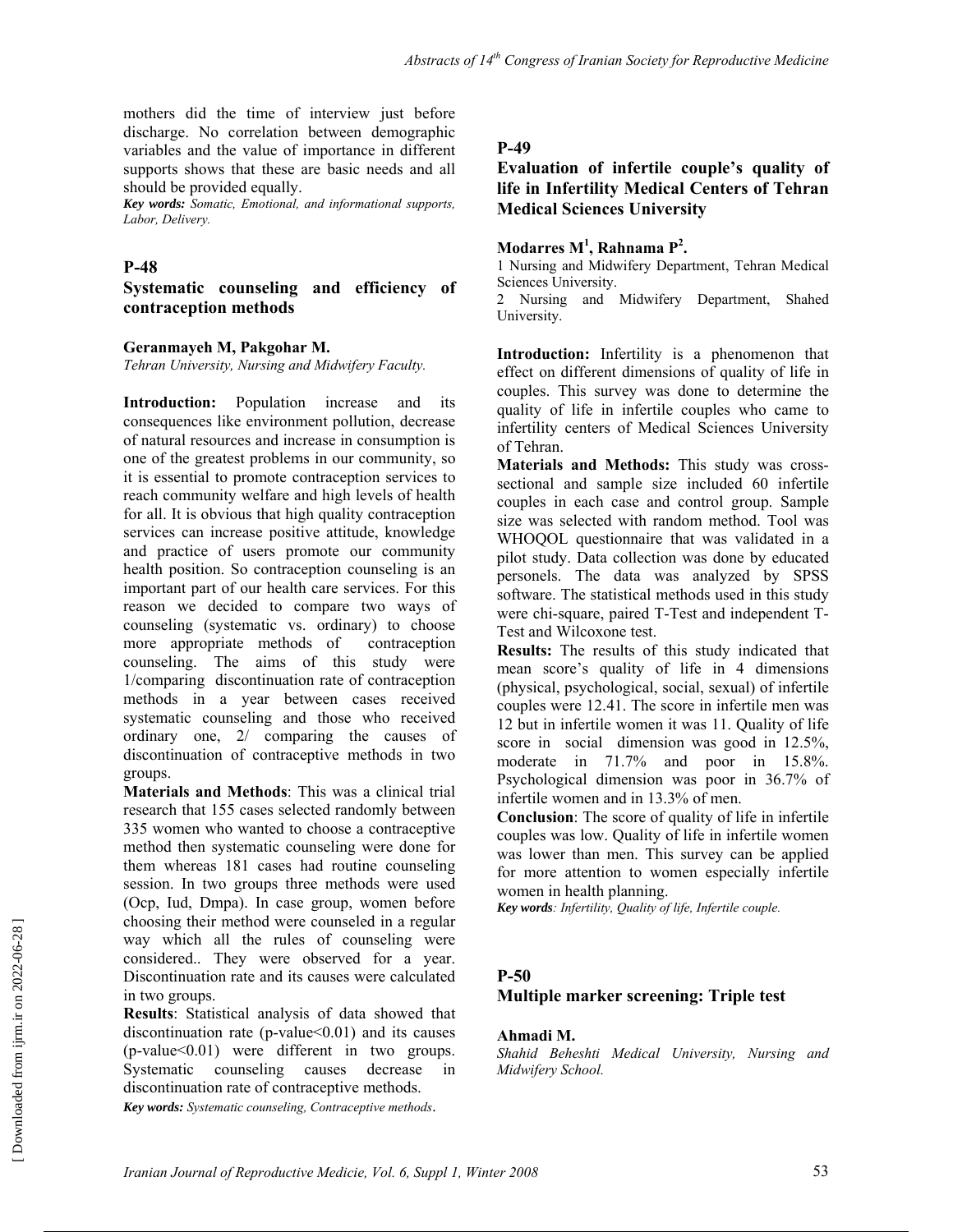mothers did the time of interview just before discharge. No correlation between demographic variables and the value of importance in different supports shows that these are basic needs and all should be provided equally.

***Key words:*** *Somatic, Emotional, and informational supports, Labor, Delivery.*

## P-48

### Systematic counseling and efficiency of contraception methods

**Geranmayeh M, Pakgohar M.**

*Tehran University, Nursing and Midwifery Faculty.*

**Introduction:** Population increase and its consequences like environment pollution, decrease of natural resources and increase in consumption is one of the greatest problems in our community, so it is essential to promote contraception services to reach community welfare and high levels of health for all. It is obvious that high quality contraception services can increase positive attitude, knowledge and practice of users promote our community health position. So contraception counseling is an important part of our health care services. For this reason we decided to compare two ways of counseling (systematic vs. ordinary) to choose more appropriate methods of contraception counseling. The aims of this study were 1/comparing discontinuation rate of contraception methods in a year between cases received systematic counseling and those who received ordinary one, 2/ comparing the causes of discontinuation of contraceptive methods in two groups.

**Materials and Methods**: This was a clinical trial research that 155 cases selected randomly between 335 women who wanted to choose a contraceptive method then systematic counseling were done for them whereas 181 cases had routine counseling session. In two groups three methods were used (Ocp, Iud, Dmpa). In case group, women before choosing their method were counseled in a regular way which all the rules of counseling were considered.. They were observed for a year. Discontinuation rate and its causes were calculated in two groups.

**Results**: Statistical analysis of data showed that discontinuation rate (p-value<0.01) and its causes (p-value<0.01) were different in two groups. Systematic counseling causes decrease in discontinuation rate of contraceptive methods.

***Key words:*** *Systematic counseling, Contraceptive methods*.

## P-49

### Evaluation of infertile couple's quality of life in Infertility Medical Centers of Tehran Medical Sciences University

**Modarres M[1], Rahnama P[2].**

1 Nursing and Midwifery Department, Tehran Medical Sciences University.

2 Nursing and Midwifery Department, Shahed University.

**Introduction:** Infertility is a phenomenon that effect on different dimensions of quality of life in couples. This survey was done to determine the quality of life in infertile couples who came to infertility centers of Medical Sciences University of Tehran.

**Materials and Methods:** This study was cross-sectional and sample size included 60 infertile couples in each case and control group. Sample size was selected with random method. Tool was WHOQOL questionnaire that was validated in a pilot study. Data collection was done by educated personels. The data was analyzed by SPSS software. The statistical methods used in this study were chi-square, paired T-Test and independent T-Test and Wilcoxone test.

**Results:** The results of this study indicated that mean score's quality of life in 4 dimensions (physical, psychological, social, sexual) of infertile couples were 12.41. The score in infertile men was 12 but in infertile women it was 11. Quality of life score in social dimension was good in 12.5%, moderate in 71.7% and poor in 15.8%. Psychological dimension was poor in 36.7% of infertile women and in 13.3% of men.

**Conclusion**: The score of quality of life in infertile couples was low. Quality of life in infertile women was lower than men. This survey can be applied for more attention to women especially infertile women in health planning.

***Key words****: Infertility, Quality of life, Infertile couple.*

## P-50

### Multiple marker screening: Triple test

**Ahmadi M.**

*Shahid Beheshti Medical University, Nursing and Midwifery School.*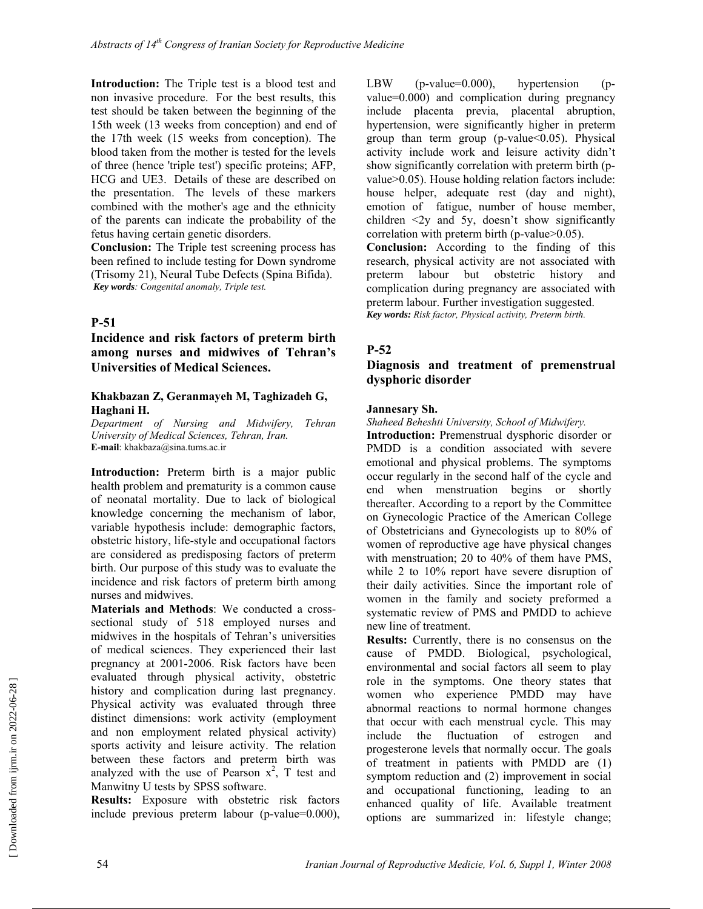**Introduction:** The Triple test is a blood test and non invasive procedure. For the best results, this test should be taken between the beginning of the 15th week (13 weeks from conception) and end of the 17th week (15 weeks from conception). The blood taken from the mother is tested for the levels of three (hence 'triple test') specific proteins; AFP, HCG and UE3. Details of these are described on the presentation. The levels of these markers combined with the mother's age and the ethnicity of the parents can indicate the probability of the fetus having certain genetic disorders.

**Conclusion:** The Triple test screening process has been refined to include testing for Down syndrome (Trisomy 21), Neural Tube Defects (Spina Bifida).

***Key words**: Congenital anomaly, Triple test.*

## P-51

### Incidence and risk factors of preterm birth among nurses and midwives of Tehran's Universities of Medical Sciences.

**Khakbazan Z, Geranmayeh M, Taghizadeh G, Haghani H.**

*Department of Nursing and Midwifery, Tehran University of Medical Sciences, Tehran, Iran.*

**E-mail**: khakbaza@sina.tums.ac.ir

**Introduction:** Preterm birth is a major public health problem and prematurity is a common cause of neonatal mortality. Due to lack of biological knowledge concerning the mechanism of labor, variable hypothesis include: demographic factors, obstetric history, life-style and occupational factors are considered as predisposing factors of preterm birth. Our purpose of this study was to evaluate the incidence and risk factors of preterm birth among nurses and midwives.

**Materials and Methods**: We conducted a cross-sectional study of 518 employed nurses and midwives in the hospitals of Tehran's universities of medical sciences. They experienced their last pregnancy at 2001-2006. Risk factors have been evaluated through physical activity, obstetric history and complication during last pregnancy. Physical activity was evaluated through three distinct dimensions: work activity (employment and non employment related physical activity) sports activity and leisure activity. The relation between these factors and preterm birth was analyzed with the use of Pearson $x^2$, T test and Manwitny U tests by SPSS software.

**Results:** Exposure with obstetric risk factors include previous preterm labour (p-value=0.000), LBW (p-value=0.000), hypertension (p-value=0.000) and complication during pregnancy include placenta previa, placental abruption, hypertension, were significantly higher in preterm group than term group (p-value<0.05). Physical activity include work and leisure activity didn't show significantly correlation with preterm birth (p-value>0.05). House holding relation factors include: house helper, adequate rest (day and night), emotion of fatigue, number of house member, children <2y and 5y, doesn't show significantly correlation with preterm birth (p-value>0.05).

**Conclusion:** According to the finding of this research, physical activity are not associated with preterm labour but obstetric history and complication during pregnancy are associated with preterm labour. Further investigation suggested.

***Key words:** Risk factor, Physical activity, Preterm birth.*

## P-52

### Diagnosis and treatment of premenstrual dysphoric disorder

**Jannesary Sh.**

*Shaheed Beheshti University, School of Midwifery.*

**Introduction:** Premenstrual dysphoric disorder or PMDD is a condition associated with severe emotional and physical problems. The symptoms occur regularly in the second half of the cycle and end when menstruation begins or shortly thereafter. According to a report by the Committee on Gynecologic Practice of the American College of Obstetricians and Gynecologists up to 80% of women of reproductive age have physical changes with menstruation; 20 to 40% of them have PMS, while 2 to 10% report have severe disruption of their daily activities. Since the important role of women in the family and society preformed a systematic review of PMS and PMDD to achieve new line of treatment.

**Results:** Currently, there is no consensus on the cause of PMDD. Biological, psychological, environmental and social factors all seem to play role in the symptoms. One theory states that women who experience PMDD may have abnormal reactions to normal hormone changes that occur with each menstrual cycle. This may include the fluctuation of estrogen and progesterone levels that normally occur. The goals of treatment in patients with PMDD are (1) symptom reduction and (2) improvement in social and occupational functioning, leading to an enhanced quality of life. Available treatment options are summarized in: lifestyle change;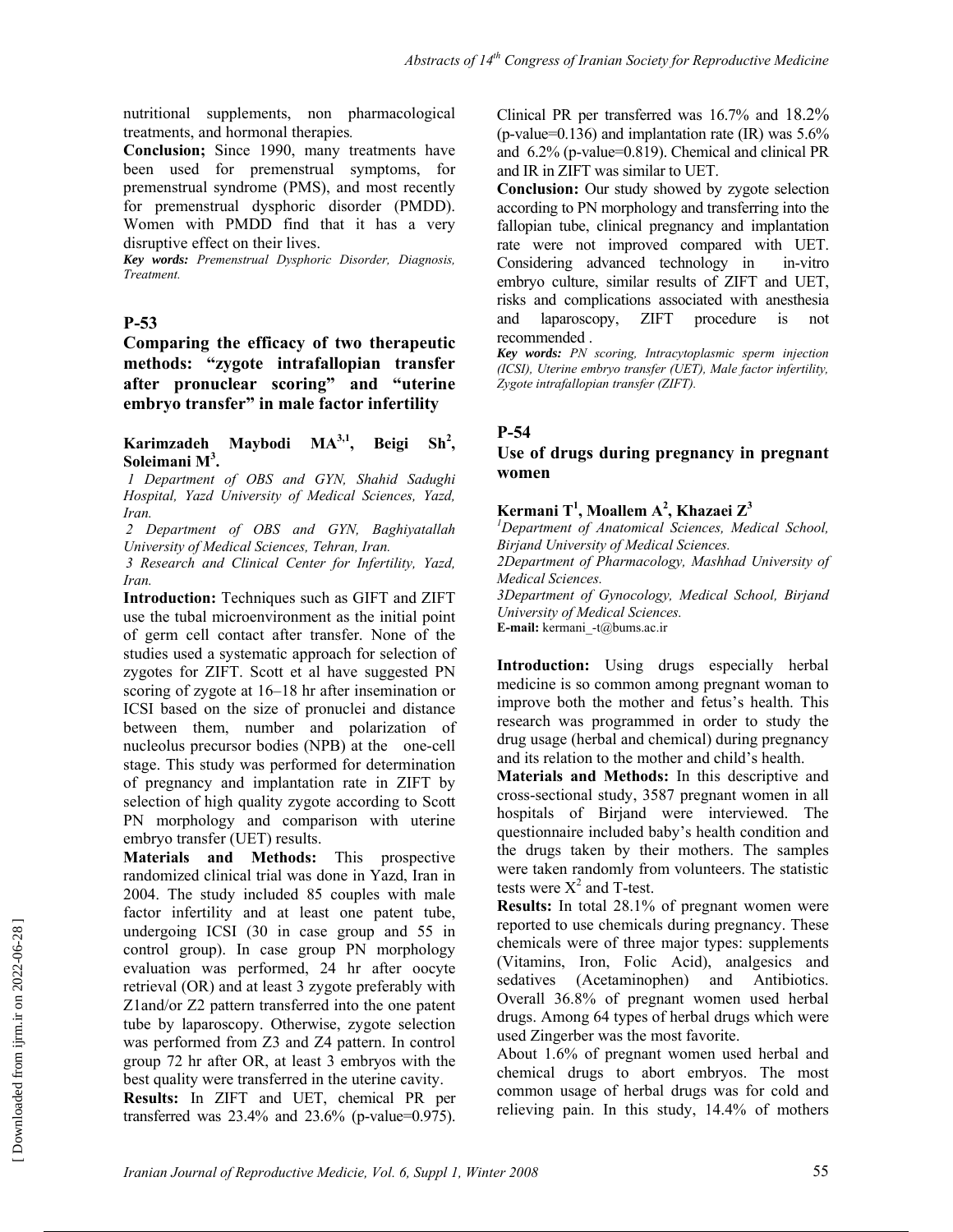nutritional supplements, non pharmacological treatments, and hormonal therapies.

**Conclusion;** Since 1990, many treatments have been used for premenstrual symptoms, for premenstrual syndrome (PMS), and most recently for premenstrual dysphoric disorder (PMDD). Women with PMDD find that it has a very disruptive effect on their lives.

***Key words:*** *Premenstrual Dysphoric Disorder, Diagnosis, Treatment.*

## P-53

### Comparing the efficacy of two therapeutic methods: "zygote intrafallopian transfer after pronuclear scoring" and "uterine embryo transfer" in male factor infertility

**Karimzadeh Maybodi MA[3,1], Beigi Sh[2], Soleimani M[3].**

*1 Department of OBS and GYN, Shahid Sadughi Hospital, Yazd University of Medical Sciences, Yazd, Iran.*

*2 Department of OBS and GYN, Baghiyatallah University of Medical Sciences, Tehran, Iran.*

*3 Research and Clinical Center for Infertility, Yazd, Iran.*

**Introduction:** Techniques such as GIFT and ZIFT use the tubal microenvironment as the initial point of germ cell contact after transfer. None of the studies used a systematic approach for selection of zygotes for ZIFT. Scott et al have suggested PN scoring of zygote at 16–18 hr after insemination or ICSI based on the size of pronuclei and distance between them, number and polarization of nucleolus precursor bodies (NPB) at the one-cell stage. This study was performed for determination of pregnancy and implantation rate in ZIFT by selection of high quality zygote according to Scott PN morphology and comparison with uterine embryo transfer (UET) results.

**Materials and Methods:** This prospective randomized clinical trial was done in Yazd, Iran in 2004. The study included 85 couples with male factor infertility and at least one patent tube, undergoing ICSI (30 in case group and 55 in control group). In case group PN morphology evaluation was performed, 24 hr after oocyte retrieval (OR) and at least 3 zygote preferably with Z1and/or Z2 pattern transferred into the one patent tube by laparoscopy. Otherwise, zygote selection was performed from Z3 and Z4 pattern. In control group 72 hr after OR, at least 3 embryos with the best quality were transferred in the uterine cavity.

**Results:** In ZIFT and UET, chemical PR per transferred was 23.4% and 23.6% (p-value=0.975). Clinical PR per transferred was 16.7% and 18.2% (p-value=0.136) and implantation rate (IR) was 5.6% and 6.2% (p-value=0.819). Chemical and clinical PR and IR in ZIFT was similar to UET.

**Conclusion:** Our study showed by zygote selection according to PN morphology and transferring into the fallopian tube, clinical pregnancy and implantation rate were not improved compared with UET. Considering advanced technology in in-vitro embryo culture, similar results of ZIFT and UET, risks and complications associated with anesthesia and laparoscopy, ZIFT procedure is not recommended .

***Key words:*** *PN scoring, Intracytoplasmic sperm injection (ICSI), Uterine embryo transfer (UET), Male factor infertility, Zygote intrafallopian transfer (ZIFT).*

## P-54

### Use of drugs during pregnancy in pregnant women

**Kermani T[1], Moallem A[2], Khazaei Z[3]**

*[1]Department of Anatomical Sciences, Medical School, Birjand University of Medical Sciences.*

*2Department of Pharmacology, Mashhad University of Medical Sciences.*

*3Department of Gynocology, Medical School, Birjand University of Medical Sciences.*

**E-mail:** kermani_-t@bums.ac.ir

**Introduction:** Using drugs especially herbal medicine is so common among pregnant woman to improve both the mother and fetus's health. This research was programmed in order to study the drug usage (herbal and chemical) during pregnancy and its relation to the mother and child's health.

**Materials and Methods:** In this descriptive and cross-sectional study, 3587 pregnant women in all hospitals of Birjand were interviewed. The questionnaire included baby's health condition and the drugs taken by their mothers. The samples were taken randomly from volunteers. The statistic tests were $X^2$ and T-test.

**Results:** In total 28.1% of pregnant women were reported to use chemicals during pregnancy. These chemicals were of three major types: supplements (Vitamins, Iron, Folic Acid), analgesics and sedatives (Acetaminophen) and Antibiotics. Overall 36.8% of pregnant women used herbal drugs. Among 64 types of herbal drugs which were used Zingerber was the most favorite.

About 1.6% of pregnant women used herbal and chemical drugs to abort embryos. The most common usage of herbal drugs was for cold and relieving pain. In this study, 14.4% of mothers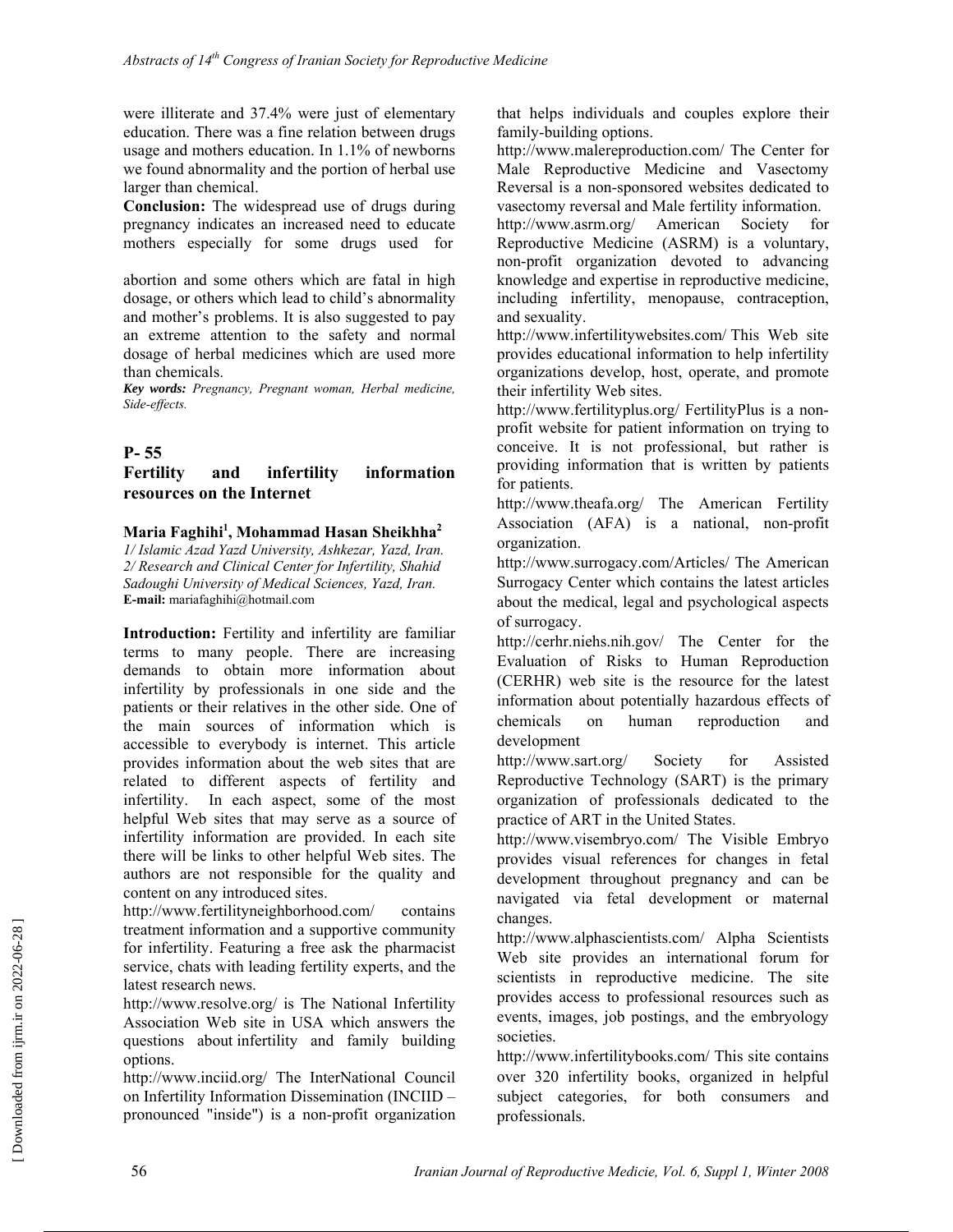were illiterate and 37.4% were just of elementary education. There was a fine relation between drugs usage and mothers education. In 1.1% of newborns we found abnormality and the portion of herbal use larger than chemical.

**Conclusion:** The widespread use of drugs during pregnancy indicates an increased need to educate mothers especially for some drugs used for abortion and some others which are fatal in high dosage, or others which lead to child's abnormality and mother's problems. It is also suggested to pay an extreme attention to the safety and normal dosage of herbal medicines which are used more than chemicals.

***Key words:*** *Pregnancy, Pregnant woman, Herbal medicine, Side-effects.*

## P- 55

## Fertility and infertility information resources on the Internet

**Maria Faghihi[1], Mohammad Hasan Sheikhha[2]**

*1/ Islamic Azad Yazd University, Ashkezar, Yazd, Iran.*
*2/ Research and Clinical Center for Infertility, Shahid Sadoughi University of Medical Sciences, Yazd, Iran.*
**E-mail:** mariafaghihi@hotmail.com

**Introduction:** Fertility and infertility are familiar terms to many people. There are increasing demands to obtain more information about infertility by professionals in one side and the patients or their relatives in the other side. One of the main sources of information which is accessible to everybody is internet. This article provides information about the web sites that are related to different aspects of fertility and infertility. In each aspect, some of the most helpful Web sites that may serve as a source of infertility information are provided. In each site there will be links to other helpful Web sites. The authors are not responsible for the quality and content on any introduced sites.

http://www.fertilityneighborhood.com/ contains treatment information and a supportive community for infertility. Featuring a free ask the pharmacist service, chats with leading fertility experts, and the latest research news.

http://www.resolve.org/ is The National Infertility Association Web site in USA which answers the questions about infertility and family building options.

http://www.inciid.org/ The InterNational Council on Infertility Information Dissemination (INCIID – pronounced "inside") is a non-profit organization that helps individuals and couples explore their family-building options.

http://www.malereproduction.com/ The Center for Male Reproductive Medicine and Vasectomy Reversal is a non-sponsored websites dedicated to vasectomy reversal and Male fertility information.

http://www.asrm.org/ American Society for Reproductive Medicine (ASRM) is a voluntary, non-profit organization devoted to advancing knowledge and expertise in reproductive medicine, including infertility, menopause, contraception, and sexuality.

http://www.infertilitywebsites.com/ This Web site provides educational information to help infertility organizations develop, host, operate, and promote their infertility Web sites.

http://www.fertilityplus.org/ FertilityPlus is a non-profit website for patient information on trying to conceive. It is not professional, but rather is providing information that is written by patients for patients.

http://www.theafa.org/ The American Fertility Association (AFA) is a national, non-profit organization.

http://www.surrogacy.com/Articles/ The American Surrogacy Center which contains the latest articles about the medical, legal and psychological aspects of surrogacy.

http://cerhr.niehs.nih.gov/ The Center for the Evaluation of Risks to Human Reproduction (CERHR) web site is the resource for the latest information about potentially hazardous effects of chemicals on human reproduction and development

http://www.sart.org/ Society for Assisted Reproductive Technology (SART) is the primary organization of professionals dedicated to the practice of ART in the United States.

http://www.visembryo.com/ The Visible Embryo provides visual references for changes in fetal development throughout pregnancy and can be navigated via fetal development or maternal changes.

http://www.alphascientists.com/ Alpha Scientists Web site provides an international forum for scientists in reproductive medicine. The site provides access to professional resources such as events, images, job postings, and the embryology societies.

http://www.infertilitybooks.com/ This site contains over 320 infertility books, organized in helpful subject categories, for both consumers and professionals.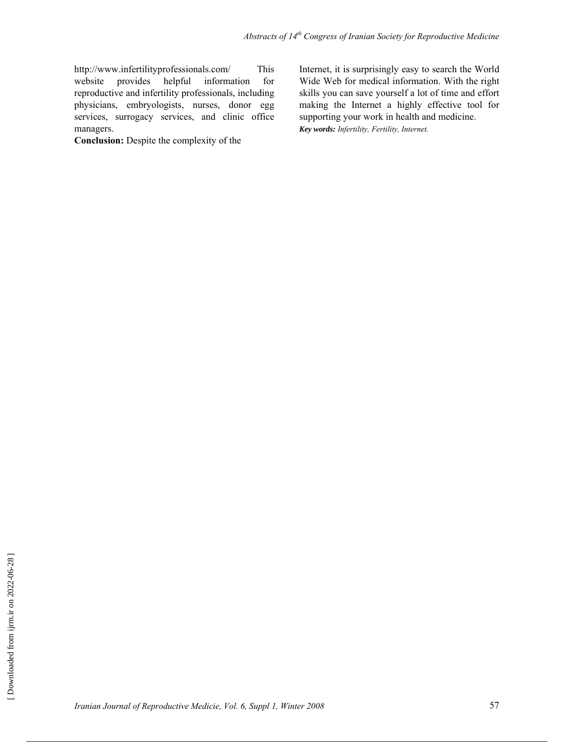http://www.infertilityprofessionals.com/ This website provides helpful information for reproductive and infertility professionals, including physicians, embryologists, nurses, donor egg services, surrogacy services, and clinic office managers.

**Conclusion:** Despite the complexity of the Internet, it is surprisingly easy to search the World Wide Web for medical information. With the right skills you can save yourself a lot of time and effort making the Internet a highly effective tool for supporting your work in health and medicine.

***Key words:*** *Infertility, Fertility, Internet.*